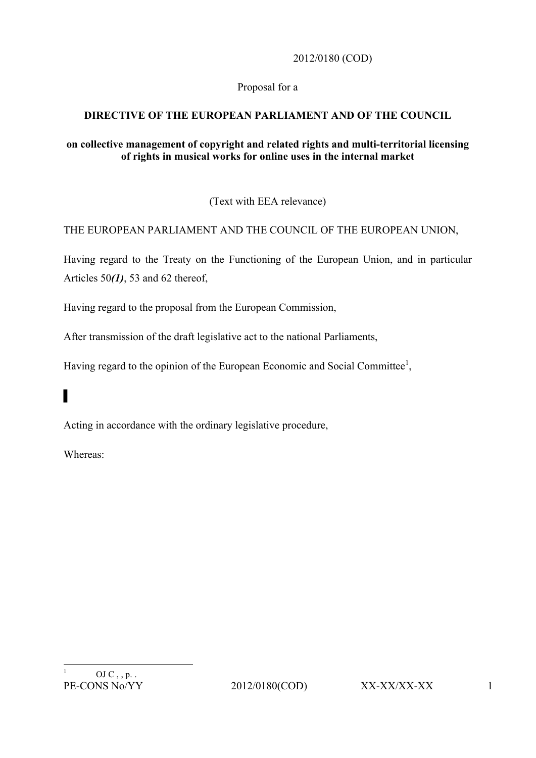2012/0180 (COD)

Proposal for a

**DIRECTIVE OF THE EUROPEAN PARLIAMENT AND OF THE COUNCIL**

**on collective management of copyright and related rights and multi-territorial licensing of rights in musical works for online uses in the internal market**

(Text with EEA relevance)

THE EUROPEAN PARLIAMENT AND THE COUNCIL OF THE EUROPEAN UNION,

Having regard to the Treaty on the Functioning of the European Union, and in particular Articles 50***(1)***, 53 and 62 thereof,

Having regard to the proposal from the European Commission,

After transmission of the draft legislative act to the national Parliaments,

Having regard to the opinion of the European Economic and Social Committee[1],

▌

Acting in accordance with the ordinary legislative procedure,

Whereas:

[1] OJ C , , p. .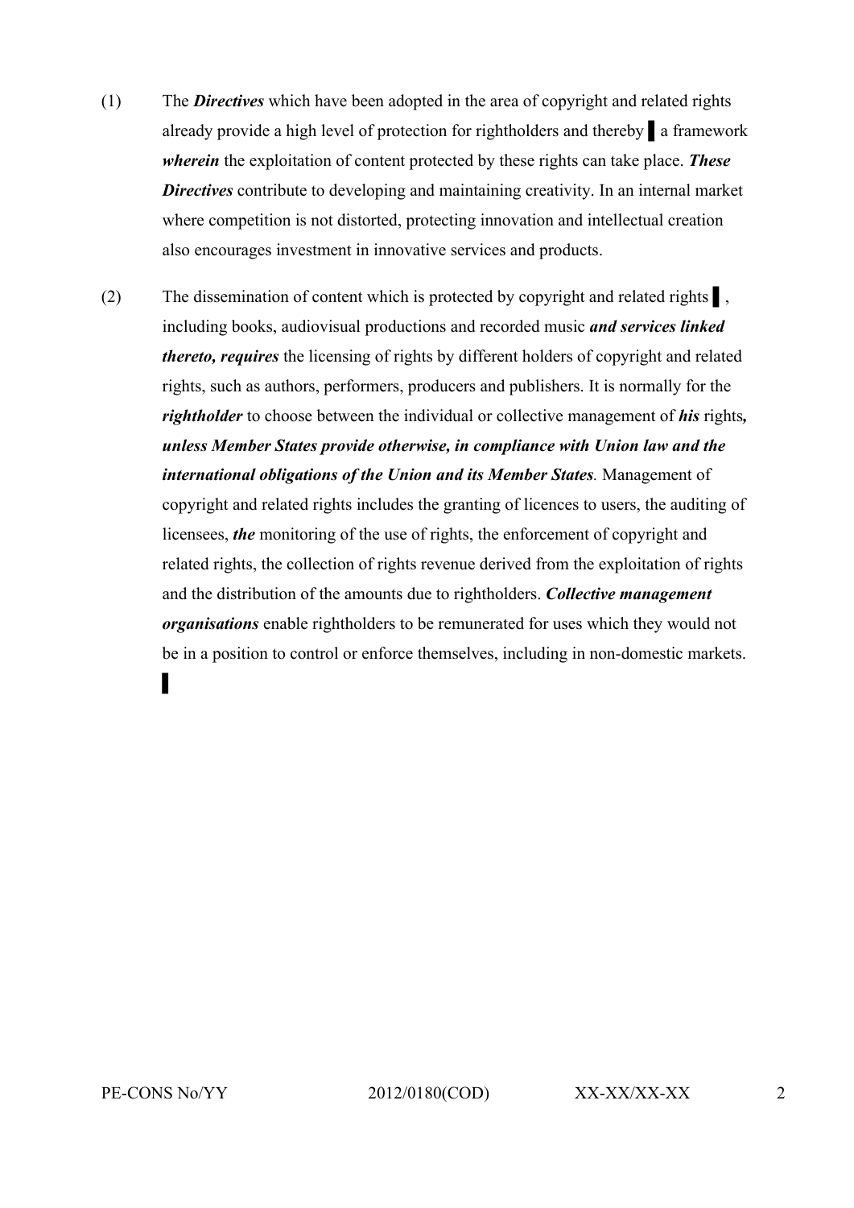(1) The ***Directives*** which have been adopted in the area of copyright and related rights already provide a high level of protection for rightholders and thereby ▌ a framework ***wherein*** the exploitation of content protected by these rights can take place. ***These Directives*** contribute to developing and maintaining creativity. In an internal market where competition is not distorted, protecting innovation and intellectual creation also encourages investment in innovative services and products.

(2) The dissemination of content which is protected by copyright and related rights ▌, including books, audiovisual productions and recorded music ***and services linked thereto, requires*** the licensing of rights by different holders of copyright and related rights, such as authors, performers, producers and publishers. It is normally for the ***rightholder*** to choose between the individual or collective management of ***his*** rights***, unless Member States provide otherwise, in compliance with Union law and the international obligations of the Union and its Member States***. Management of copyright and related rights includes the granting of licences to users, the auditing of licensees, ***the*** monitoring of the use of rights, the enforcement of copyright and related rights, the collection of rights revenue derived from the exploitation of rights and the distribution of the amounts due to rightholders. ***Collective management organisations*** enable rightholders to be remunerated for uses which they would not be in a position to control or enforce themselves, including in non-domestic markets. ▌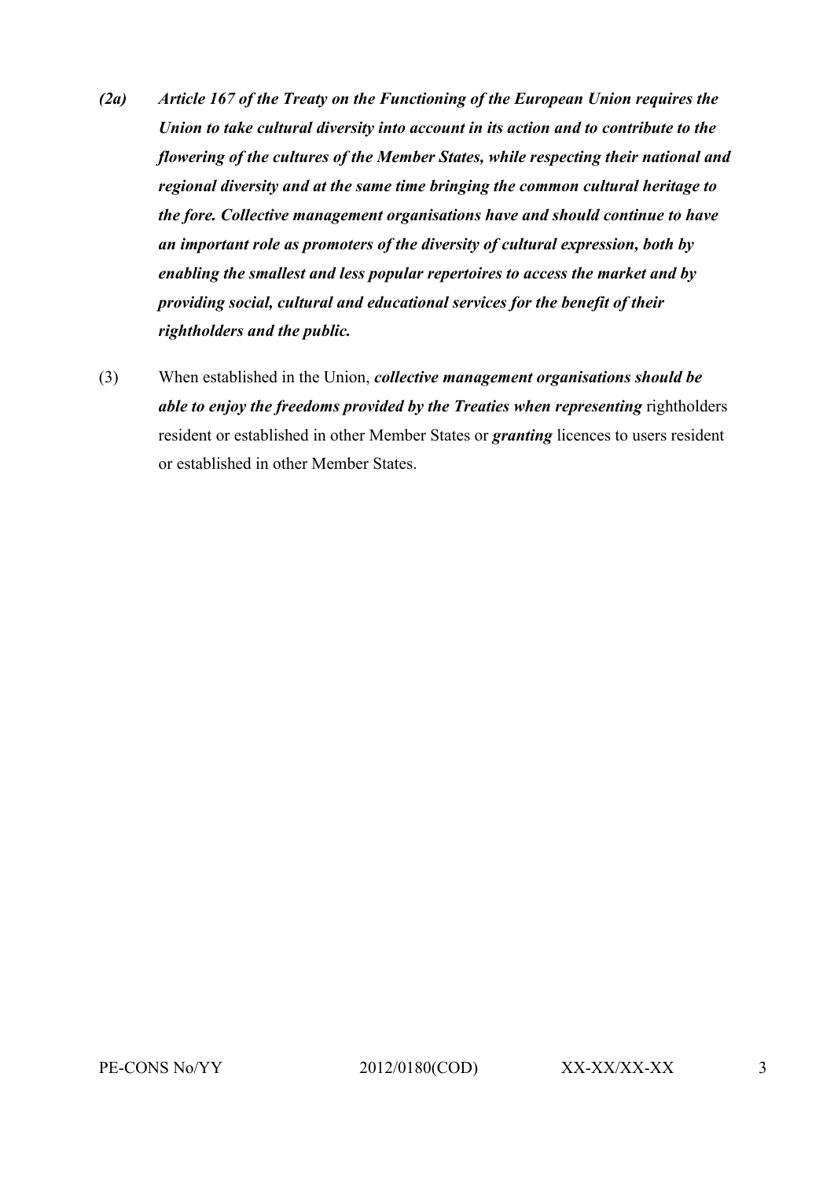***(2a) Article 167 of the Treaty on the Functioning of the European Union requires the Union to take cultural diversity into account in its action and to contribute to the flowering of the cultures of the Member States, while respecting their national and regional diversity and at the same time bringing the common cultural heritage to the fore. Collective management organisations have and should continue to have an important role as promoters of the diversity of cultural expression, both by enabling the smallest and less popular repertoires to access the market and by providing social, cultural and educational services for the benefit of their rightholders and the public.***

(3) When established in the Union, ***collective management organisations should be able to enjoy the freedoms provided by the Treaties when representing*** rightholders resident or established in other Member States or ***granting*** licences to users resident or established in other Member States.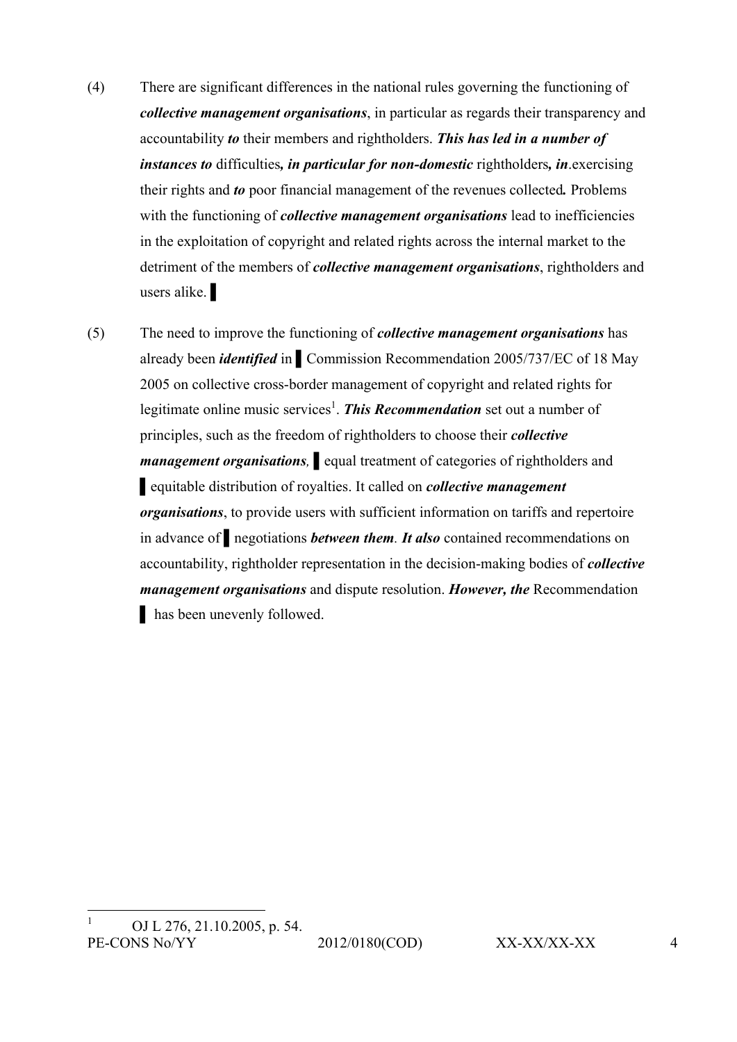(4) There are significant differences in the national rules governing the functioning of ***collective management organisations***, in particular as regards their transparency and accountability ***to*** their members and rightholders. ***This has led in a number of instances to*** difficulties***, in particular for non-domestic*** rightholders***, in***.exercising their rights and ***to*** poor financial management of the revenues collected***.*** Problems with the functioning of ***collective management organisations*** lead to inefficiencies in the exploitation of copyright and related rights across the internal market to the detriment of the members of ***collective management organisations***, rightholders and users alike. ▌

(5) The need to improve the functioning of ***collective management organisations*** has already been ***identified*** in ▌ Commission Recommendation 2005/737/EC of 18 May 2005 on collective cross-border management of copyright and related rights for legitimate online music services[1]. ***This Recommendation*** set out a number of principles, such as the freedom of rightholders to choose their ***collective management organisations,*** ▌ equal treatment of categories of rightholders and ▌ equitable distribution of royalties. It called on ***collective management organisations***, to provide users with sufficient information on tariffs and repertoire in advance of ▌ negotiations ***between them***. ***It also*** contained recommendations on accountability, rightholder representation in the decision-making bodies of ***collective management organisations*** and dispute resolution. ***However, the*** Recommendation ▌ has been unevenly followed.

[1] OJ L 276, 21.10.2005, p. 54.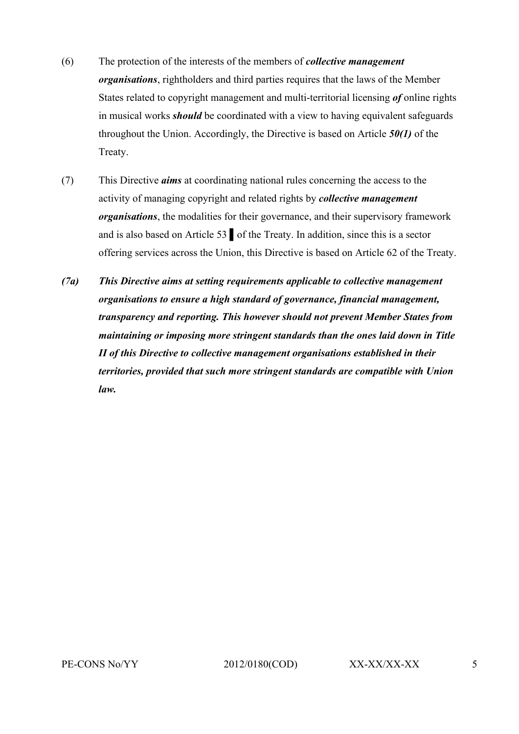(6) The protection of the interests of the members of ***collective management organisations***, rightholders and third parties requires that the laws of the Member States related to copyright management and multi-territorial licensing ***of*** online rights in musical works ***should*** be coordinated with a view to having equivalent safeguards throughout the Union. Accordingly, the Directive is based on Article ***50(1)*** of the Treaty.

(7) This Directive ***aims*** at coordinating national rules concerning the access to the activity of managing copyright and related rights by ***collective management organisations***, the modalities for their governance, and their supervisory framework and is also based on Article 53 ▌of the Treaty. In addition, since this is a sector offering services across the Union, this Directive is based on Article 62 of the Treaty.

***(7a) This Directive aims at setting requirements applicable to collective management organisations to ensure a high standard of governance, financial management, transparency and reporting. This however should not prevent Member States from maintaining or imposing more stringent standards than the ones laid down in Title II of this Directive to collective management organisations established in their territories, provided that such more stringent standards are compatible with Union law.***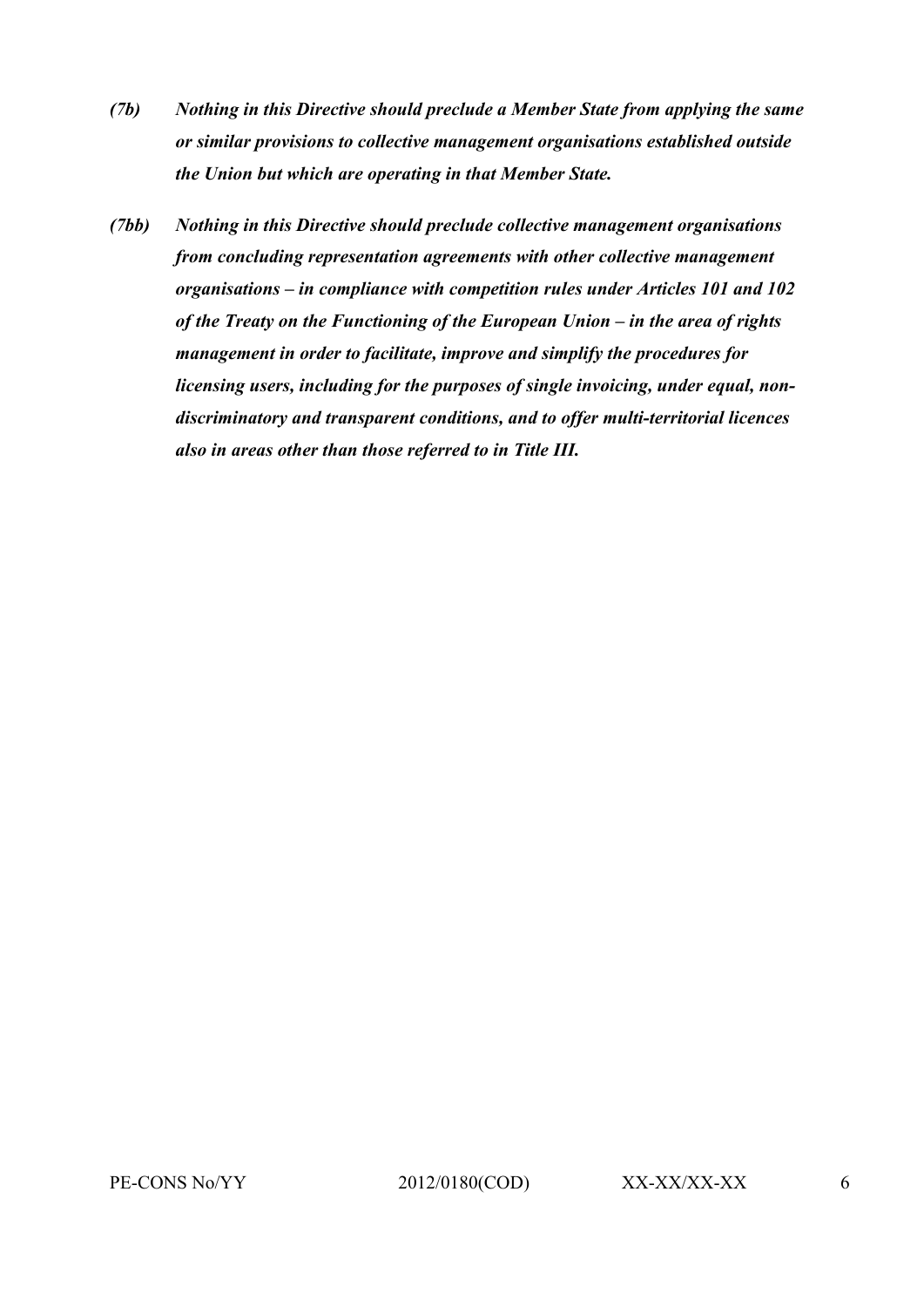***(7b)*** ***Nothing in this Directive should preclude a Member State from applying the same or similar provisions to collective management organisations established outside the Union but which are operating in that Member State.***

***(7bb)*** ***Nothing in this Directive should preclude collective management organisations from concluding representation agreements with other collective management organisations – in compliance with competition rules under Articles 101 and 102 of the Treaty on the Functioning of the European Union – in the area of rights management in order to facilitate, improve and simplify the procedures for licensing users, including for the purposes of single invoicing, under equal, non-discriminatory and transparent conditions, and to offer multi-territorial licences also in areas other than those referred to in Title III.***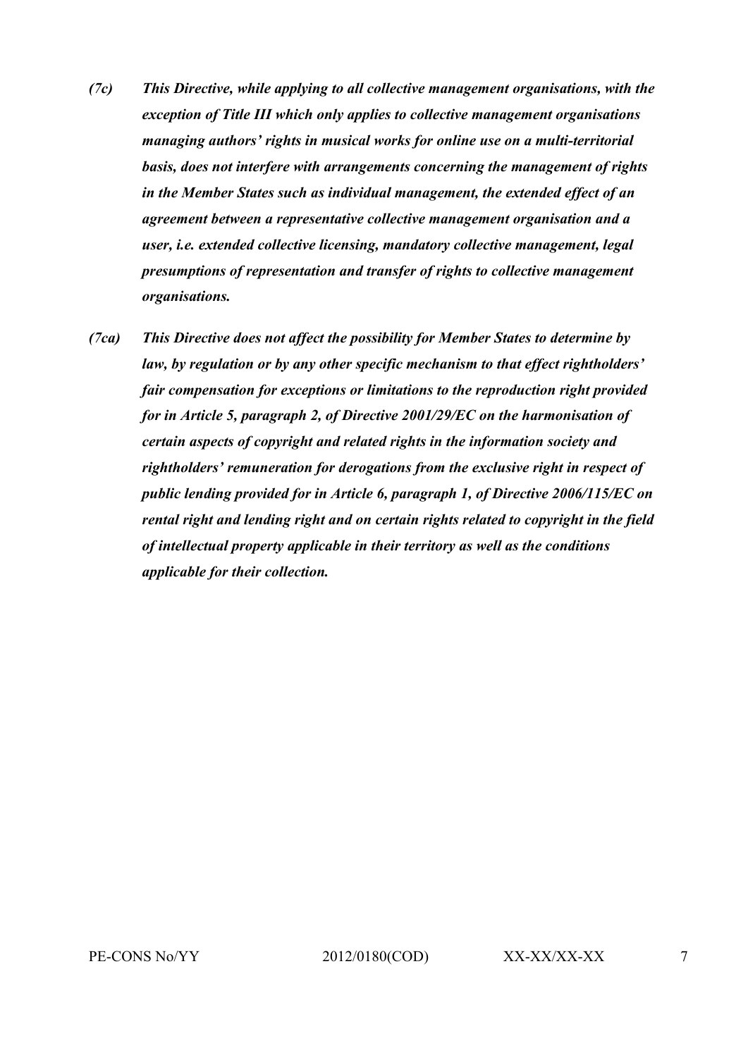***(7c)*** ***This Directive, while applying to all collective management organisations, with the exception of Title III which only applies to collective management organisations managing authors' rights in musical works for online use on a multi-territorial basis, does not interfere with arrangements concerning the management of rights in the Member States such as individual management, the extended effect of an agreement between a representative collective management organisation and a user, i.e. extended collective licensing, mandatory collective management, legal presumptions of representation and transfer of rights to collective management organisations.***

***(7ca)*** ***This Directive does not affect the possibility for Member States to determine by law, by regulation or by any other specific mechanism to that effect rightholders' fair compensation for exceptions or limitations to the reproduction right provided for in Article 5, paragraph 2, of Directive 2001/29/EC on the harmonisation of certain aspects of copyright and related rights in the information society and rightholders' remuneration for derogations from the exclusive right in respect of public lending provided for in Article 6, paragraph 1, of Directive 2006/115/EC on rental right and lending right and on certain rights related to copyright in the field of intellectual property applicable in their territory as well as the conditions applicable for their collection.***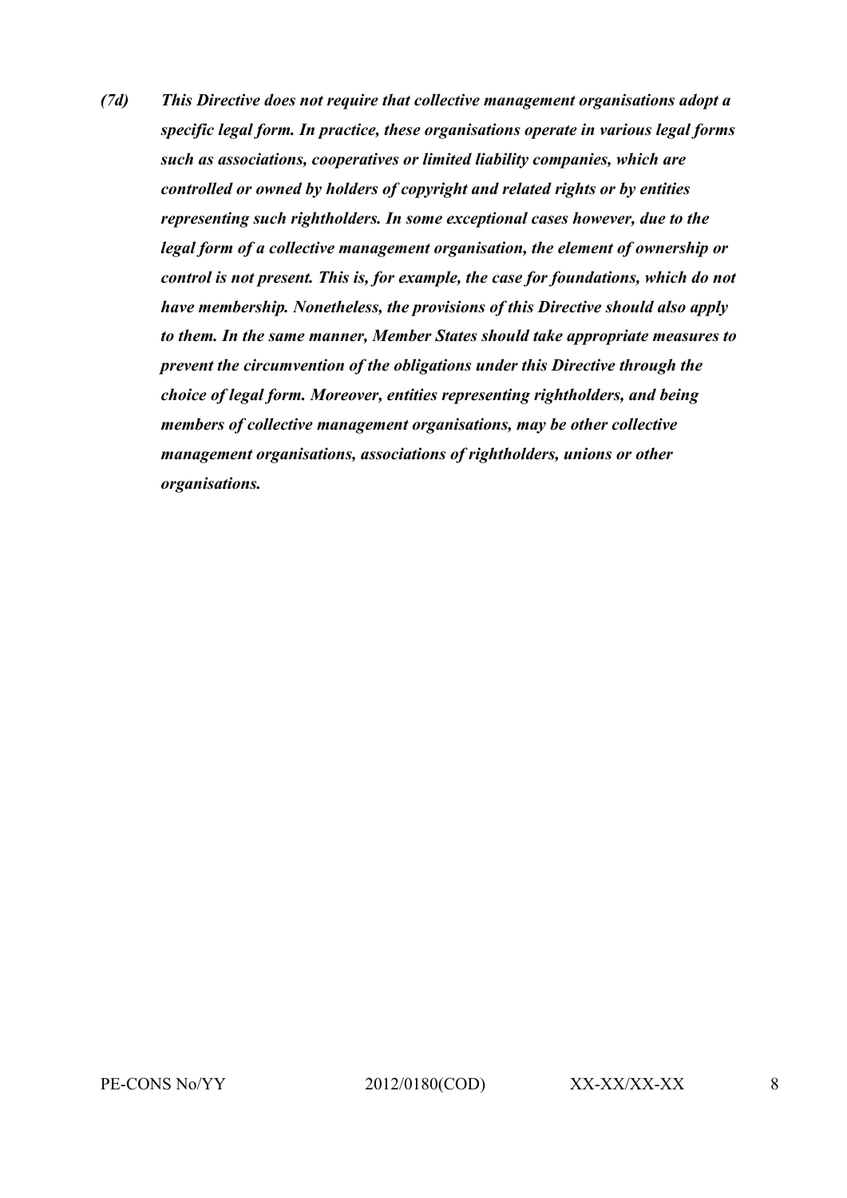***(7d) This Directive does not require that collective management organisations adopt a specific legal form. In practice, these organisations operate in various legal forms such as associations, cooperatives or limited liability companies, which are controlled or owned by holders of copyright and related rights or by entities representing such rightholders. In some exceptional cases however, due to the legal form of a collective management organisation, the element of ownership or control is not present. This is, for example, the case for foundations, which do not have membership. Nonetheless, the provisions of this Directive should also apply to them. In the same manner, Member States should take appropriate measures to prevent the circumvention of the obligations under this Directive through the choice of legal form. Moreover, entities representing rightholders, and being members of collective management organisations, may be other collective management organisations, associations of rightholders, unions or other organisations.***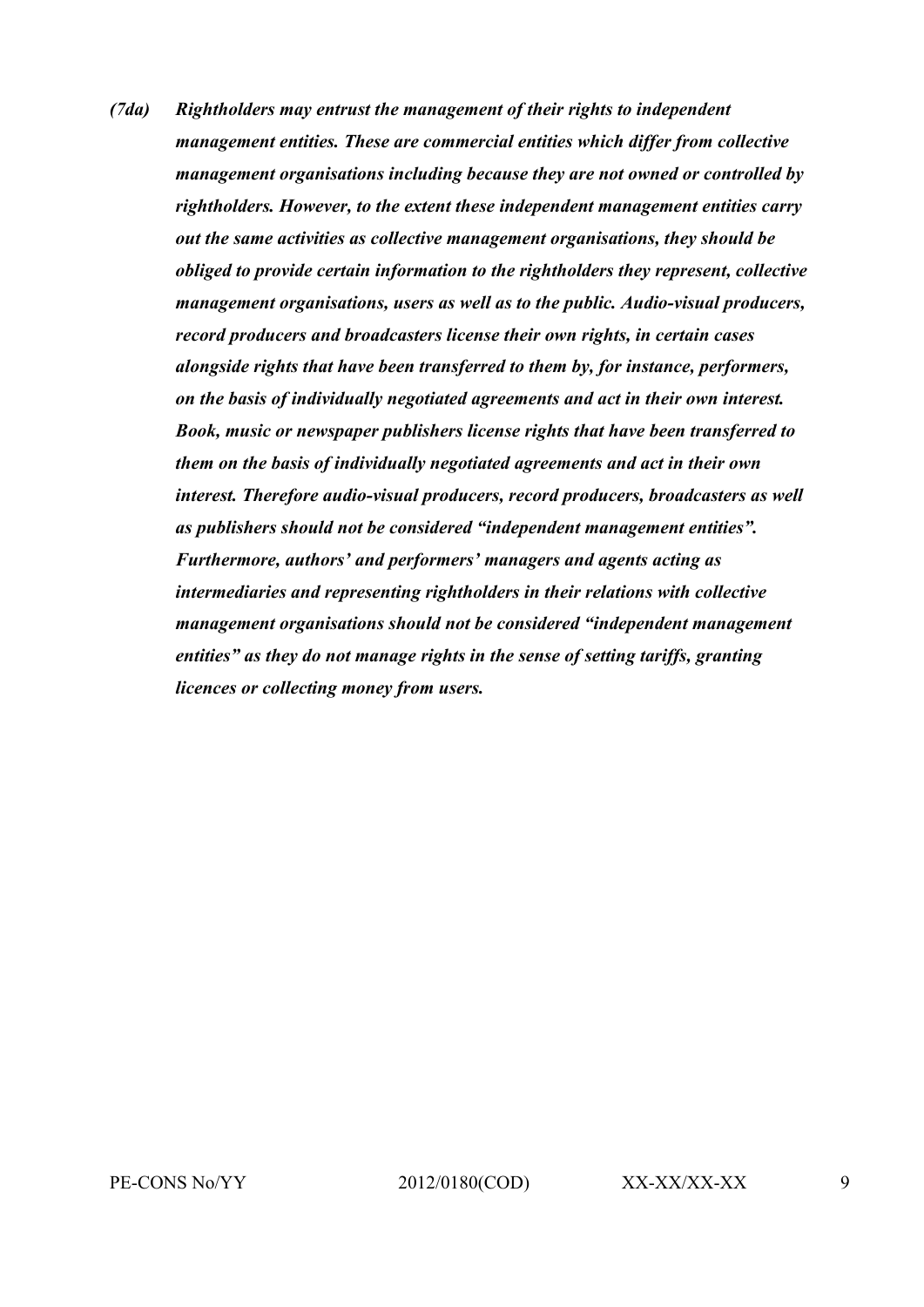***(7da) Rightholders may entrust the management of their rights to independent management entities. These are commercial entities which differ from collective management organisations including because they are not owned or controlled by rightholders. However, to the extent these independent management entities carry out the same activities as collective management organisations, they should be obliged to provide certain information to the rightholders they represent, collective management organisations, users as well as to the public. Audio-visual producers, record producers and broadcasters license their own rights, in certain cases alongside rights that have been transferred to them by, for instance, performers, on the basis of individually negotiated agreements and act in their own interest. Book, music or newspaper publishers license rights that have been transferred to them on the basis of individually negotiated agreements and act in their own interest. Therefore audio-visual producers, record producers, broadcasters as well as publishers should not be considered "independent management entities". Furthermore, authors' and performers' managers and agents acting as intermediaries and representing rightholders in their relations with collective management organisations should not be considered "independent management entities" as they do not manage rights in the sense of setting tariffs, granting licences or collecting money from users.***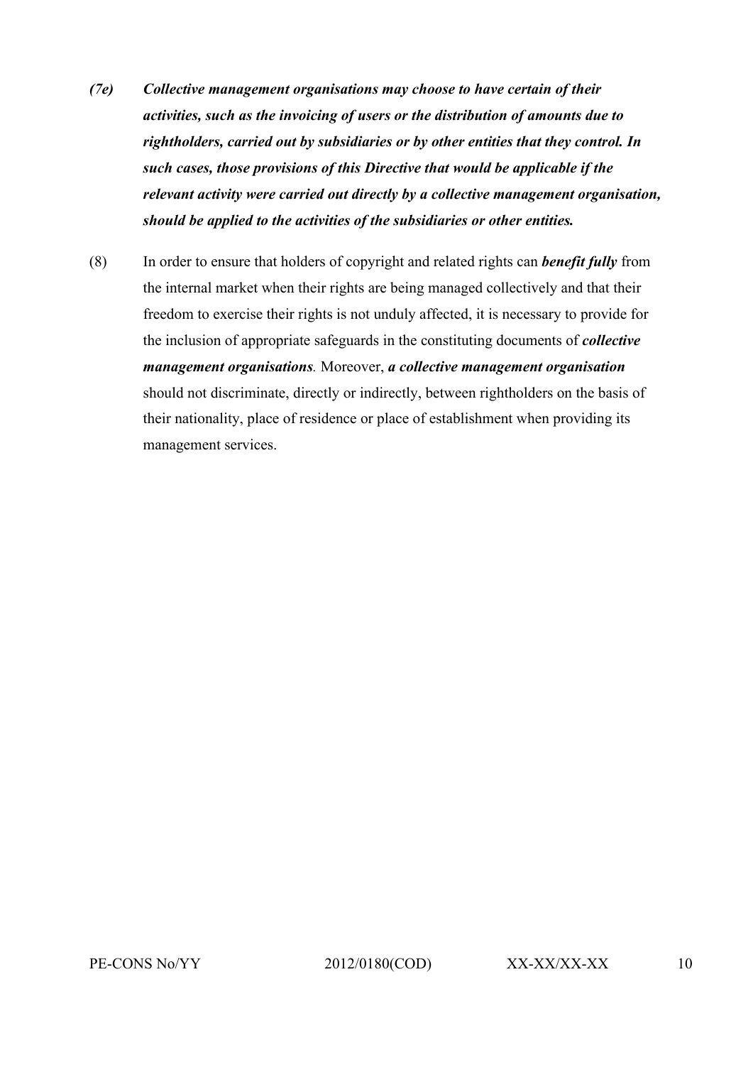*(7e)* ***Collective management organisations may choose to have certain of their activities, such as the invoicing of users or the distribution of amounts due to rightholders, carried out by subsidiaries or by other entities that they control. In such cases, those provisions of this Directive that would be applicable if the relevant activity were carried out directly by a collective management organisation, should be applied to the activities of the subsidiaries or other entities.***

(8) In order to ensure that holders of copyright and related rights can ***benefit fully*** from the internal market when their rights are being managed collectively and that their freedom to exercise their rights is not unduly affected, it is necessary to provide for the inclusion of appropriate safeguards in the constituting documents of ***collective management organisations****.* Moreover, ***a collective management organisation*** should not discriminate, directly or indirectly, between rightholders on the basis of their nationality, place of residence or place of establishment when providing its management services.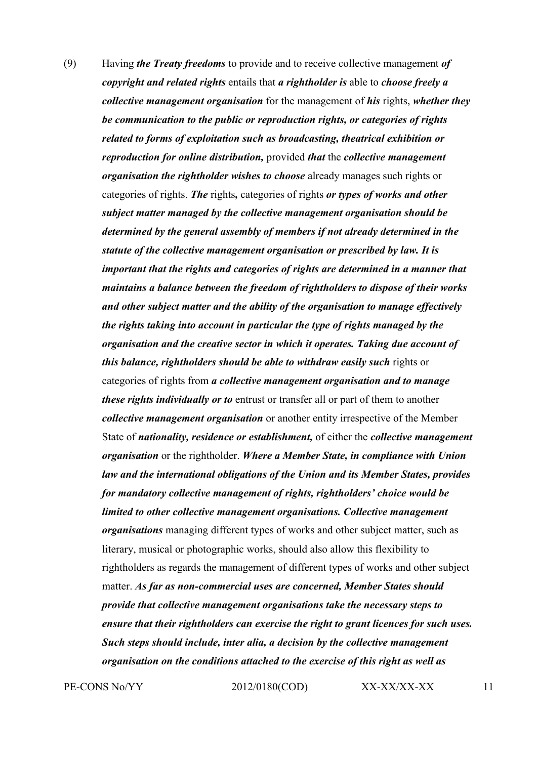(9) Having ***the Treaty freedoms*** to provide and to receive collective management ***of copyright and related rights*** entails that ***a rightholder is*** able to ***choose freely a collective management organisation*** for the management of ***his*** rights, ***whether they be communication to the public or reproduction rights, or categories of rights related to forms of exploitation such as broadcasting, theatrical exhibition or reproduction for online distribution,*** provided ***that*** the ***collective management organisation the rightholder wishes to choose*** already manages such rights or categories of rights. ***The*** rights***,*** categories of rights ***or types of works and other subject matter managed by the collective management organisation should be determined by the general assembly of members if not already determined in the statute of the collective management organisation or prescribed by law. It is important that the rights and categories of rights are determined in a manner that maintains a balance between the freedom of rightholders to dispose of their works and other subject matter and the ability of the organisation to manage effectively the rights taking into account in particular the type of rights managed by the organisation and the creative sector in which it operates. Taking due account of this balance, rightholders should be able to withdraw easily such*** rights or categories of rights from ***a collective management organisation and to manage these rights individually or to*** entrust or transfer all or part of them to another ***collective management organisation*** or another entity irrespective of the Member State of ***nationality, residence or establishment,*** of either the ***collective management organisation*** or the rightholder. ***Where a Member State, in compliance with Union law and the international obligations of the Union and its Member States, provides for mandatory collective management of rights, rightholders' choice would be limited to other collective management organisations. Collective management organisations*** managing different types of works and other subject matter, such as literary, musical or photographic works, should also allow this flexibility to rightholders as regards the management of different types of works and other subject matter. ***As far as non-commercial uses are concerned, Member States should provide that collective management organisations take the necessary steps to ensure that their rightholders can exercise the right to grant licences for such uses. Such steps should include, inter alia, a decision by the collective management organisation on the conditions attached to the exercise of this right as well as***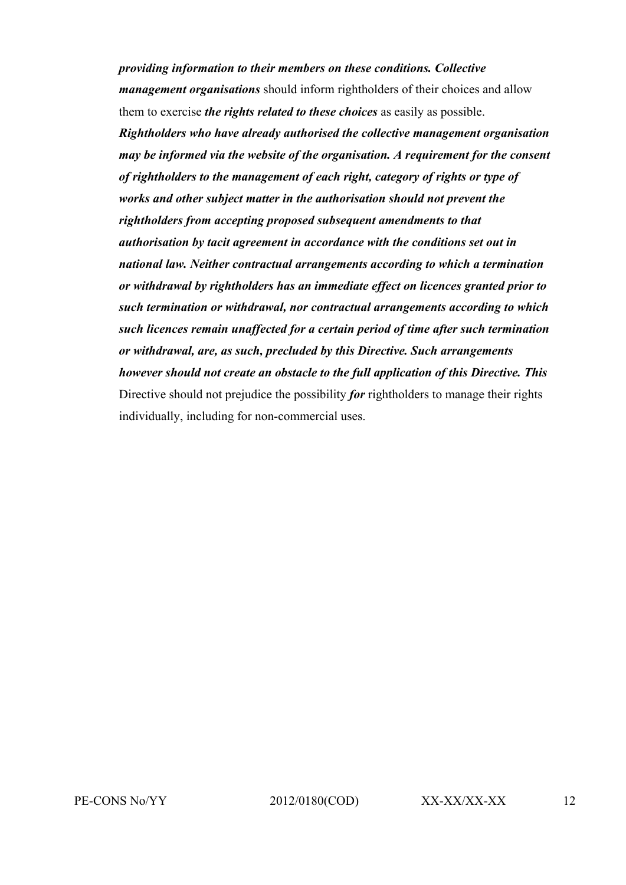***providing information to their members on these conditions. Collective management organisations*** should inform rightholders of their choices and allow them to exercise ***the rights related to these choices*** as easily as possible. ***Rightholders who have already authorised the collective management organisation may be informed via the website of the organisation. A requirement for the consent of rightholders to the management of each right, category of rights or type of works and other subject matter in the authorisation should not prevent the rightholders from accepting proposed subsequent amendments to that authorisation by tacit agreement in accordance with the conditions set out in national law. Neither contractual arrangements according to which a termination or withdrawal by rightholders has an immediate effect on licences granted prior to such termination or withdrawal, nor contractual arrangements according to which such licences remain unaffected for a certain period of time after such termination or withdrawal, are, as such, precluded by this Directive. Such arrangements however should not create an obstacle to the full application of this Directive. This*** Directive should not prejudice the possibility ***for*** rightholders to manage their rights individually, including for non-commercial uses.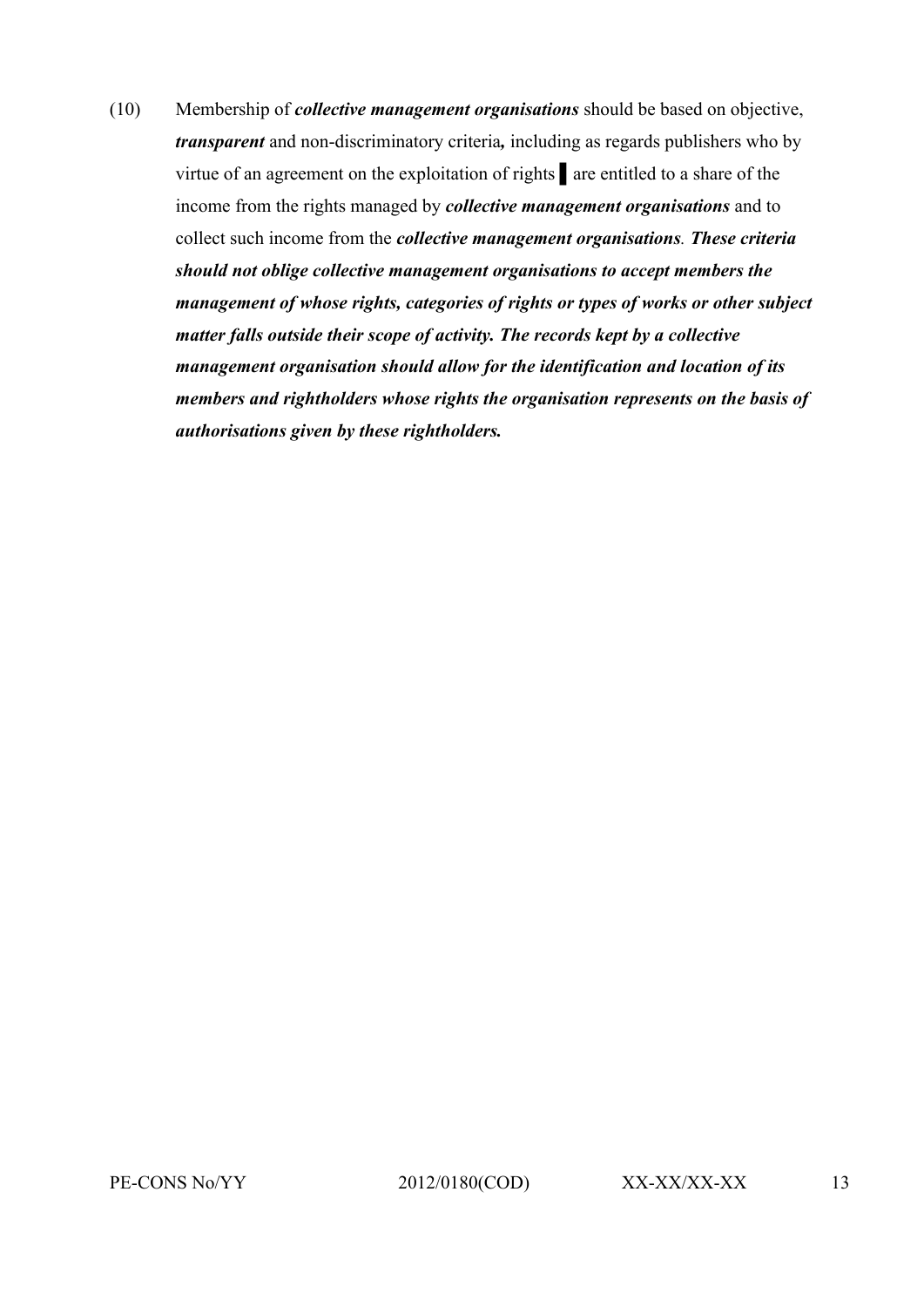(10) Membership of ***collective management organisations*** should be based on objective, ***transparent*** and non-discriminatory criteria***,*** including as regards publishers who by virtue of an agreement on the exploitation of rights ▌ are entitled to a share of the income from the rights managed by ***collective management organisations*** and to collect such income from the ***collective management organisations***. ***These criteria should not oblige collective management organisations to accept members the management of whose rights, categories of rights or types of works or other subject matter falls outside their scope of activity. The records kept by a collective management organisation should allow for the identification and location of its members and rightholders whose rights the organisation represents on the basis of authorisations given by these rightholders.***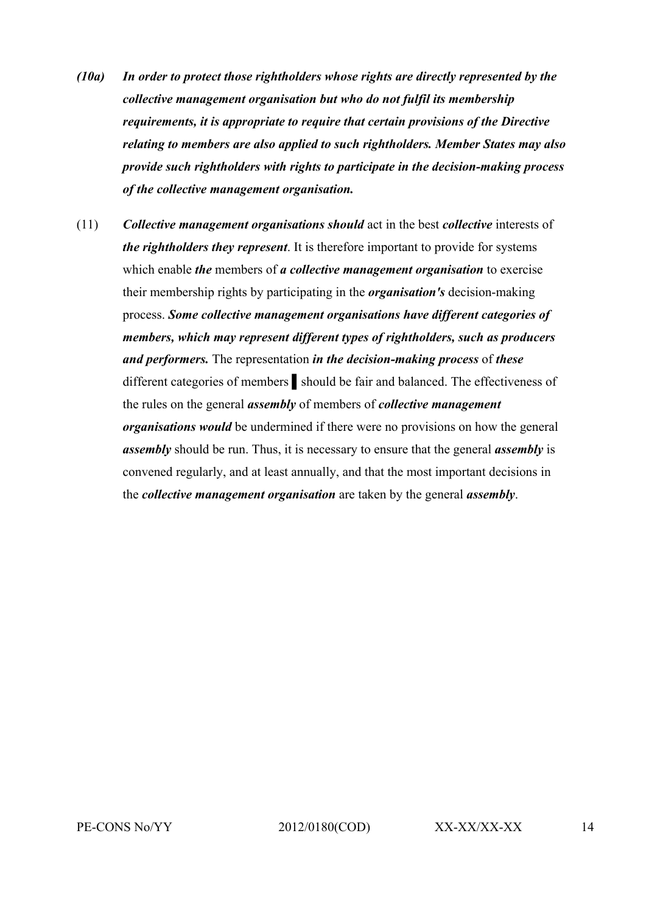*(10a)* ***In order to protect those rightholders whose rights are directly represented by the collective management organisation but who do not fulfil its membership requirements, it is appropriate to require that certain provisions of the Directive relating to members are also applied to such rightholders. Member States may also provide such rightholders with rights to participate in the decision-making process of the collective management organisation.***

(11) ***Collective management organisations should*** act in the best ***collective*** interests of ***the rightholders they represent***. It is therefore important to provide for systems which enable ***the*** members of ***a collective management organisation*** to exercise their membership rights by participating in the ***organisation's*** decision-making process. ***Some collective management organisations have different categories of members, which may represent different types of rightholders, such as producers and performers.*** The representation ***in the decision-making process*** of ***these*** different categories of members ▌ should be fair and balanced. The effectiveness of the rules on the general ***assembly*** of members of ***collective management organisations would*** be undermined if there were no provisions on how the general ***assembly*** should be run. Thus, it is necessary to ensure that the general ***assembly*** is convened regularly, and at least annually, and that the most important decisions in the ***collective management organisation*** are taken by the general ***assembly***.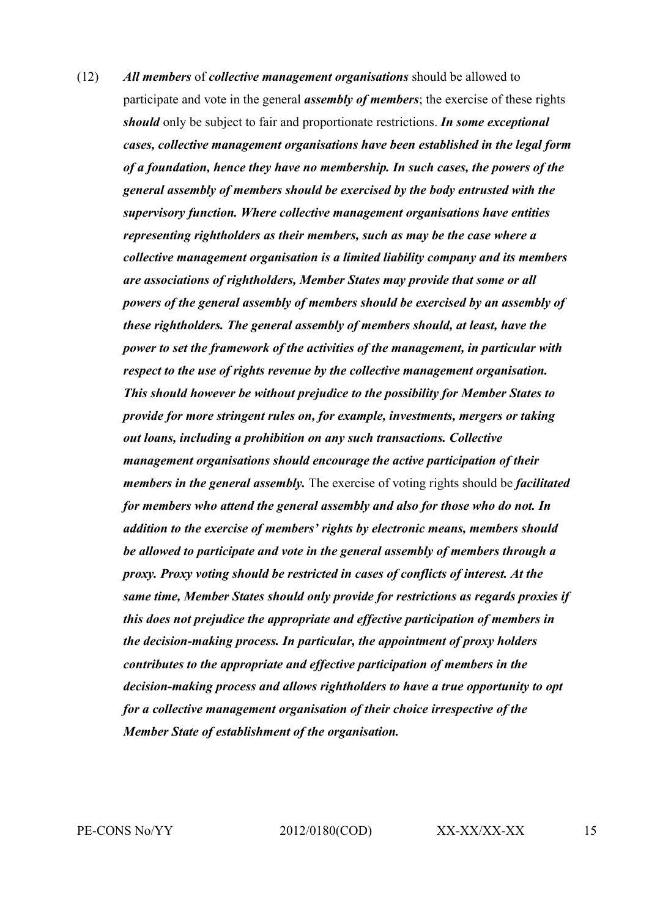(12) ***All members*** of ***collective management organisations*** should be allowed to participate and vote in the general ***assembly of members***; the exercise of these rights ***should*** only be subject to fair and proportionate restrictions. ***In some exceptional cases, collective management organisations have been established in the legal form of a foundation, hence they have no membership. In such cases, the powers of the general assembly of members should be exercised by the body entrusted with the supervisory function. Where collective management organisations have entities representing rightholders as their members, such as may be the case where a collective management organisation is a limited liability company and its members are associations of rightholders, Member States may provide that some or all powers of the general assembly of members should be exercised by an assembly of these rightholders. The general assembly of members should, at least, have the power to set the framework of the activities of the management, in particular with respect to the use of rights revenue by the collective management organisation. This should however be without prejudice to the possibility for Member States to provide for more stringent rules on, for example, investments, mergers or taking out loans, including a prohibition on any such transactions. Collective management organisations should encourage the active participation of their members in the general assembly.*** The exercise of voting rights should be ***facilitated for members who attend the general assembly and also for those who do not. In addition to the exercise of members' rights by electronic means, members should be allowed to participate and vote in the general assembly of members through a proxy. Proxy voting should be restricted in cases of conflicts of interest. At the same time, Member States should only provide for restrictions as regards proxies if this does not prejudice the appropriate and effective participation of members in the decision-making process. In particular, the appointment of proxy holders contributes to the appropriate and effective participation of members in the decision-making process and allows rightholders to have a true opportunity to opt for a collective management organisation of their choice irrespective of the Member State of establishment of the organisation.***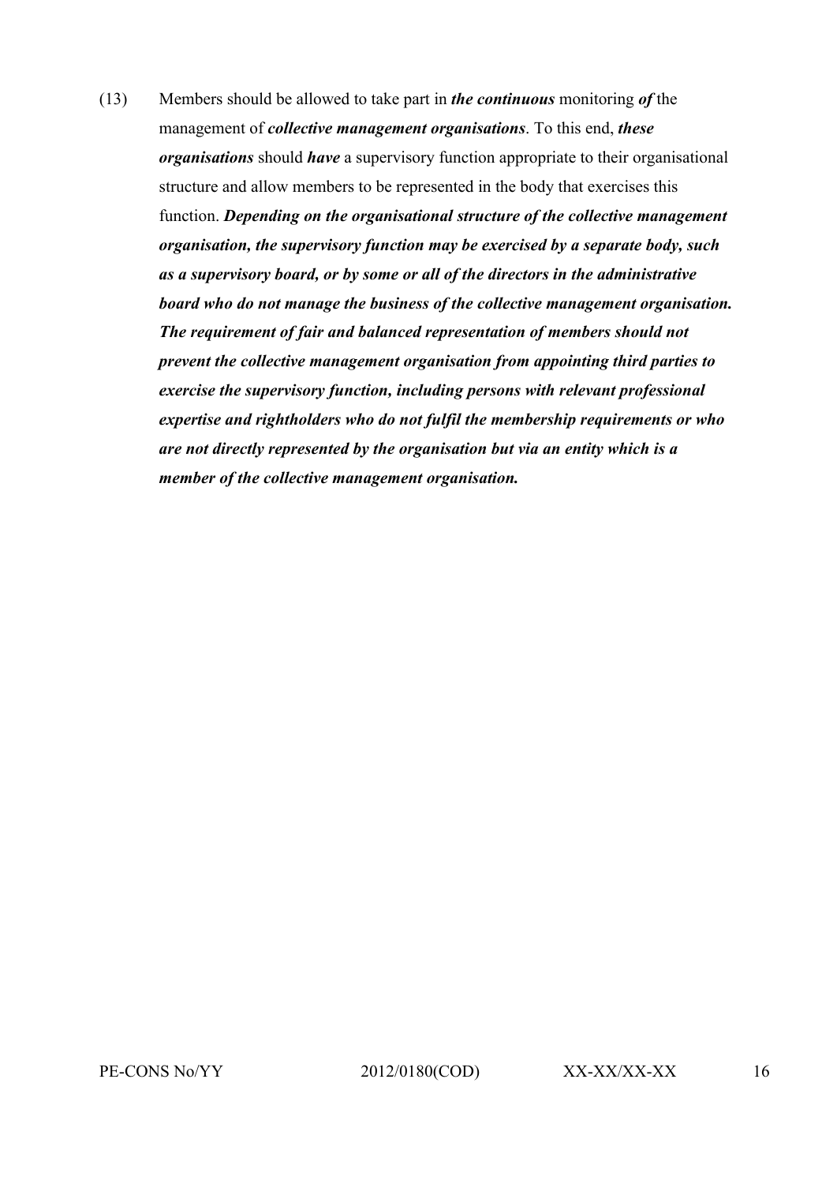(13) Members should be allowed to take part in ***the continuous*** monitoring ***of*** the management of ***collective management organisations***. To this end, ***these organisations*** should ***have*** a supervisory function appropriate to their organisational structure and allow members to be represented in the body that exercises this function. ***Depending on the organisational structure of the collective management organisation, the supervisory function may be exercised by a separate body, such as a supervisory board, or by some or all of the directors in the administrative board who do not manage the business of the collective management organisation. The requirement of fair and balanced representation of members should not prevent the collective management organisation from appointing third parties to exercise the supervisory function, including persons with relevant professional expertise and rightholders who do not fulfil the membership requirements or who are not directly represented by the organisation but via an entity which is a member of the collective management organisation.***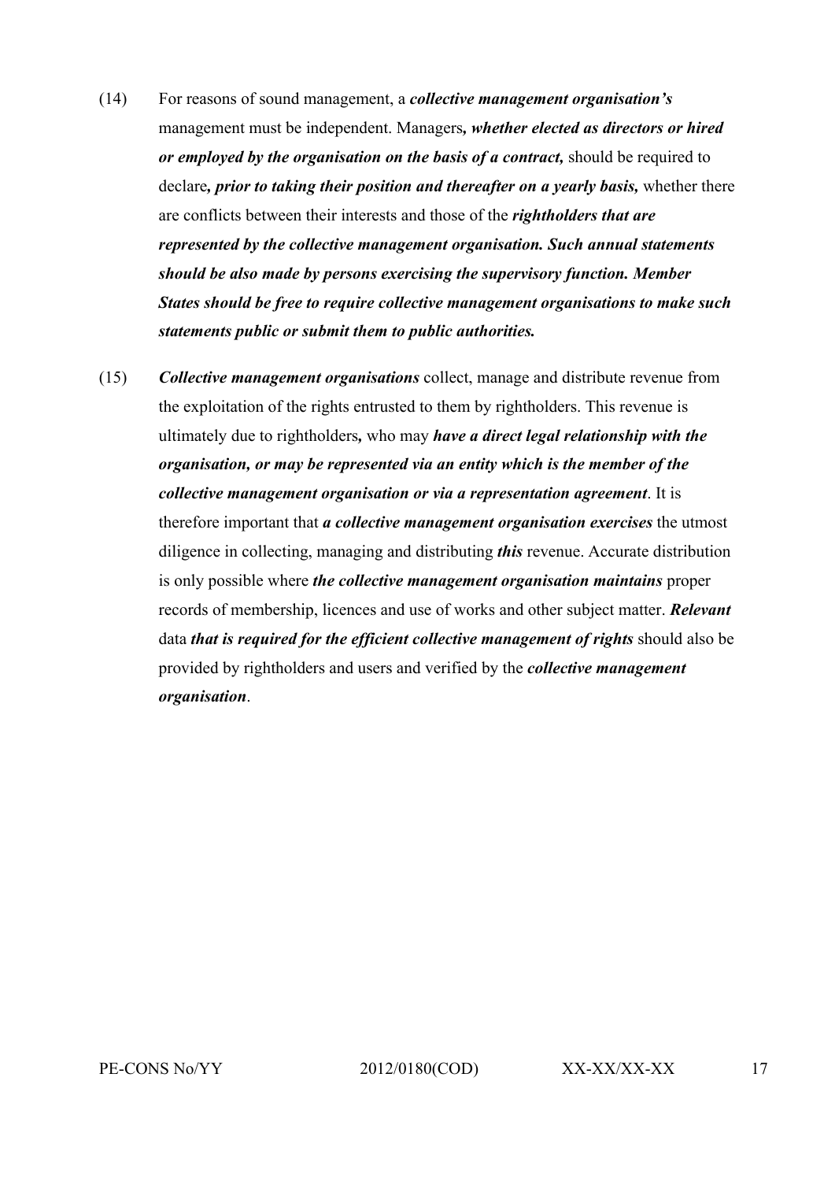(14) For reasons of sound management, a ***collective management organisation's*** management must be independent. Managers***, whether elected as directors or hired or employed by the organisation on the basis of a contract,*** should be required to declare***, prior to taking their position and thereafter on a yearly basis,*** whether there are conflicts between their interests and those of the ***rightholders that are represented by the collective management organisation. Such annual statements should be also made by persons exercising the supervisory function. Member States should be free to require collective management organisations to make such statements public or submit them to public authorities.***

(15) ***Collective management organisations*** collect, manage and distribute revenue from the exploitation of the rights entrusted to them by rightholders. This revenue is ultimately due to rightholders***,*** who may ***have a direct legal relationship with the organisation, or may be represented via an entity which is the member of the collective management organisation or via a representation agreement***. It is therefore important that ***a collective management organisation exercises*** the utmost diligence in collecting, managing and distributing ***this*** revenue. Accurate distribution is only possible where ***the collective management organisation maintains*** proper records of membership, licences and use of works and other subject matter. ***Relevant*** data ***that is required for the efficient collective management of rights*** should also be provided by rightholders and users and verified by the ***collective management organisation***.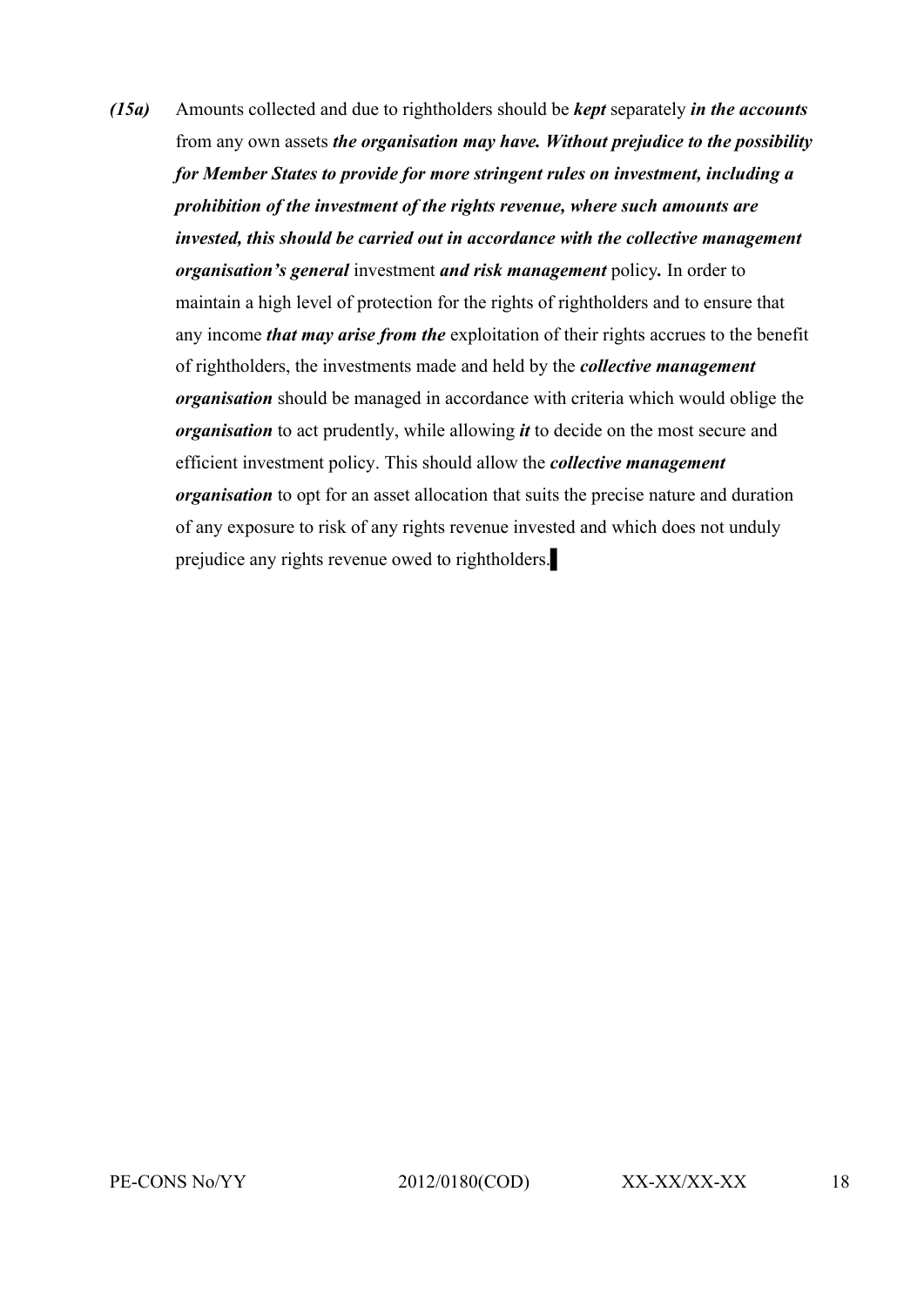***(15a)*** Amounts collected and due to rightholders should be ***kept*** separately ***in the accounts*** from any own assets ***the organisation may have. Without prejudice to the possibility for Member States to provide for more stringent rules on investment, including a prohibition of the investment of the rights revenue, where such amounts are invested, this should be carried out in accordance with the collective management organisation's general*** investment ***and risk management*** policy***.*** In order to maintain a high level of protection for the rights of rightholders and to ensure that any income ***that may arise from the*** exploitation of their rights accrues to the benefit of rightholders, the investments made and held by the ***collective management organisation*** should be managed in accordance with criteria which would oblige the ***organisation*** to act prudently, while allowing ***it*** to decide on the most secure and efficient investment policy. This should allow the ***collective management organisation*** to opt for an asset allocation that suits the precise nature and duration of any exposure to risk of any rights revenue invested and which does not unduly prejudice any rights revenue owed to rightholders.▌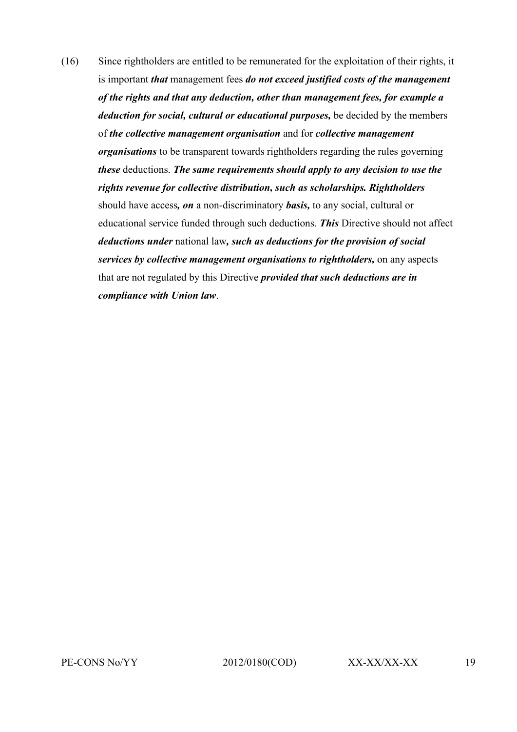(16) Since rightholders are entitled to be remunerated for the exploitation of their rights, it is important ***that*** management fees ***do not exceed justified costs of the management of the rights and that any deduction, other than management fees, for example a deduction for social, cultural or educational purposes,*** be decided by the members of ***the collective management organisation*** and for ***collective management organisations*** to be transparent towards rightholders regarding the rules governing ***these*** deductions. ***The same requirements should apply to any decision to use the rights revenue for collective distribution, such as scholarships. Rightholders*** should have access***, on*** a non-discriminatory ***basis,*** to any social, cultural or educational service funded through such deductions. ***This*** Directive should not affect ***deductions under*** national law***, such as deductions for the provision of social services by collective management organisations to rightholders,*** on any aspects that are not regulated by this Directive ***provided that such deductions are in compliance with Union law***.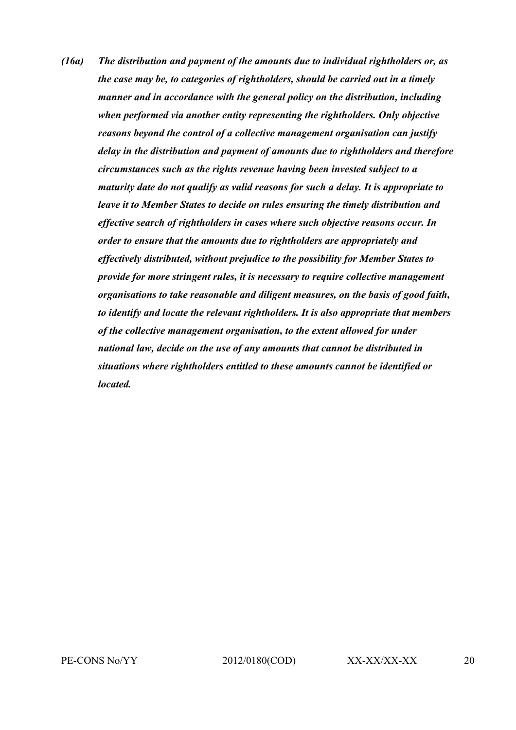***(16a) The distribution and payment of the amounts due to individual rightholders or, as the case may be, to categories of rightholders, should be carried out in a timely manner and in accordance with the general policy on the distribution, including when performed via another entity representing the rightholders. Only objective reasons beyond the control of a collective management organisation can justify delay in the distribution and payment of amounts due to rightholders and therefore circumstances such as the rights revenue having been invested subject to a maturity date do not qualify as valid reasons for such a delay. It is appropriate to leave it to Member States to decide on rules ensuring the timely distribution and effective search of rightholders in cases where such objective reasons occur. In order to ensure that the amounts due to rightholders are appropriately and effectively distributed, without prejudice to the possibility for Member States to provide for more stringent rules, it is necessary to require collective management organisations to take reasonable and diligent measures, on the basis of good faith, to identify and locate the relevant rightholders. It is also appropriate that members of the collective management organisation, to the extent allowed for under national law, decide on the use of any amounts that cannot be distributed in situations where rightholders entitled to these amounts cannot be identified or located.***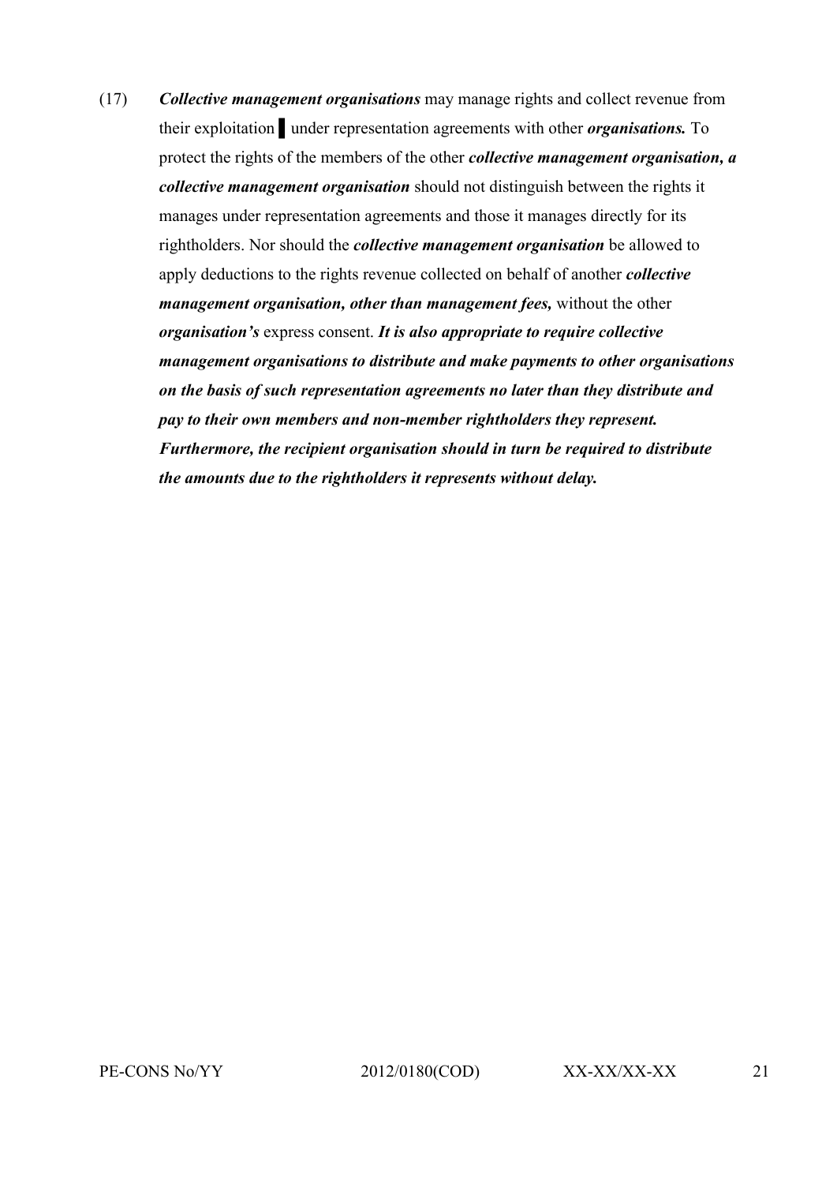(17) ***Collective management organisations*** may manage rights and collect revenue from their exploitation ▌ under representation agreements with other ***organisations.*** To protect the rights of the members of the other ***collective management organisation, a collective management organisation*** should not distinguish between the rights it manages under representation agreements and those it manages directly for its rightholders. Nor should the ***collective management organisation*** be allowed to apply deductions to the rights revenue collected on behalf of another ***collective management organisation, other than management fees,*** without the other ***organisation's*** express consent. ***It is also appropriate to require collective management organisations to distribute and make payments to other organisations on the basis of such representation agreements no later than they distribute and pay to their own members and non-member rightholders they represent. Furthermore, the recipient organisation should in turn be required to distribute the amounts due to the rightholders it represents without delay.***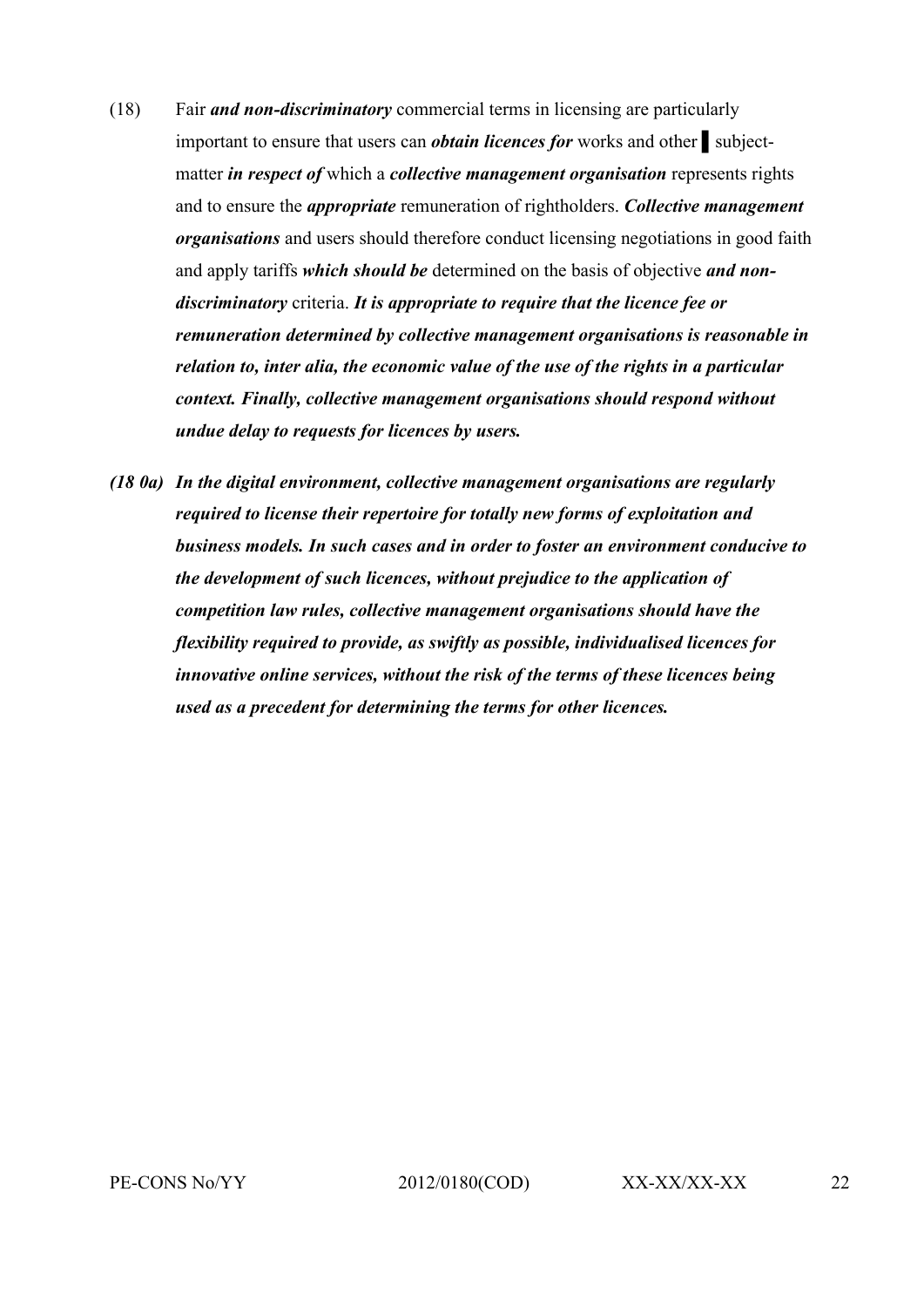(18) Fair ***and non-discriminatory*** commercial terms in licensing are particularly important to ensure that users can ***obtain licences for*** works and other ▌ subject-matter ***in respect of*** which a ***collective management organisation*** represents rights and to ensure the ***appropriate*** remuneration of rightholders. ***Collective management organisations*** and users should therefore conduct licensing negotiations in good faith and apply tariffs ***which should be*** determined on the basis of objective ***and non-discriminatory*** criteria. ***It is appropriate to require that the licence fee or remuneration determined by collective management organisations is reasonable in relation to, inter alia, the economic value of the use of the rights in a particular context. Finally, collective management organisations should respond without undue delay to requests for licences by users.***

***(18 0a) In the digital environment, collective management organisations are regularly required to license their repertoire for totally new forms of exploitation and business models. In such cases and in order to foster an environment conducive to the development of such licences, without prejudice to the application of competition law rules, collective management organisations should have the flexibility required to provide, as swiftly as possible, individualised licences for innovative online services, without the risk of the terms of these licences being used as a precedent for determining the terms for other licences.***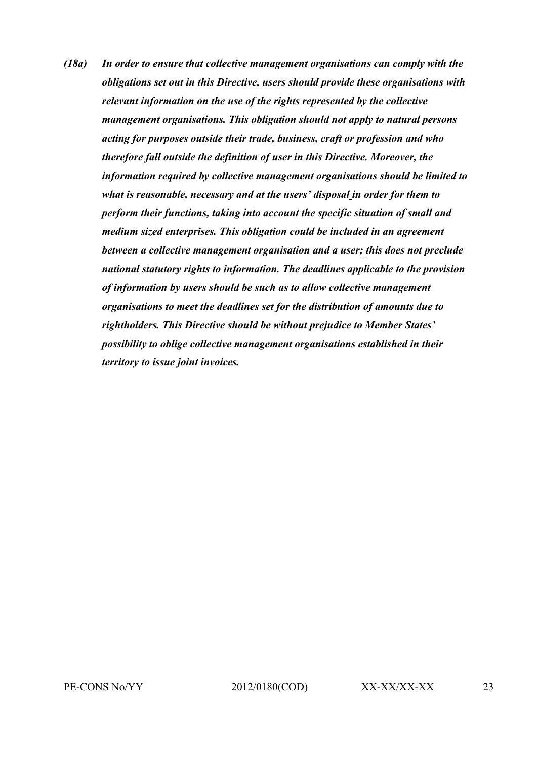***(18a) In order to ensure that collective management organisations can comply with the obligations set out in this Directive, users should provide these organisations with relevant information on the use of the rights represented by the collective management organisations. This obligation should not apply to natural persons acting for purposes outside their trade, business, craft or profession and who therefore fall outside the definition of user in this Directive. Moreover, the information required by collective management organisations should be limited to what is reasonable, necessary and at the users' disposal in order for them to perform their functions, taking into account the specific situation of small and medium sized enterprises. This obligation could be included in an agreement between a collective management organisation and a user; this does not preclude national statutory rights to information. The deadlines applicable to the provision of information by users should be such as to allow collective management organisations to meet the deadlines set for the distribution of amounts due to rightholders. This Directive should be without prejudice to Member States' possibility to oblige collective management organisations established in their territory to issue joint invoices.***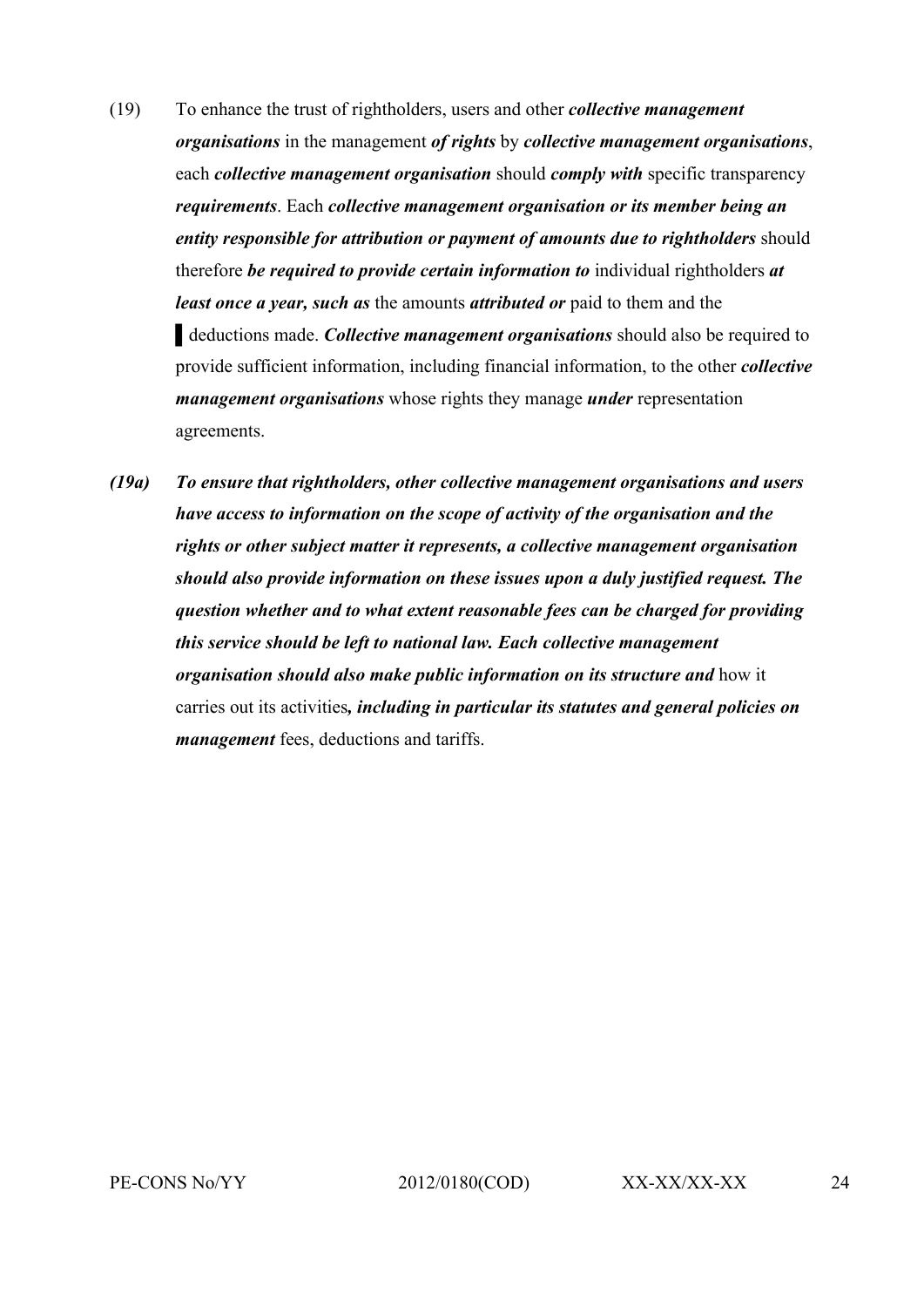(19) To enhance the trust of rightholders, users and other ***collective management organisations*** in the management ***of rights*** by ***collective management organisations***, each ***collective management organisation*** should ***comply with*** specific transparency ***requirements***. Each ***collective management organisation or its member being an entity responsible for attribution or payment of amounts due to rightholders*** should therefore ***be required to provide certain information to*** individual rightholders ***at least once a year, such as*** the amounts ***attributed or*** paid to them and the ▌deductions made. ***Collective management organisations*** should also be required to provide sufficient information, including financial information, to the other ***collective management organisations*** whose rights they manage ***under*** representation agreements.

***(19a) To ensure that rightholders, other collective management organisations and users have access to information on the scope of activity of the organisation and the rights or other subject matter it represents, a collective management organisation should also provide information on these issues upon a duly justified request. The question whether and to what extent reasonable fees can be charged for providing this service should be left to national law. Each collective management organisation should also make public information on its structure and*** how it carries out its activities***, including in particular its statutes and general policies on management*** fees, deductions and tariffs.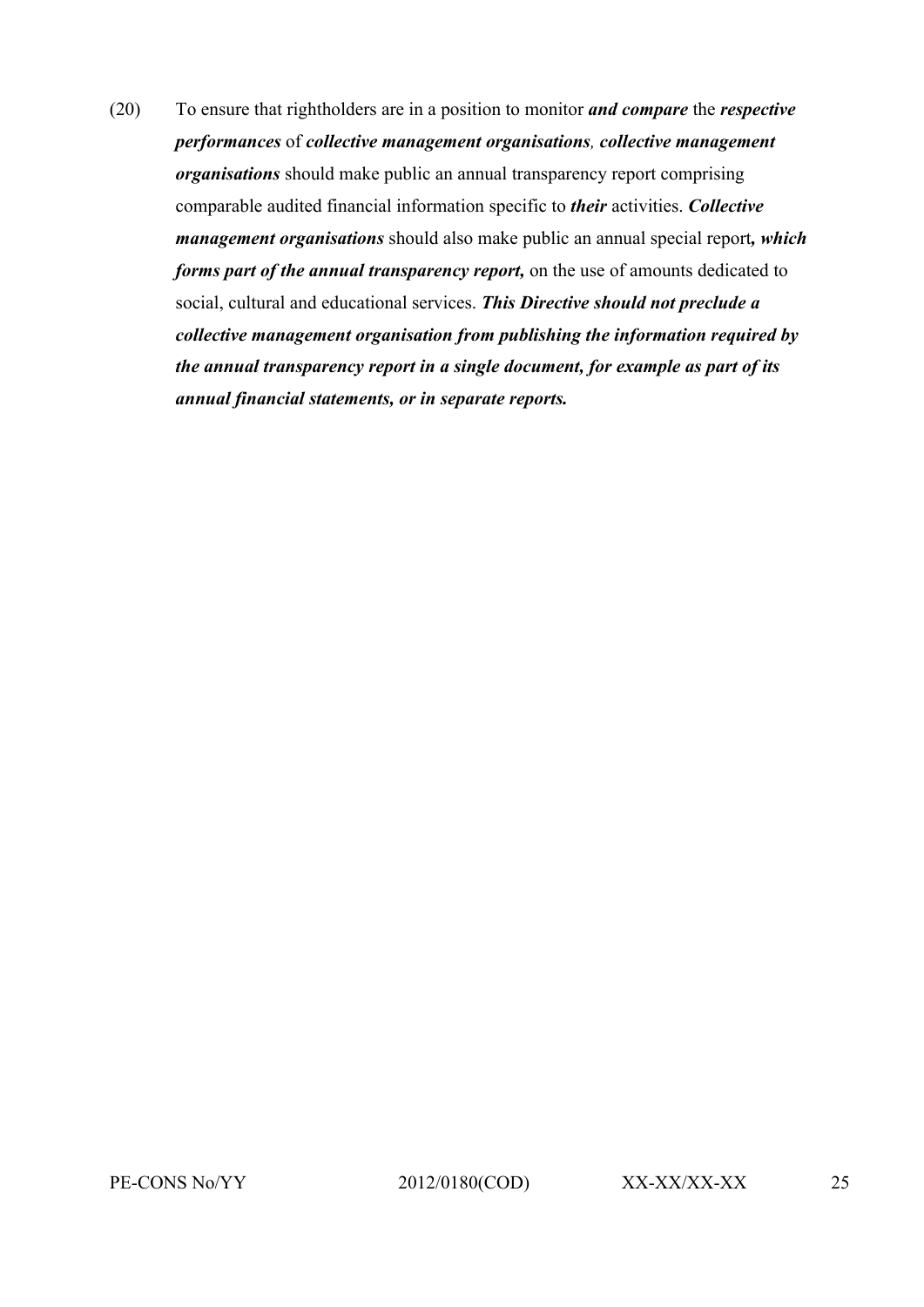(20) To ensure that rightholders are in a position to monitor ***and compare*** the ***respective performances*** of ***collective management organisations***, ***collective management organisations*** should make public an annual transparency report comprising comparable audited financial information specific to ***their*** activities. ***Collective management organisations*** should also make public an annual special report***, which forms part of the annual transparency report,*** on the use of amounts dedicated to social, cultural and educational services. ***This Directive should not preclude a collective management organisation from publishing the information required by the annual transparency report in a single document, for example as part of its annual financial statements, or in separate reports.***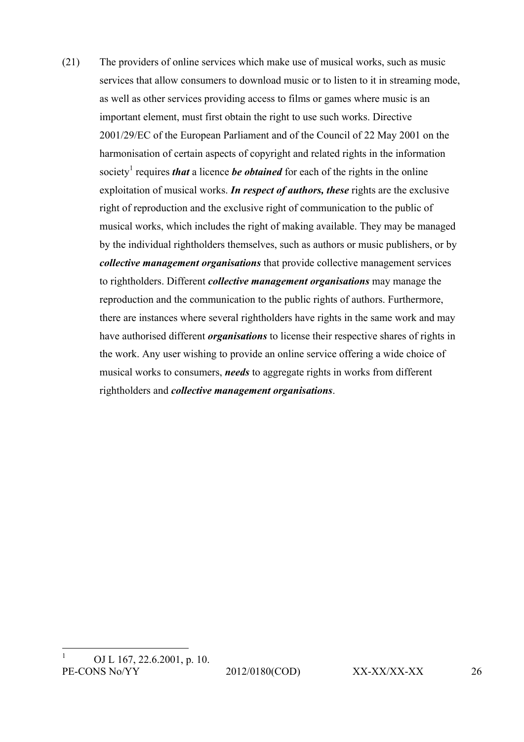(21) The providers of online services which make use of musical works, such as music services that allow consumers to download music or to listen to it in streaming mode, as well as other services providing access to films or games where music is an important element, must first obtain the right to use such works. Directive 2001/29/EC of the European Parliament and of the Council of 22 May 2001 on the harmonisation of certain aspects of copyright and related rights in the information society[1] requires ***that*** a licence ***be obtained*** for each of the rights in the online exploitation of musical works. ***In respect of authors, these*** rights are the exclusive right of reproduction and the exclusive right of communication to the public of musical works, which includes the right of making available. They may be managed by the individual rightholders themselves, such as authors or music publishers, or by ***collective management organisations*** that provide collective management services to rightholders. Different ***collective management organisations*** may manage the reproduction and the communication to the public rights of authors. Furthermore, there are instances where several rightholders have rights in the same work and may have authorised different ***organisations*** to license their respective shares of rights in the work. Any user wishing to provide an online service offering a wide choice of musical works to consumers, ***needs*** to aggregate rights in works from different rightholders and ***collective management organisations***.

---

[1] OJ L 167, 22.6.2001, p. 10.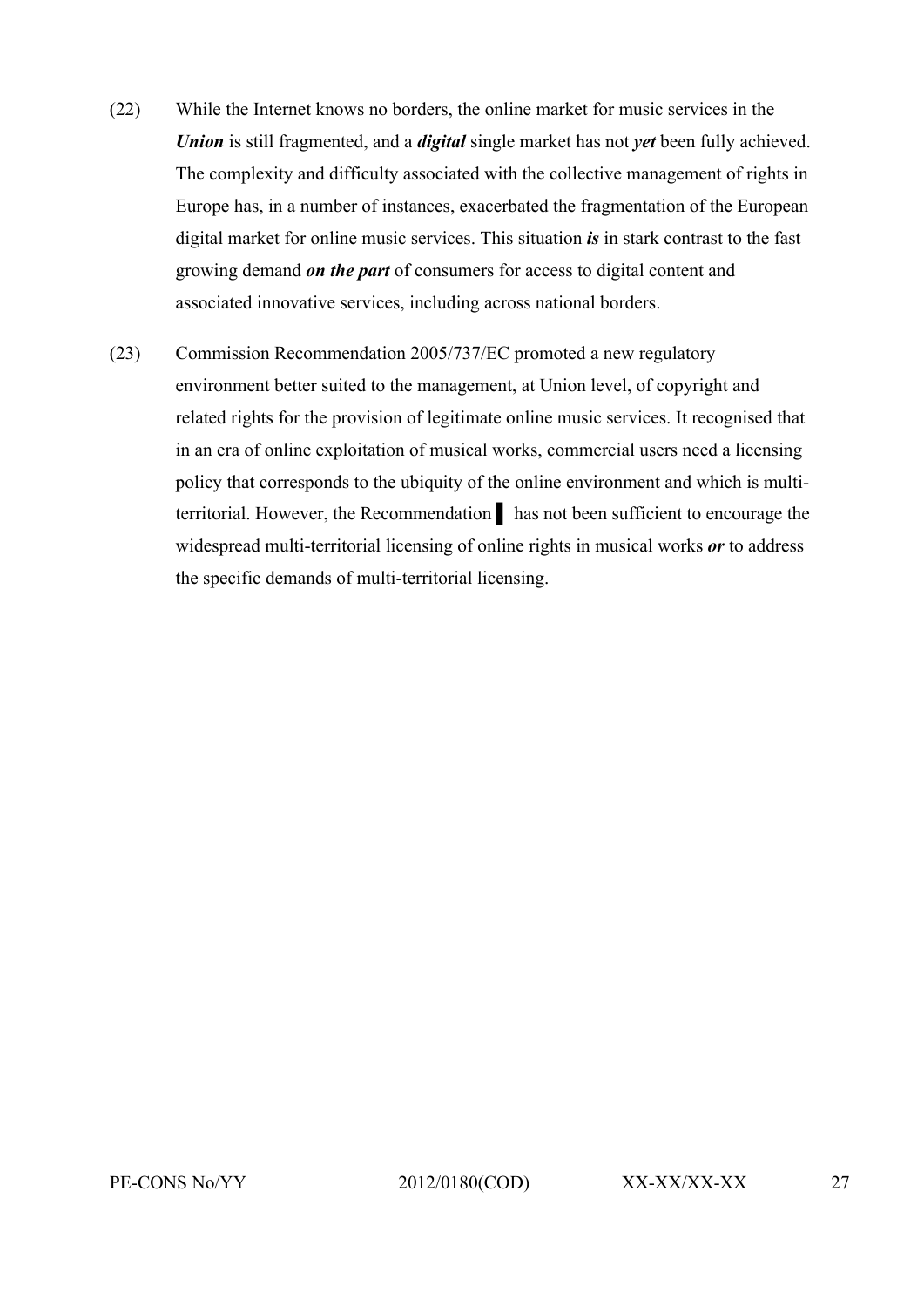(22) While the Internet knows no borders, the online market for music services in the ***Union*** is still fragmented, and a ***digital*** single market has not ***yet*** been fully achieved. The complexity and difficulty associated with the collective management of rights in Europe has, in a number of instances, exacerbated the fragmentation of the European digital market for online music services. This situation ***is*** in stark contrast to the fast growing demand ***on the part*** of consumers for access to digital content and associated innovative services, including across national borders.

(23) Commission Recommendation 2005/737/EC promoted a new regulatory environment better suited to the management, at Union level, of copyright and related rights for the provision of legitimate online music services. It recognised that in an era of online exploitation of musical works, commercial users need a licensing policy that corresponds to the ubiquity of the online environment and which is multi-territorial. However, the Recommendation ▌ has not been sufficient to encourage the widespread multi-territorial licensing of online rights in musical works ***or*** to address the specific demands of multi-territorial licensing.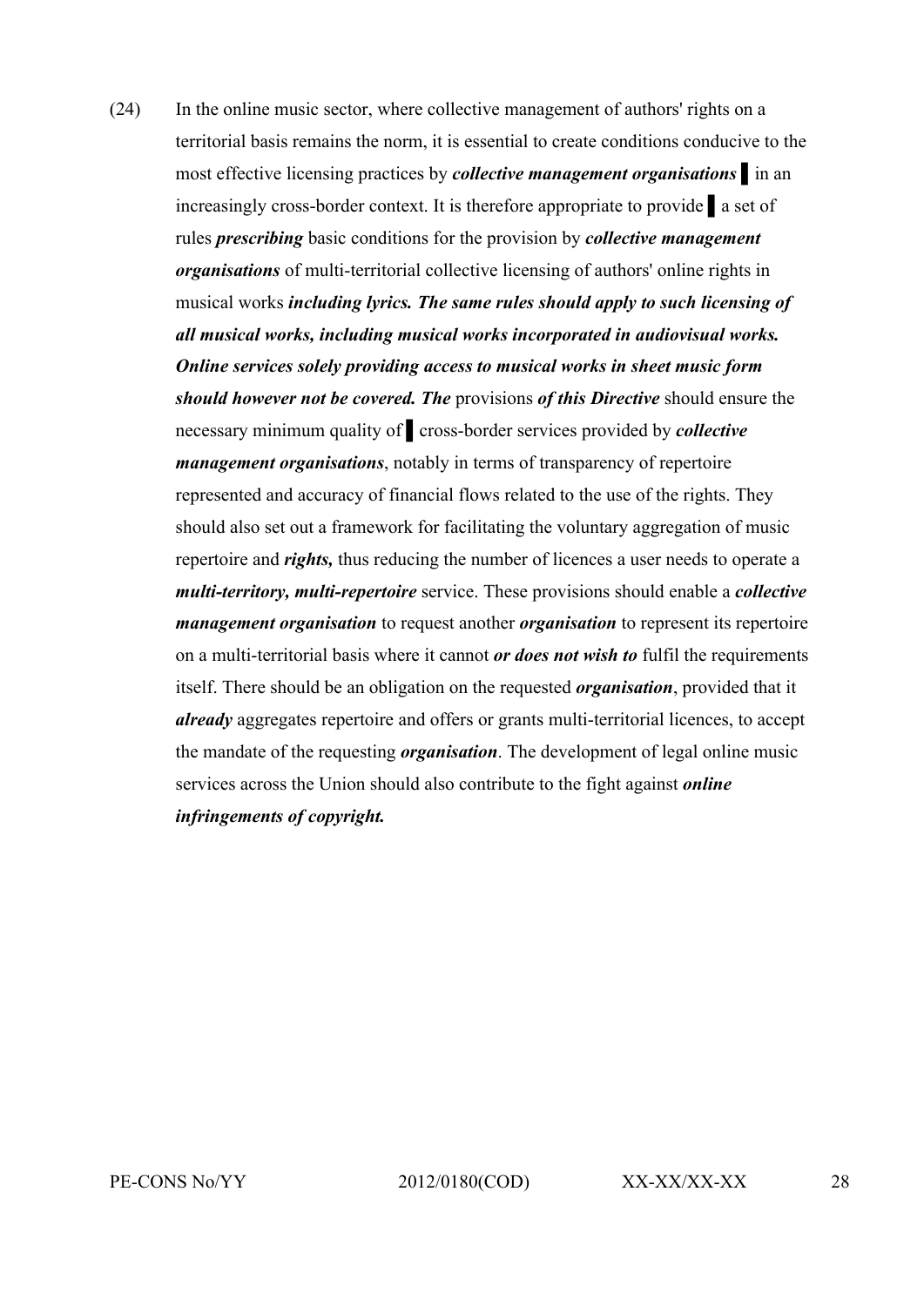(24) In the online music sector, where collective management of authors' rights on a territorial basis remains the norm, it is essential to create conditions conducive to the most effective licensing practices by ***collective management organisations*** ▌ in an increasingly cross-border context. It is therefore appropriate to provide ▌ a set of rules ***prescribing*** basic conditions for the provision by ***collective management organisations*** of multi-territorial collective licensing of authors' online rights in musical works ***including lyrics. The same rules should apply to such licensing of all musical works, including musical works incorporated in audiovisual works. Online services solely providing access to musical works in sheet music form should however not be covered. The*** provisions ***of this Directive*** should ensure the necessary minimum quality of ▌ cross-border services provided by ***collective management organisations***, notably in terms of transparency of repertoire represented and accuracy of financial flows related to the use of the rights. They should also set out a framework for facilitating the voluntary aggregation of music repertoire and ***rights,*** thus reducing the number of licences a user needs to operate a ***multi-territory, multi-repertoire*** service. These provisions should enable a ***collective management organisation*** to request another ***organisation*** to represent its repertoire on a multi-territorial basis where it cannot ***or does not wish to*** fulfil the requirements itself. There should be an obligation on the requested ***organisation***, provided that it ***already*** aggregates repertoire and offers or grants multi-territorial licences, to accept the mandate of the requesting ***organisation***. The development of legal online music services across the Union should also contribute to the fight against ***online infringements of copyright.***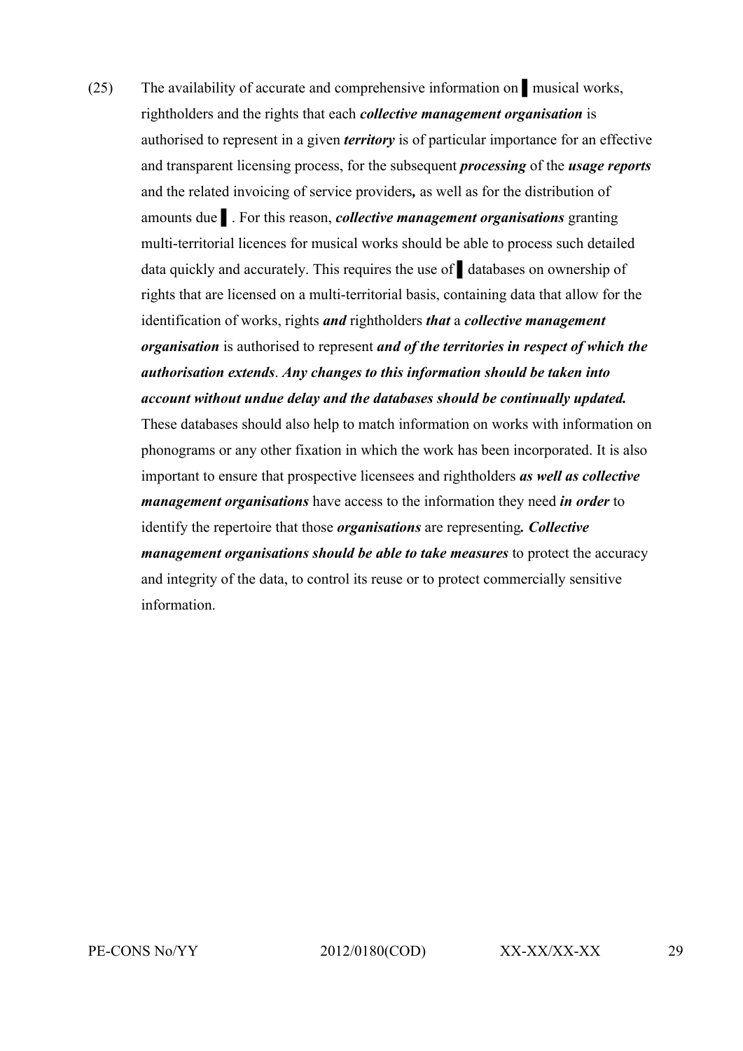(25) The availability of accurate and comprehensive information on ▌ musical works, rightholders and the rights that each ***collective management organisation*** is authorised to represent in a given ***territory*** is of particular importance for an effective and transparent licensing process, for the subsequent ***processing*** of the ***usage reports*** and the related invoicing of service providers***,*** as well as for the distribution of amounts due ▌. For this reason, ***collective management organisations*** granting multi-territorial licences for musical works should be able to process such detailed data quickly and accurately. This requires the use of ▌ databases on ownership of rights that are licensed on a multi-territorial basis, containing data that allow for the identification of works, rights ***and*** rightholders ***that*** a ***collective management organisation*** is authorised to represent ***and of the territories in respect of which the authorisation extends***. ***Any changes to this information should be taken into account without undue delay and the databases should be continually updated.*** These databases should also help to match information on works with information on phonograms or any other fixation in which the work has been incorporated. It is also important to ensure that prospective licensees and rightholders ***as well as collective management organisations*** have access to the information they need ***in order*** to identify the repertoire that those ***organisations*** are representing***. Collective management organisations should be able to take measures*** to protect the accuracy and integrity of the data, to control its reuse or to protect commercially sensitive information.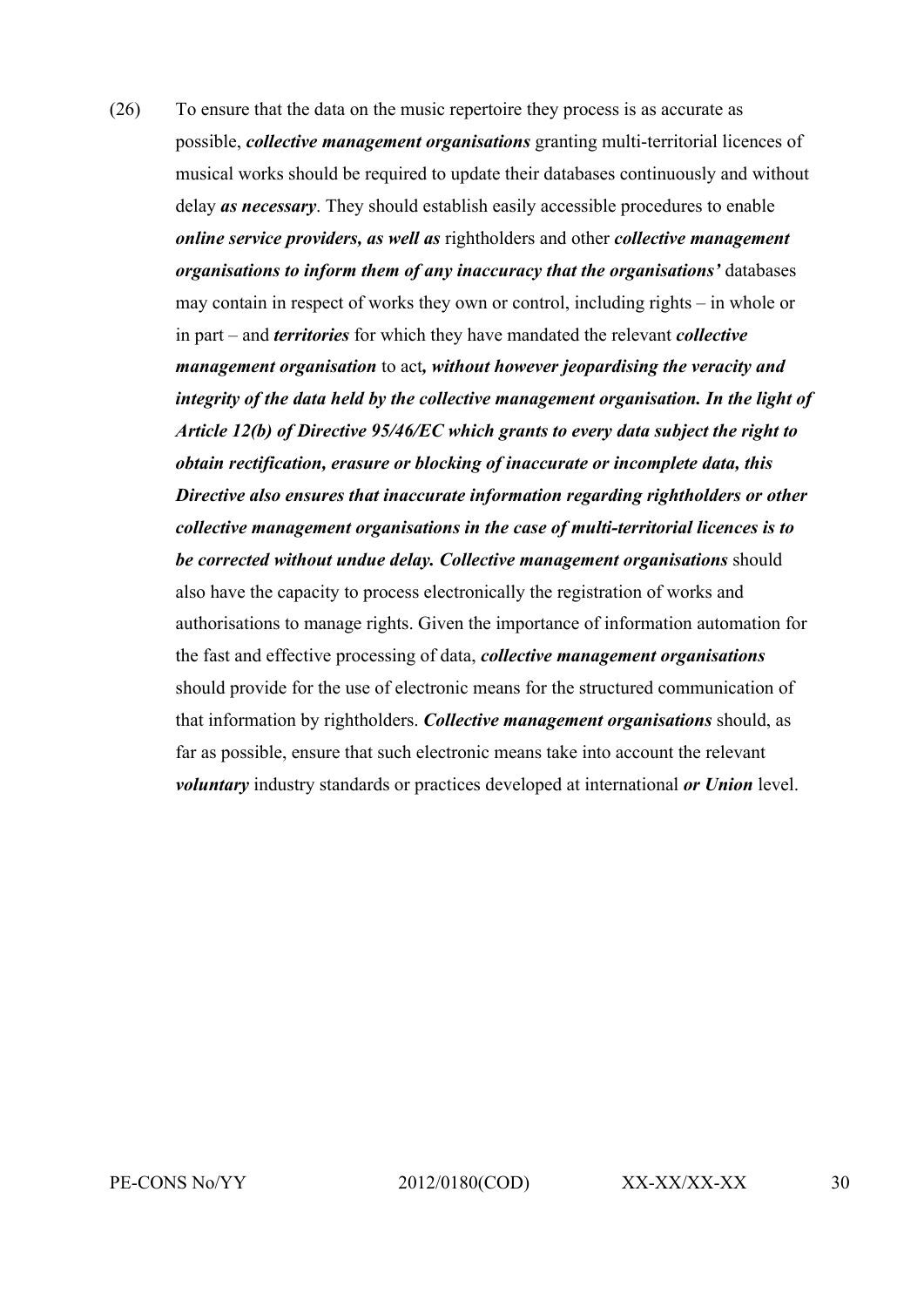(26) To ensure that the data on the music repertoire they process is as accurate as possible, ***collective management organisations*** granting multi-territorial licences of musical works should be required to update their databases continuously and without delay ***as necessary***. They should establish easily accessible procedures to enable ***online service providers, as well as*** rightholders and other ***collective management organisations to inform them of any inaccuracy that the organisations'*** databases may contain in respect of works they own or control, including rights – in whole or in part – and ***territories*** for which they have mandated the relevant ***collective management organisation*** to act***, without however jeopardising the veracity and integrity of the data held by the collective management organisation. In the light of Article 12(b) of Directive 95/46/EC which grants to every data subject the right to obtain rectification, erasure or blocking of inaccurate or incomplete data, this Directive also ensures that inaccurate information regarding rightholders or other collective management organisations in the case of multi-territorial licences is to be corrected without undue delay. Collective management organisations*** should also have the capacity to process electronically the registration of works and authorisations to manage rights. Given the importance of information automation for the fast and effective processing of data, ***collective management organisations*** should provide for the use of electronic means for the structured communication of that information by rightholders. ***Collective management organisations*** should, as far as possible, ensure that such electronic means take into account the relevant ***voluntary*** industry standards or practices developed at international ***or Union*** level.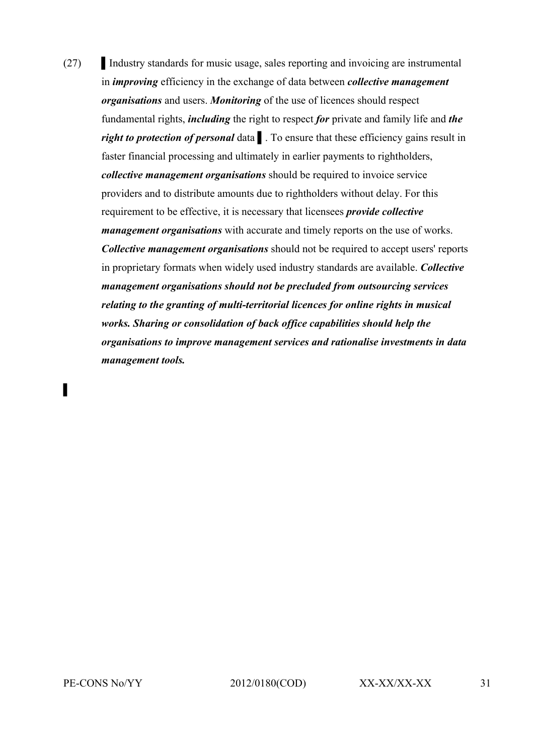(27) ▌Industry standards for music usage, sales reporting and invoicing are instrumental in ***improving*** efficiency in the exchange of data between ***collective management organisations*** and users. ***Monitoring*** of the use of licences should respect fundamental rights, ***including*** the right to respect ***for*** private and family life and ***the right to protection of personal*** data ▌. To ensure that these efficiency gains result in faster financial processing and ultimately in earlier payments to rightholders, ***collective management organisations*** should be required to invoice service providers and to distribute amounts due to rightholders without delay. For this requirement to be effective, it is necessary that licensees ***provide collective management organisations*** with accurate and timely reports on the use of works. ***Collective management organisations*** should not be required to accept users' reports in proprietary formats when widely used industry standards are available. ***Collective management organisations should not be precluded from outsourcing services relating to the granting of multi-territorial licences for online rights in musical works. Sharing or consolidation of back office capabilities should help the organisations to improve management services and rationalise investments in data management tools.***

▌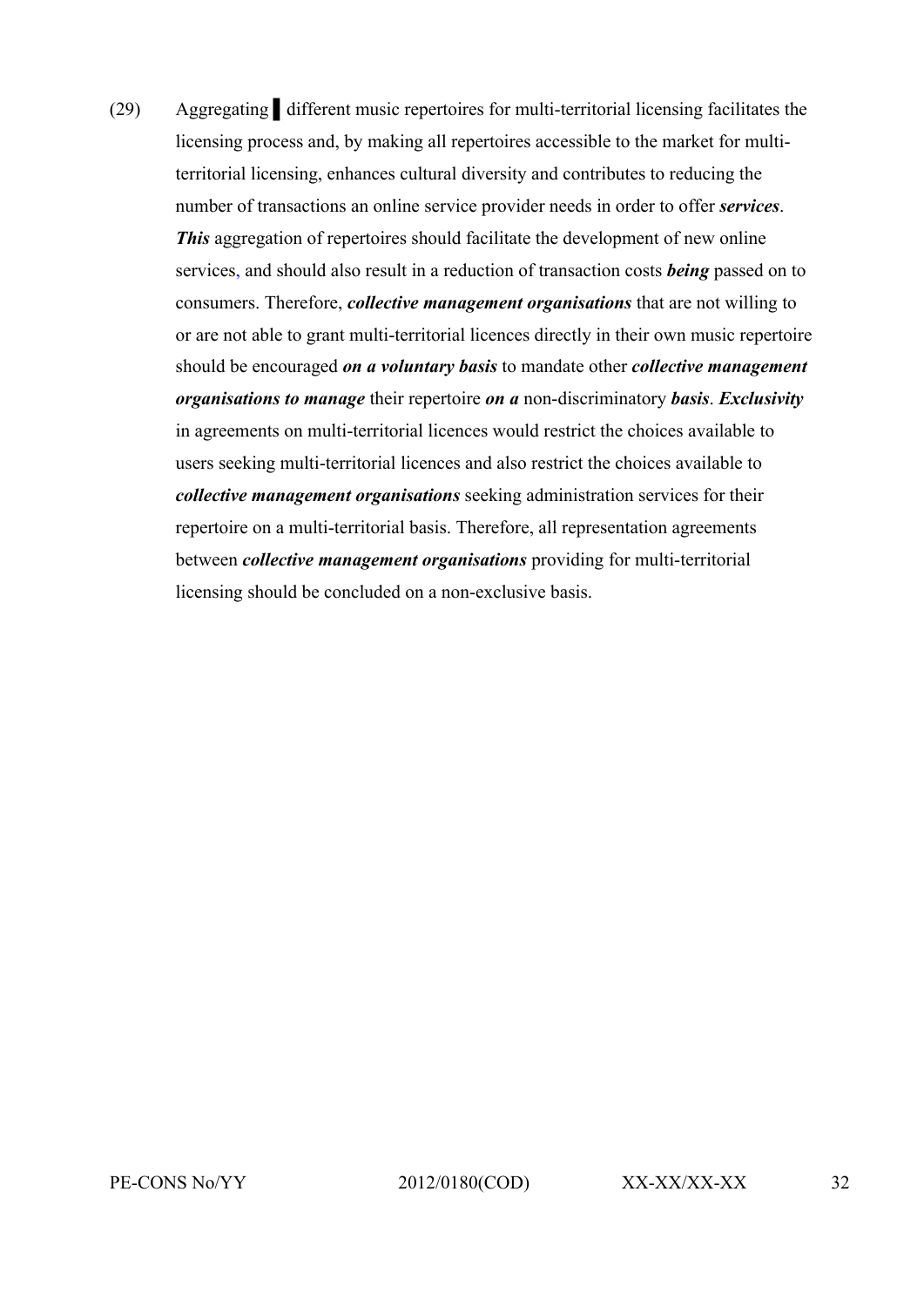(29) Aggregating ▌different music repertoires for multi-territorial licensing facilitates the licensing process and, by making all repertoires accessible to the market for multi-territorial licensing, enhances cultural diversity and contributes to reducing the number of transactions an online service provider needs in order to offer ***services***. ***This*** aggregation of repertoires should facilitate the development of new online services, and should also result in a reduction of transaction costs ***being*** passed on to consumers. Therefore, ***collective management organisations*** that are not willing to or are not able to grant multi-territorial licences directly in their own music repertoire should be encouraged ***on a voluntary basis*** to mandate other ***collective management organisations to manage*** their repertoire ***on a*** non-discriminatory ***basis***. ***Exclusivity*** in agreements on multi-territorial licences would restrict the choices available to users seeking multi-territorial licences and also restrict the choices available to ***collective management organisations*** seeking administration services for their repertoire on a multi-territorial basis. Therefore, all representation agreements between ***collective management organisations*** providing for multi-territorial licensing should be concluded on a non-exclusive basis.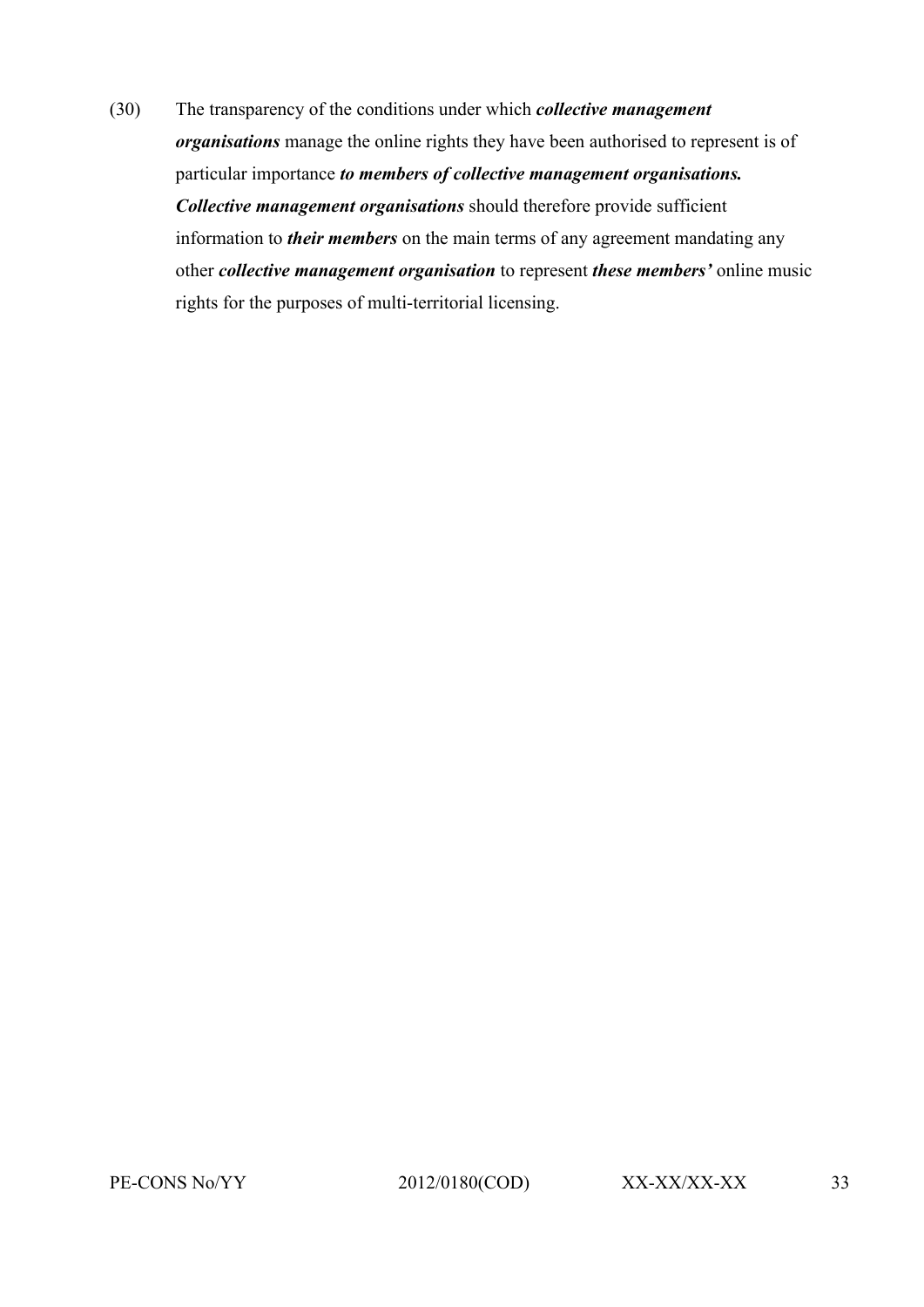(30) The transparency of the conditions under which ***collective management organisations*** manage the online rights they have been authorised to represent is of particular importance ***to members of collective management organisations. Collective management organisations*** should therefore provide sufficient information to ***their members*** on the main terms of any agreement mandating any other ***collective management organisation*** to represent ***these members'*** online music rights for the purposes of multi-territorial licensing.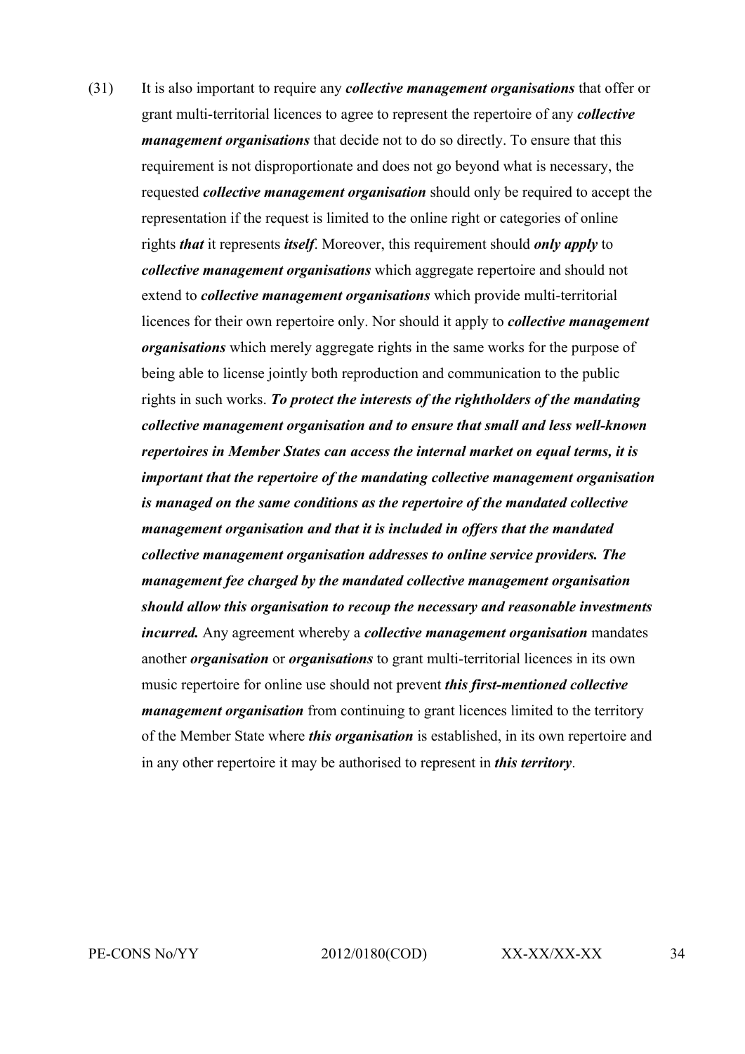(31) It is also important to require any ***collective management organisations*** that offer or grant multi-territorial licences to agree to represent the repertoire of any ***collective management organisations*** that decide not to do so directly. To ensure that this requirement is not disproportionate and does not go beyond what is necessary, the requested ***collective management organisation*** should only be required to accept the representation if the request is limited to the online right or categories of online rights ***that*** it represents ***itself***. Moreover, this requirement should ***only apply*** to ***collective management organisations*** which aggregate repertoire and should not extend to ***collective management organisations*** which provide multi-territorial licences for their own repertoire only. Nor should it apply to ***collective management organisations*** which merely aggregate rights in the same works for the purpose of being able to license jointly both reproduction and communication to the public rights in such works. ***To protect the interests of the rightholders of the mandating collective management organisation and to ensure that small and less well-known repertoires in Member States can access the internal market on equal terms, it is important that the repertoire of the mandating collective management organisation is managed on the same conditions as the repertoire of the mandated collective management organisation and that it is included in offers that the mandated collective management organisation addresses to online service providers. The management fee charged by the mandated collective management organisation should allow this organisation to recoup the necessary and reasonable investments incurred.*** Any agreement whereby a ***collective management organisation*** mandates another ***organisation*** or ***organisations*** to grant multi-territorial licences in its own music repertoire for online use should not prevent ***this first-mentioned collective management organisation*** from continuing to grant licences limited to the territory of the Member State where ***this organisation*** is established, in its own repertoire and in any other repertoire it may be authorised to represent in ***this territory***.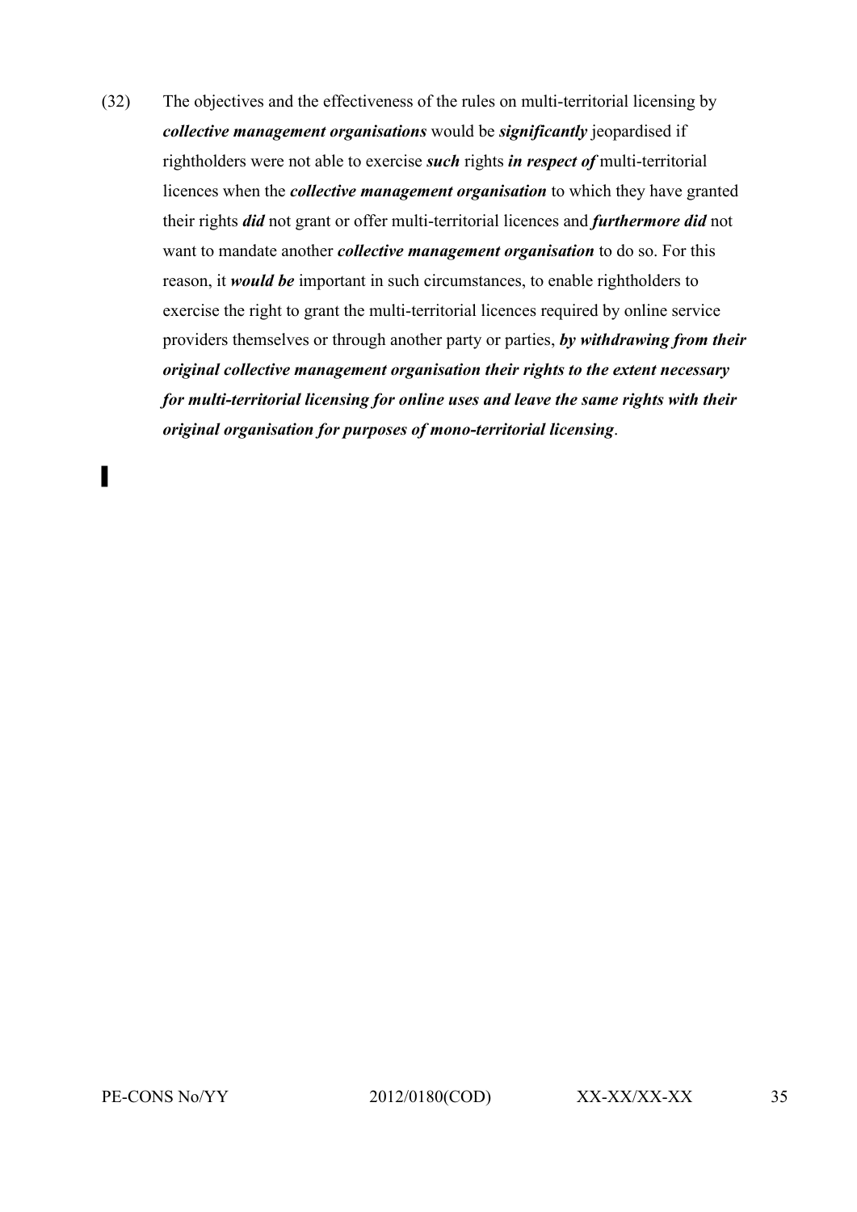(32) The objectives and the effectiveness of the rules on multi-territorial licensing by ***collective management organisations*** would be ***significantly*** jeopardised if rightholders were not able to exercise ***such*** rights ***in respect of*** multi-territorial licences when the ***collective management organisation*** to which they have granted their rights ***did*** not grant or offer multi-territorial licences and ***furthermore did*** not want to mandate another ***collective management organisation*** to do so. For this reason, it ***would be*** important in such circumstances, to enable rightholders to exercise the right to grant the multi-territorial licences required by online service providers themselves or through another party or parties, ***by withdrawing from their original collective management organisation their rights to the extent necessary for multi-territorial licensing for online uses and leave the same rights with their original organisation for purposes of mono-territorial licensing***.

▌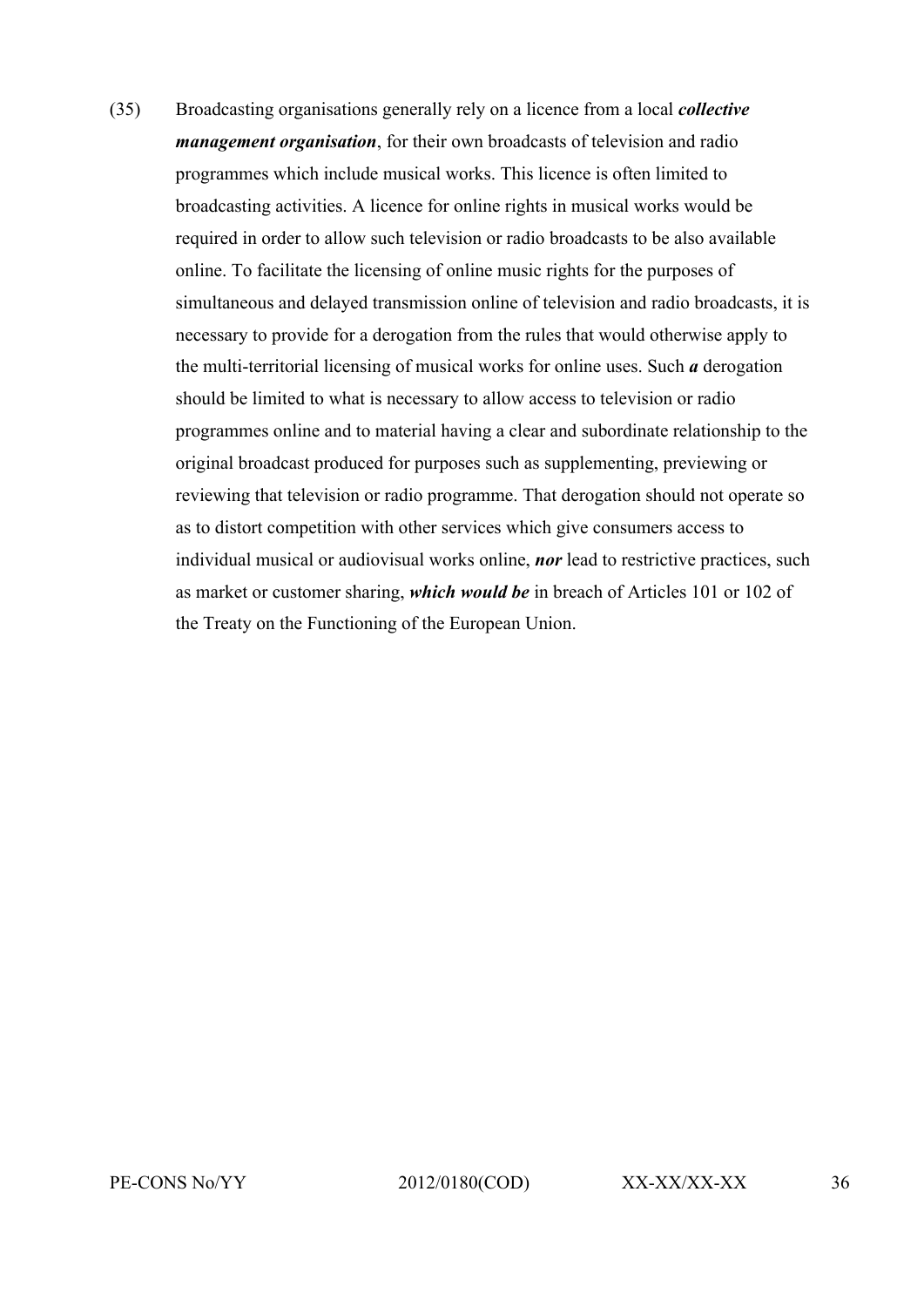(35) Broadcasting organisations generally rely on a licence from a local ***collective management organisation***, for their own broadcasts of television and radio programmes which include musical works. This licence is often limited to broadcasting activities. A licence for online rights in musical works would be required in order to allow such television or radio broadcasts to be also available online. To facilitate the licensing of online music rights for the purposes of simultaneous and delayed transmission online of television and radio broadcasts, it is necessary to provide for a derogation from the rules that would otherwise apply to the multi-territorial licensing of musical works for online uses. Such ***a*** derogation should be limited to what is necessary to allow access to television or radio programmes online and to material having a clear and subordinate relationship to the original broadcast produced for purposes such as supplementing, previewing or reviewing that television or radio programme. That derogation should not operate so as to distort competition with other services which give consumers access to individual musical or audiovisual works online, ***nor*** lead to restrictive practices, such as market or customer sharing, ***which would be*** in breach of Articles 101 or 102 of the Treaty on the Functioning of the European Union.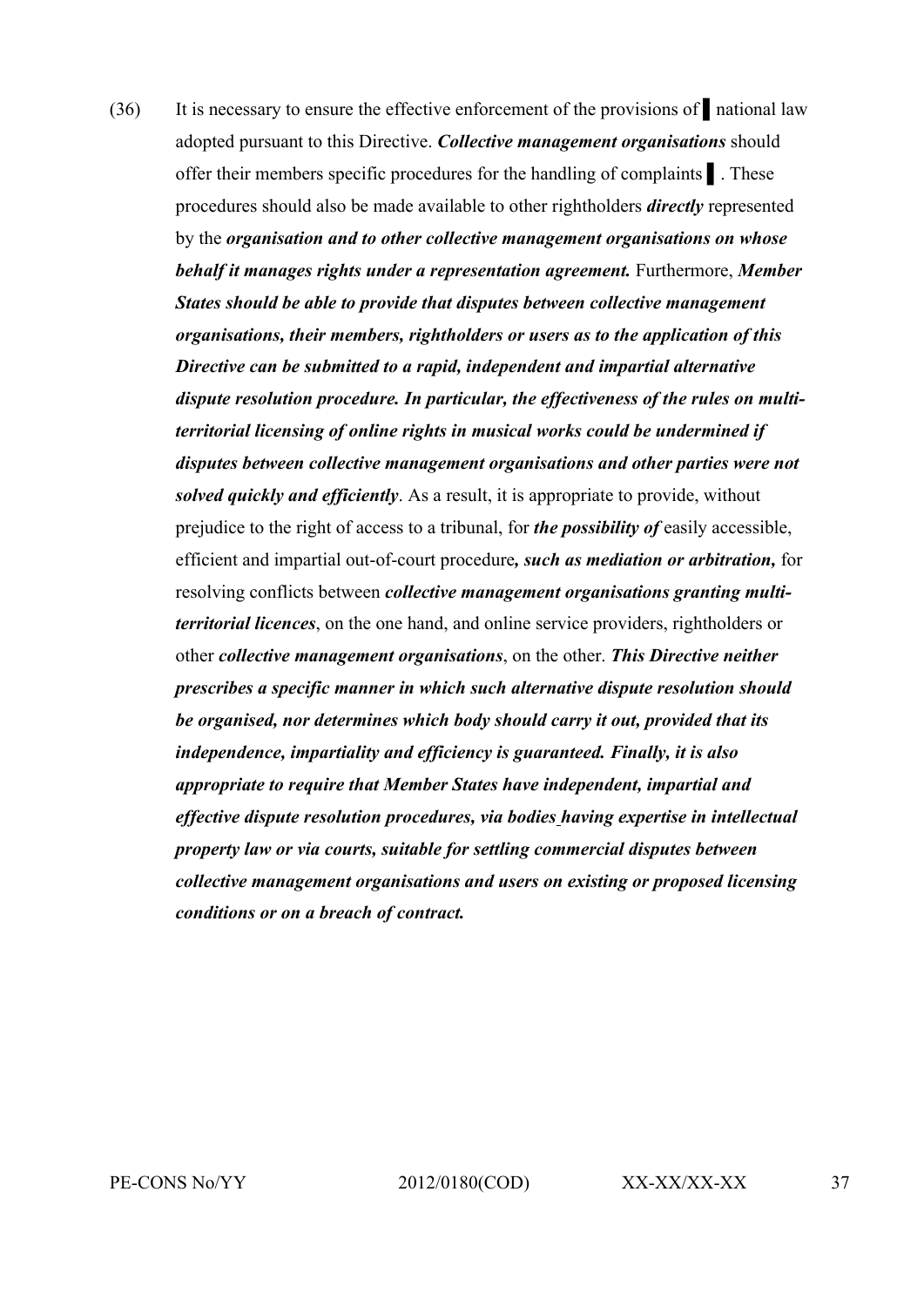(36) It is necessary to ensure the effective enforcement of the provisions of ▌national law adopted pursuant to this Directive. ***Collective management organisations*** should offer their members specific procedures for the handling of complaints ▌. These procedures should also be made available to other rightholders ***directly*** represented by the ***organisation and to other collective management organisations on whose behalf it manages rights under a representation agreement.*** Furthermore, ***Member States should be able to provide that disputes between collective management organisations, their members, rightholders or users as to the application of this Directive can be submitted to a rapid, independent and impartial alternative dispute resolution procedure. In particular, the effectiveness of the rules on multi-territorial licensing of online rights in musical works could be undermined if disputes between collective management organisations and other parties were not solved quickly and efficiently***. As a result, it is appropriate to provide, without prejudice to the right of access to a tribunal, for ***the possibility of*** easily accessible, efficient and impartial out-of-court procedure***, such as mediation or arbitration,*** for resolving conflicts between ***collective management organisations granting multi-territorial licences***, on the one hand, and online service providers, rightholders or other ***collective management organisations***, on the other. ***This Directive neither prescribes a specific manner in which such alternative dispute resolution should be organised, nor determines which body should carry it out, provided that its independence, impartiality and efficiency is guaranteed. Finally, it is also appropriate to require that Member States have independent, impartial and effective dispute resolution procedures, via bodies having expertise in intellectual property law or via courts, suitable for settling commercial disputes between collective management organisations and users on existing or proposed licensing conditions or on a breach of contract.***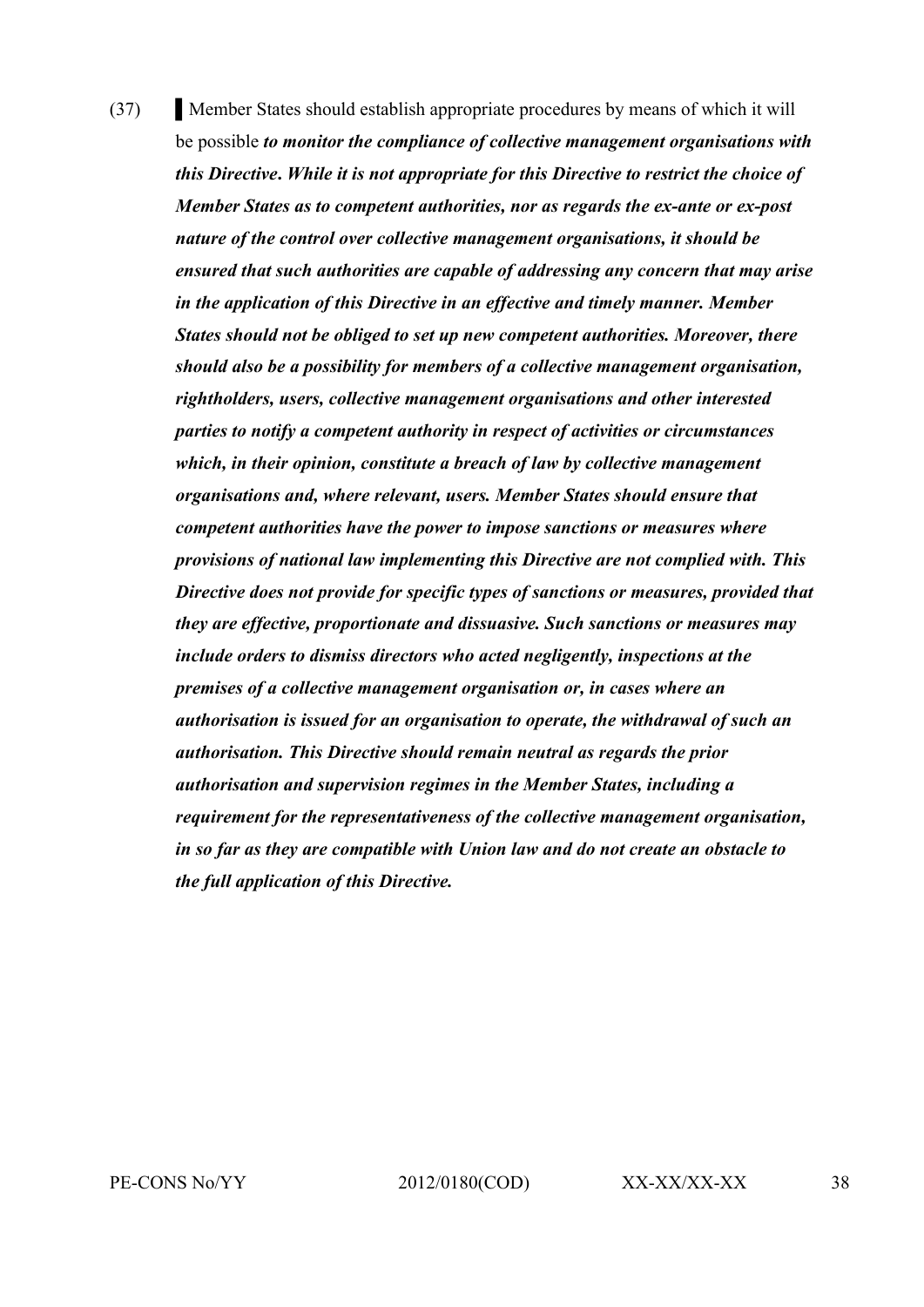(37) ▌Member States should establish appropriate procedures by means of which it will be possible ***to monitor the compliance of collective management organisations with this Directive. While it is not appropriate for this Directive to restrict the choice of Member States as to competent authorities, nor as regards the ex-ante or ex-post nature of the control over collective management organisations, it should be ensured that such authorities are capable of addressing any concern that may arise in the application of this Directive in an effective and timely manner. Member States should not be obliged to set up new competent authorities. Moreover, there should also be a possibility for members of a collective management organisation, rightholders, users, collective management organisations and other interested parties to notify a competent authority in respect of activities or circumstances which, in their opinion, constitute a breach of law by collective management organisations and, where relevant, users. Member States should ensure that competent authorities have the power to impose sanctions or measures where provisions of national law implementing this Directive are not complied with. This Directive does not provide for specific types of sanctions or measures, provided that they are effective, proportionate and dissuasive. Such sanctions or measures may include orders to dismiss directors who acted negligently, inspections at the premises of a collective management organisation or, in cases where an authorisation is issued for an organisation to operate, the withdrawal of such an authorisation. This Directive should remain neutral as regards the prior authorisation and supervision regimes in the Member States, including a requirement for the representativeness of the collective management organisation, in so far as they are compatible with Union law and do not create an obstacle to the full application of this Directive.***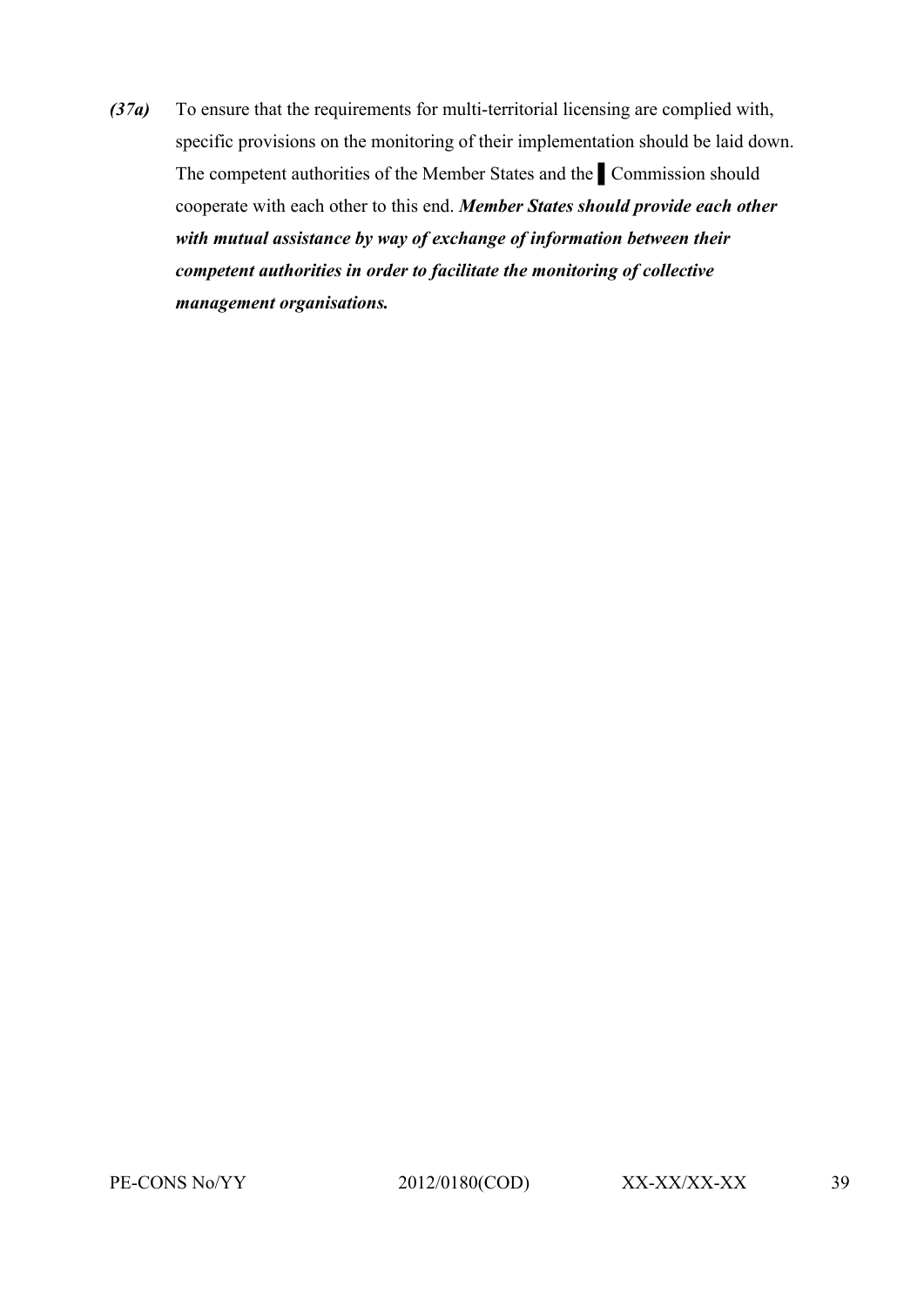***(37a)*** To ensure that the requirements for multi-territorial licensing are complied with, specific provisions on the monitoring of their implementation should be laid down. The competent authorities of the Member States and the ▌Commission should cooperate with each other to this end. ***Member States should provide each other with mutual assistance by way of exchange of information between their competent authorities in order to facilitate the monitoring of collective management organisations.***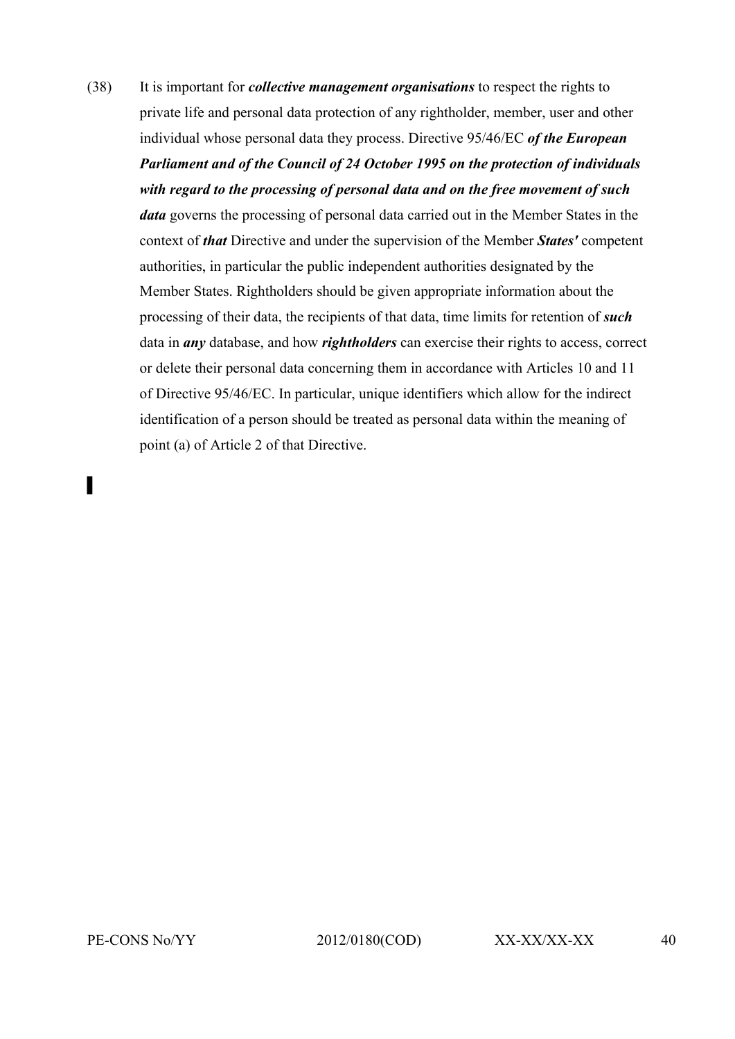(38) It is important for ***collective management organisations*** to respect the rights to private life and personal data protection of any rightholder, member, user and other individual whose personal data they process. Directive 95/46/EC ***of the European Parliament and of the Council of 24 October 1995 on the protection of individuals with regard to the processing of personal data and on the free movement of such data*** governs the processing of personal data carried out in the Member States in the context of ***that*** Directive and under the supervision of the Member ***States'*** competent authorities, in particular the public independent authorities designated by the Member States. Rightholders should be given appropriate information about the processing of their data, the recipients of that data, time limits for retention of ***such*** data in ***any*** database, and how ***rightholders*** can exercise their rights to access, correct or delete their personal data concerning them in accordance with Articles 10 and 11 of Directive 95/46/EC. In particular, unique identifiers which allow for the indirect identification of a person should be treated as personal data within the meaning of point (a) of Article 2 of that Directive.

▌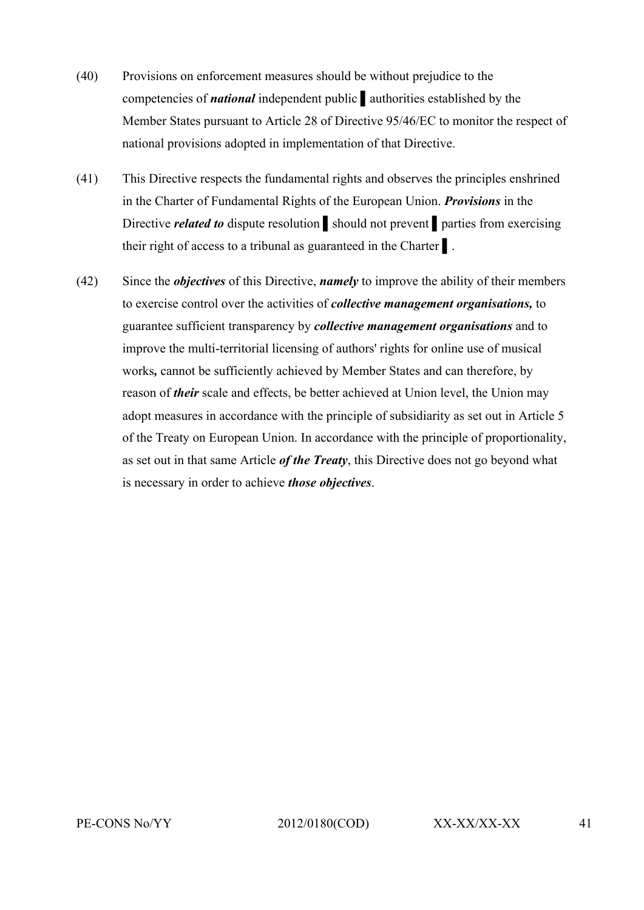(40) Provisions on enforcement measures should be without prejudice to the competencies of ***national*** independent public ▌ authorities established by the Member States pursuant to Article 28 of Directive 95/46/EC to monitor the respect of national provisions adopted in implementation of that Directive.

(41) This Directive respects the fundamental rights and observes the principles enshrined in the Charter of Fundamental Rights of the European Union. ***Provisions*** in the Directive ***related to*** dispute resolution ▌ should not prevent ▌ parties from exercising their right of access to a tribunal as guaranteed in the Charter ▌.

(42) Since the ***objectives*** of this Directive, ***namely*** to improve the ability of their members to exercise control over the activities of ***collective management organisations,*** to guarantee sufficient transparency by ***collective management organisations*** and to improve the multi-territorial licensing of authors' rights for online use of musical works***,*** cannot be sufficiently achieved by Member States and can therefore, by reason of ***their*** scale and effects, be better achieved at Union level, the Union may adopt measures in accordance with the principle of subsidiarity as set out in Article 5 of the Treaty on European Union. In accordance with the principle of proportionality, as set out in that same Article ***of the Treaty***, this Directive does not go beyond what is necessary in order to achieve ***those objectives***.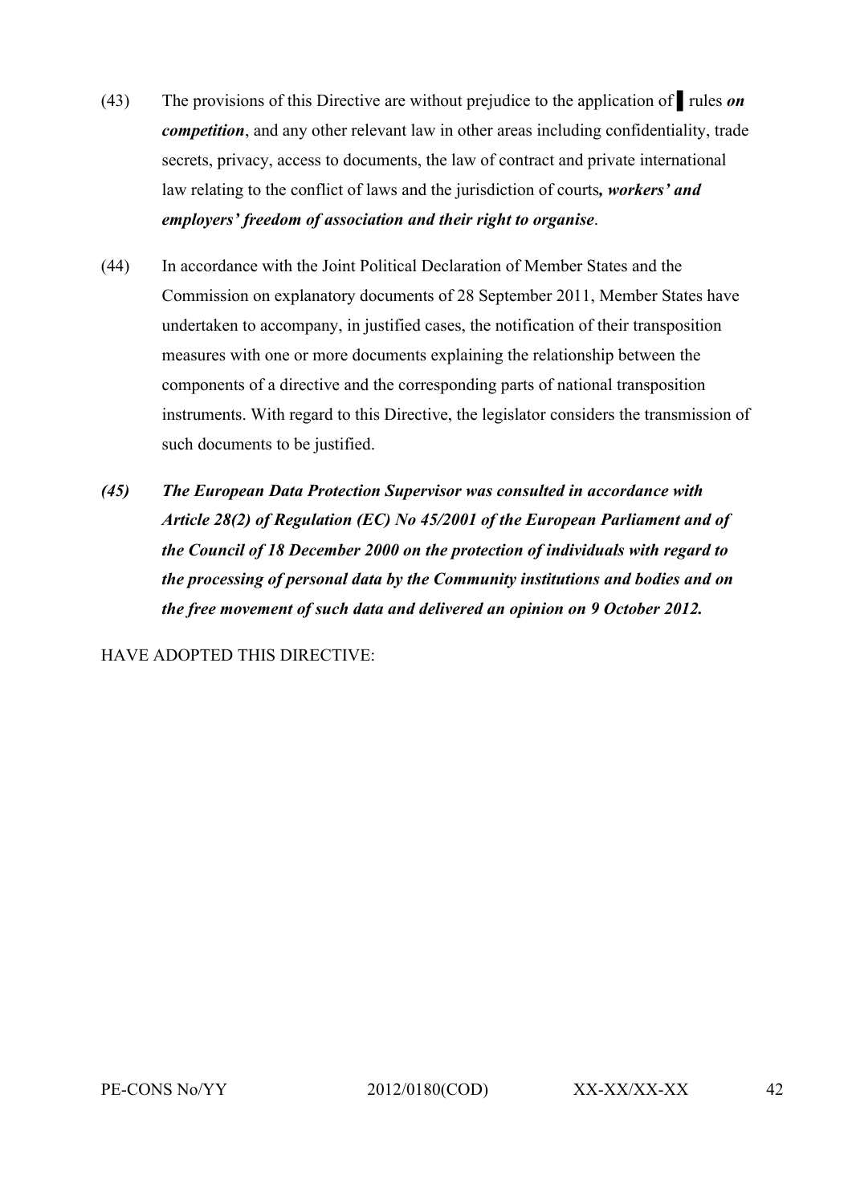(43) The provisions of this Directive are without prejudice to the application of ▌ rules ***on competition***, and any other relevant law in other areas including confidentiality, trade secrets, privacy, access to documents, the law of contract and private international law relating to the conflict of laws and the jurisdiction of courts***, workers' and employers' freedom of association and their right to organise***.

(44) In accordance with the Joint Political Declaration of Member States and the Commission on explanatory documents of 28 September 2011, Member States have undertaken to accompany, in justified cases, the notification of their transposition measures with one or more documents explaining the relationship between the components of a directive and the corresponding parts of national transposition instruments. With regard to this Directive, the legislator considers the transmission of such documents to be justified.

***(45) The European Data Protection Supervisor was consulted in accordance with Article 28(2) of Regulation (EC) No 45/2001 of the European Parliament and of the Council of 18 December 2000 on the protection of individuals with regard to the processing of personal data by the Community institutions and bodies and on the free movement of such data and delivered an opinion on 9 October 2012.***

HAVE ADOPTED THIS DIRECTIVE: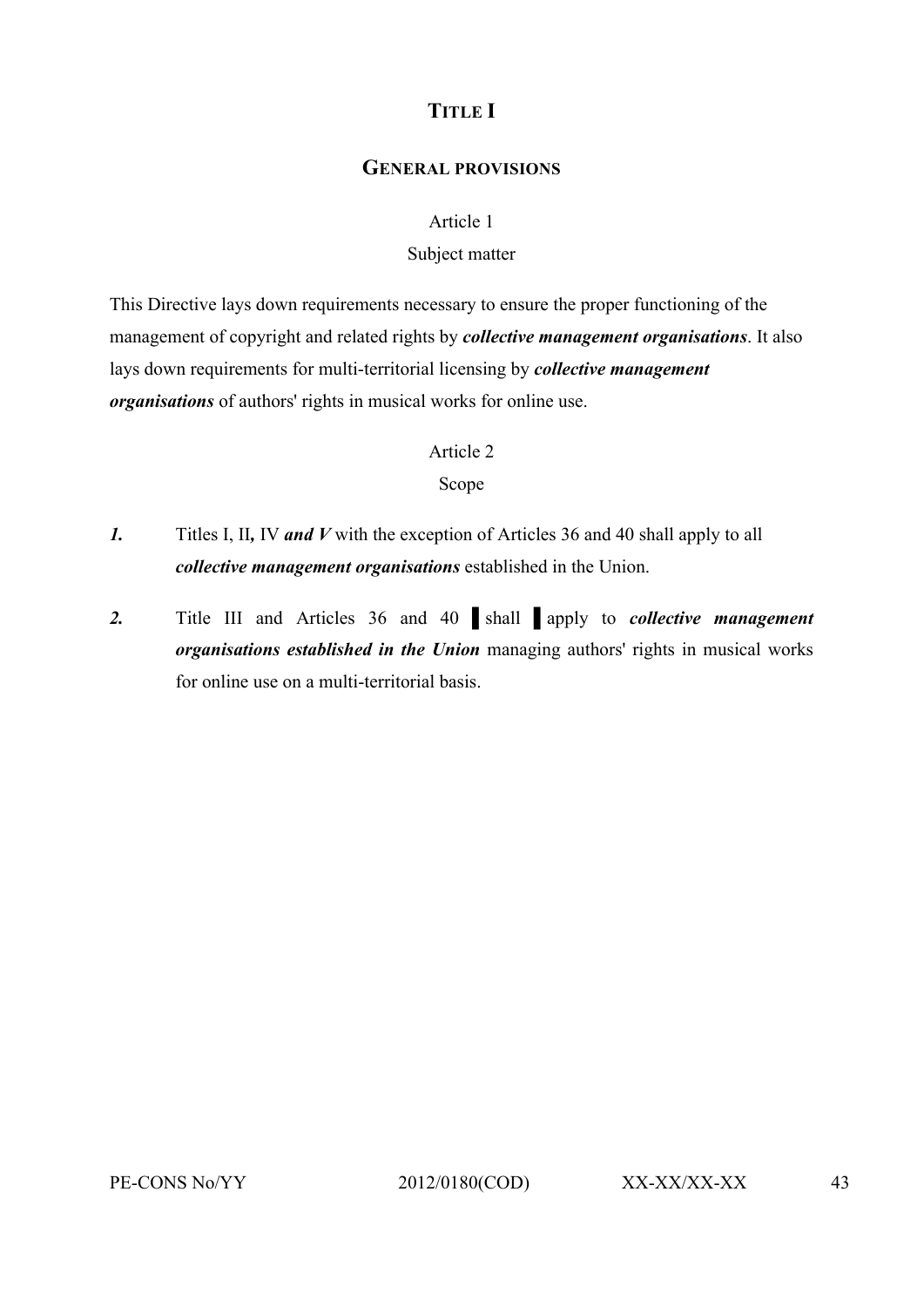# TITLE I

## GENERAL PROVISIONS

Article 1

Subject matter

This Directive lays down requirements necessary to ensure the proper functioning of the management of copyright and related rights by ***collective management organisations***. It also lays down requirements for multi-territorial licensing by ***collective management organisations*** of authors' rights in musical works for online use.

Article 2

Scope

***1.*** Titles I, II***,*** IV ***and V*** with the exception of Articles 36 and 40 shall apply to all ***collective management organisations*** established in the Union.

***2.*** Title III and Articles 36 and 40 ▌shall ▌apply to ***collective management organisations established in the Union*** managing authors' rights in musical works for online use on a multi-territorial basis.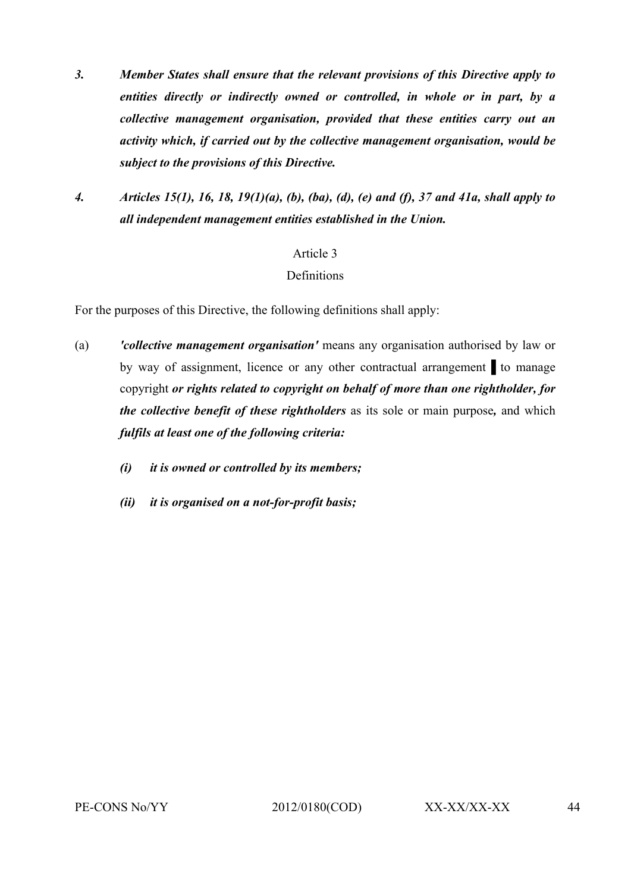*3. Member States shall ensure that the relevant provisions of this Directive apply to entities directly or indirectly owned or controlled, in whole or in part, by a collective management organisation, provided that these entities carry out an activity which, if carried out by the collective management organisation, would be subject to the provisions of this Directive.*

*4. Articles 15(1), 16, 18, 19(1)(a), (b), (ba), (d), (e) and (f), 37 and 41a, shall apply to all independent management entities established in the Union.*

Article 3

Definitions

For the purposes of this Directive, the following definitions shall apply:

(a) ***'collective management organisation'*** means any organisation authorised by law or by way of assignment, licence or any other contractual arrangement ▌ to manage copyright ***or rights related to copyright on behalf of more than one rightholder, for the collective benefit of these rightholders*** as its sole or main purpose***,*** and which ***fulfils at least one of the following criteria:***

   ***(i) it is owned or controlled by its members;***

   ***(ii) it is organised on a not-for-profit basis;***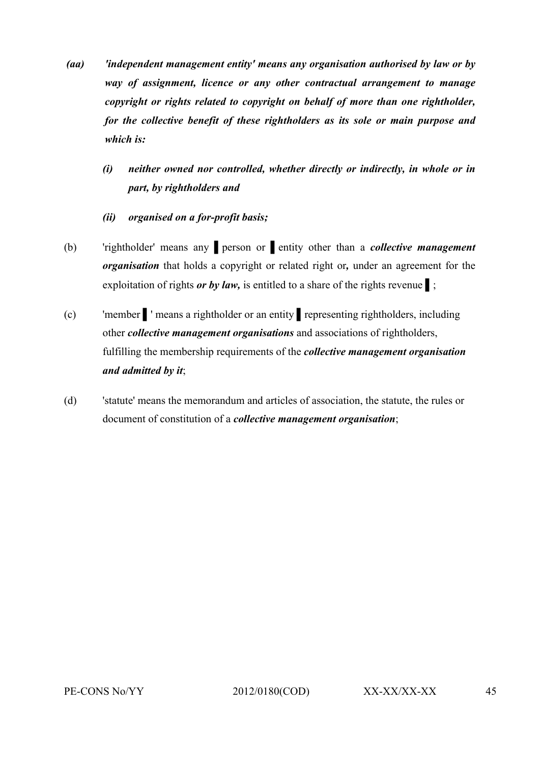*(aa) 'independent management entity' means any organisation authorised by law or by way of assignment, licence or any other contractual arrangement to manage copyright or rights related to copyright on behalf of more than one rightholder, for the collective benefit of these rightholders as its sole or main purpose and which is:*

*(i) neither owned nor controlled, whether directly or indirectly, in whole or in part, by rightholders and*

*(ii) organised on a for-profit basis;*

(b) 'rightholder' means any ▌person or ▌entity other than a ***collective management organisation*** that holds a copyright or related right or***,*** under an agreement for the exploitation of rights ***or by law,*** is entitled to a share of the rights revenue ▌;

(c) 'member ▌' means a rightholder or an entity ▌representing rightholders, including other ***collective management organisations*** and associations of rightholders, fulfilling the membership requirements of the ***collective management organisation and admitted by it***;

(d) 'statute' means the memorandum and articles of association, the statute, the rules or document of constitution of a ***collective management organisation***;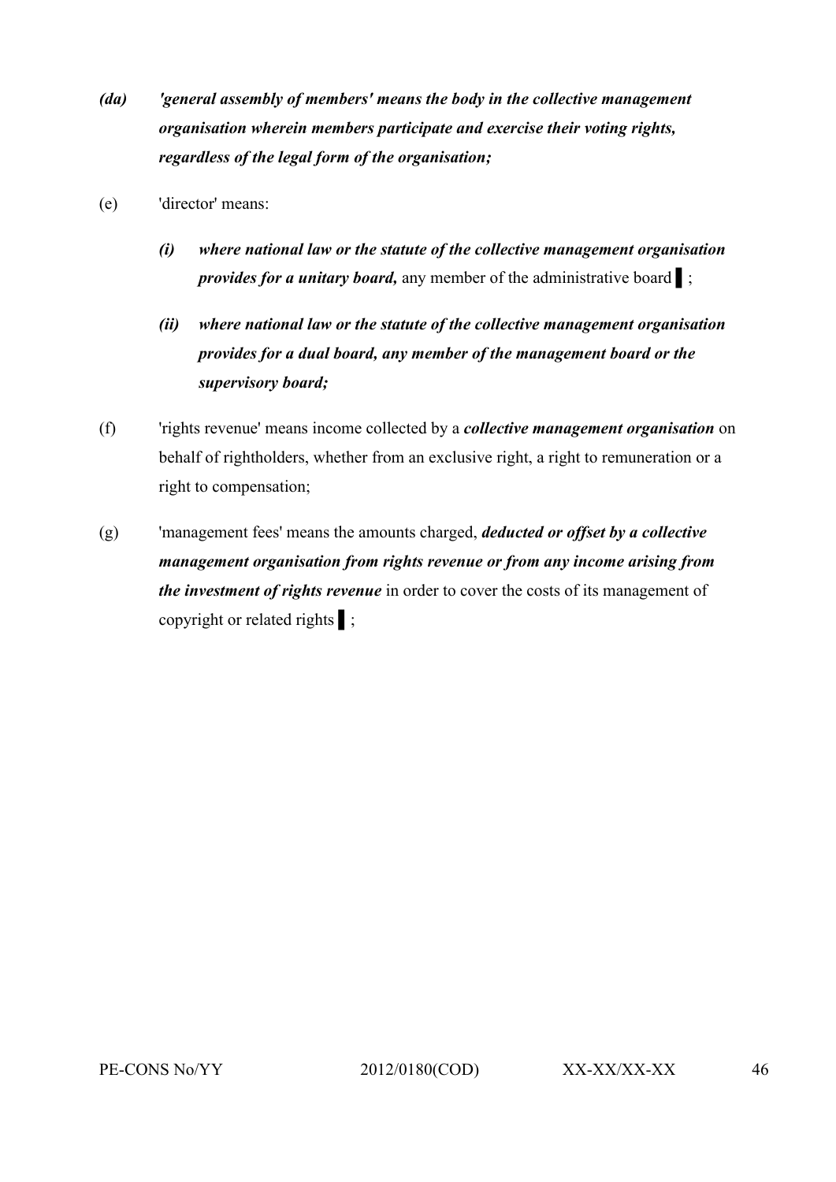***(da) 'general assembly of members' means the body in the collective management organisation wherein members participate and exercise their voting rights, regardless of the legal form of the organisation;***

(e) 'director' means:

***(i) where national law or the statute of the collective management organisation provides for a unitary board,*** any member of the administrative board ▌;

***(ii) where national law or the statute of the collective management organisation provides for a dual board, any member of the management board or the supervisory board;***

(f) 'rights revenue' means income collected by a ***collective management organisation*** on behalf of rightholders, whether from an exclusive right, a right to remuneration or a right to compensation;

(g) 'management fees' means the amounts charged, ***deducted or offset by a collective management organisation from rights revenue or from any income arising from the investment of rights revenue*** in order to cover the costs of its management of copyright or related rights ▌;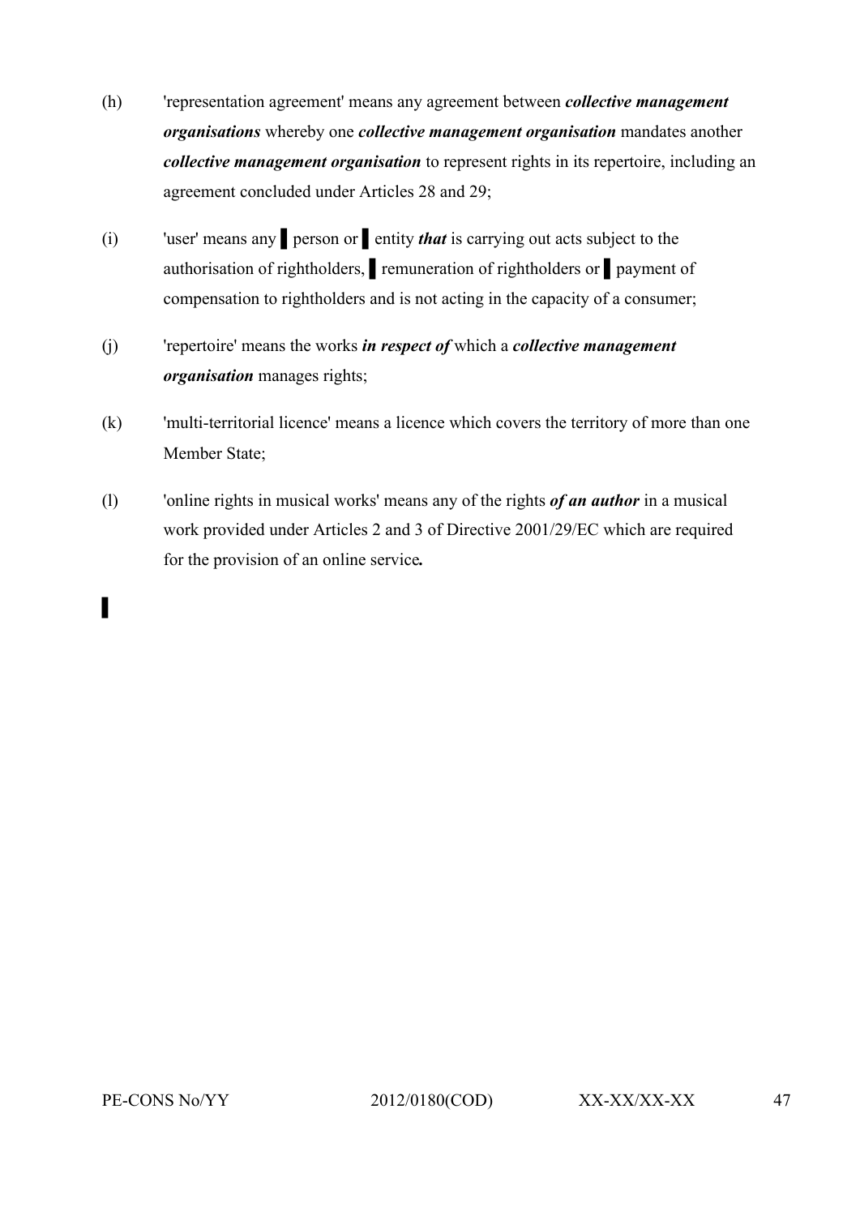(h) 'representation agreement' means any agreement between ***collective management organisations*** whereby one ***collective management organisation*** mandates another ***collective management organisation*** to represent rights in its repertoire, including an agreement concluded under Articles 28 and 29;

(i) 'user' means any ▌ person or ▌ entity ***that*** is carrying out acts subject to the authorisation of rightholders, ▌ remuneration of rightholders or ▌ payment of compensation to rightholders and is not acting in the capacity of a consumer;

(j) 'repertoire' means the works ***in respect of*** which a ***collective management organisation*** manages rights;

(k) 'multi-territorial licence' means a licence which covers the territory of more than one Member State;

(l) 'online rights in musical works' means any of the rights ***of an author*** in a musical work provided under Articles 2 and 3 of Directive 2001/29/EC which are required for the provision of an online service***.***

▌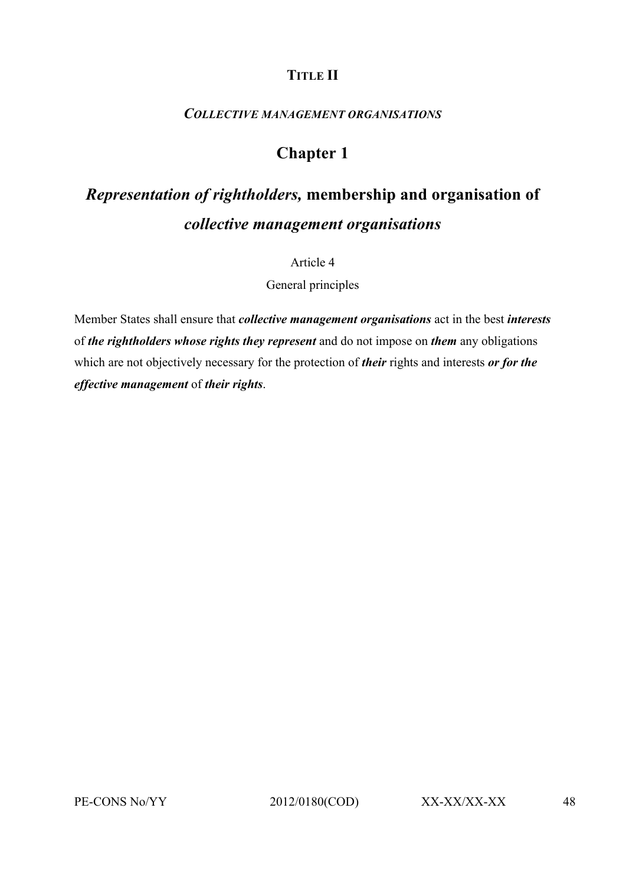# TITLE II

## *COLLECTIVE MANAGEMENT ORGANISATIONS*

## Chapter 1

## *Representation of rightholders,* membership and organisation of *collective management organisations*

Article 4

General principles

Member States shall ensure that ***collective management organisations*** act in the best ***interests*** of ***the rightholders whose rights they represent*** and do not impose on ***them*** any obligations which are not objectively necessary for the protection of ***their*** rights and interests ***or for the effective management*** of ***their rights***.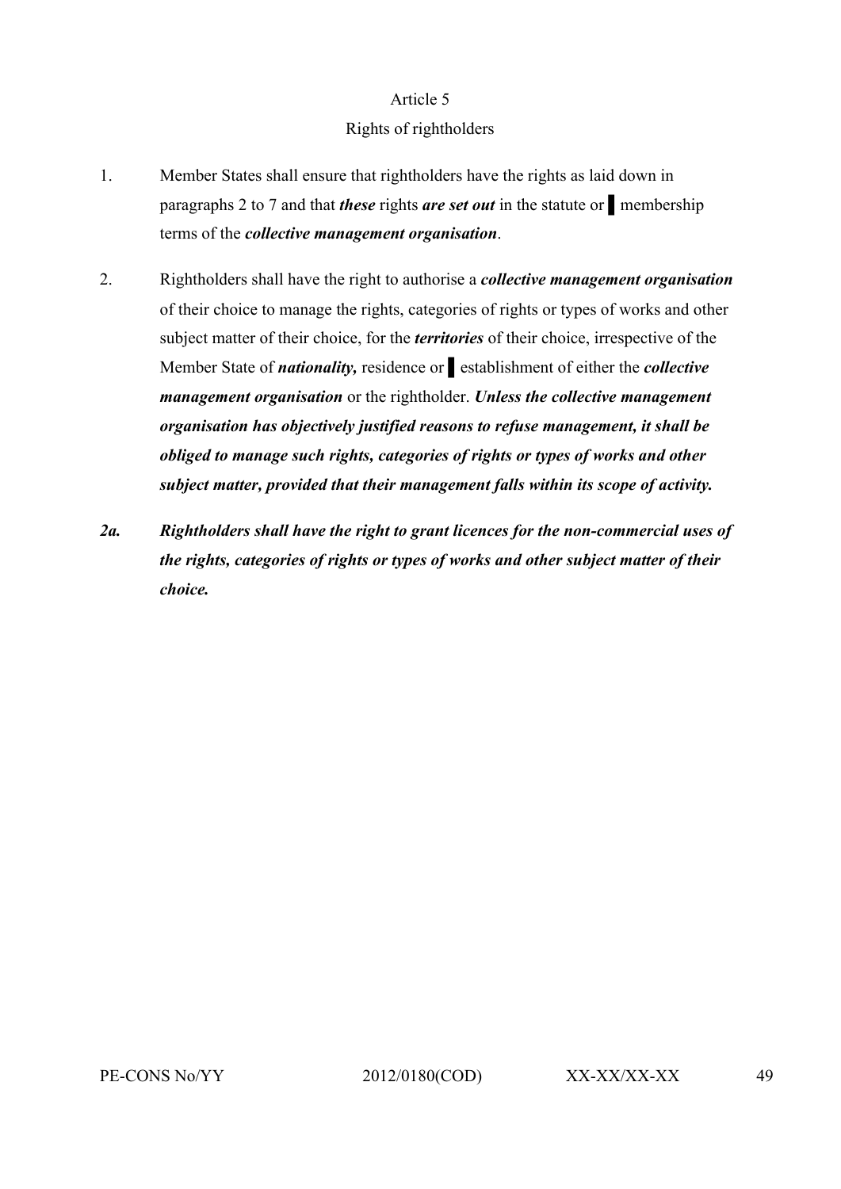Article 5

Rights of rightholders

1. Member States shall ensure that rightholders have the rights as laid down in paragraphs 2 to 7 and that ***these*** rights ***are set out*** in the statute or ▌membership terms of the ***collective management organisation***.

2. Rightholders shall have the right to authorise a ***collective management organisation*** of their choice to manage the rights, categories of rights or types of works and other subject matter of their choice, for the ***territories*** of their choice, irrespective of the Member State of ***nationality,*** residence or ▌establishment of either the ***collective management organisation*** or the rightholder. ***Unless the collective management organisation has objectively justified reasons to refuse management, it shall be obliged to manage such rights, categories of rights or types of works and other subject matter, provided that their management falls within its scope of activity.***

***2a. Rightholders shall have the right to grant licences for the non-commercial uses of the rights, categories of rights or types of works and other subject matter of their choice.***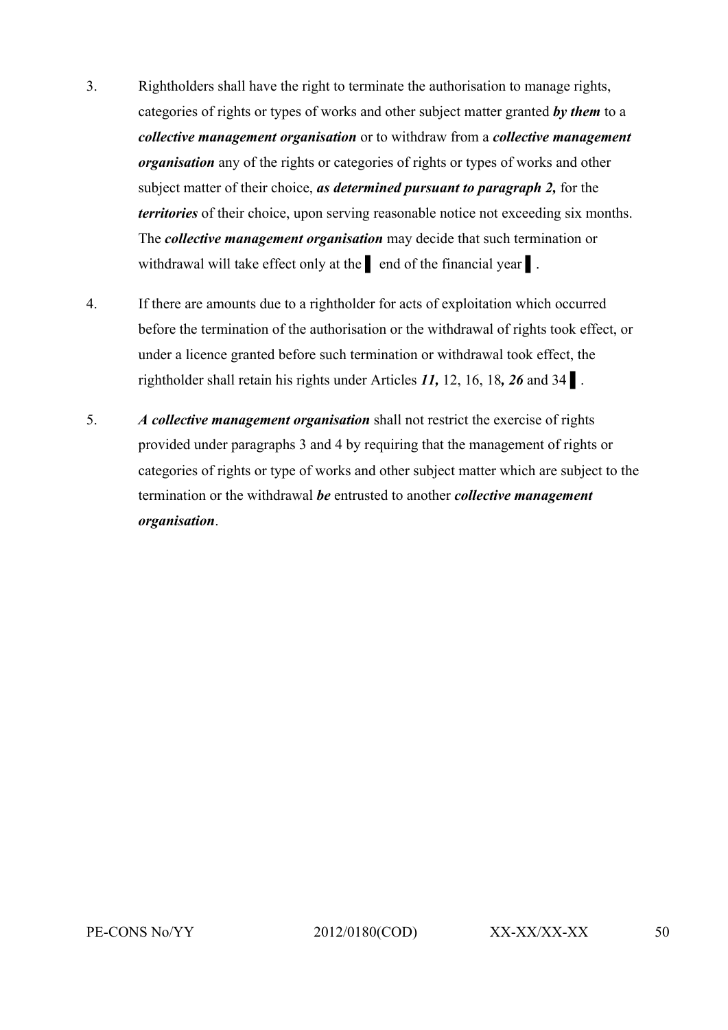3. Rightholders shall have the right to terminate the authorisation to manage rights, categories of rights or types of works and other subject matter granted ***by them*** to a ***collective management organisation*** or to withdraw from a ***collective management organisation*** any of the rights or categories of rights or types of works and other subject matter of their choice, ***as determined pursuant to paragraph 2,*** for the ***territories*** of their choice, upon serving reasonable notice not exceeding six months. The ***collective management organisation*** may decide that such termination or withdrawal will take effect only at the ▌ end of the financial year ▌.

4. If there are amounts due to a rightholder for acts of exploitation which occurred before the termination of the authorisation or the withdrawal of rights took effect, or under a licence granted before such termination or withdrawal took effect, the rightholder shall retain his rights under Articles ***11,*** 12, 16, 18***, 26*** and 34 ▌.

5. ***A collective management organisation*** shall not restrict the exercise of rights provided under paragraphs 3 and 4 by requiring that the management of rights or categories of rights or type of works and other subject matter which are subject to the termination or the withdrawal ***be*** entrusted to another ***collective management organisation***.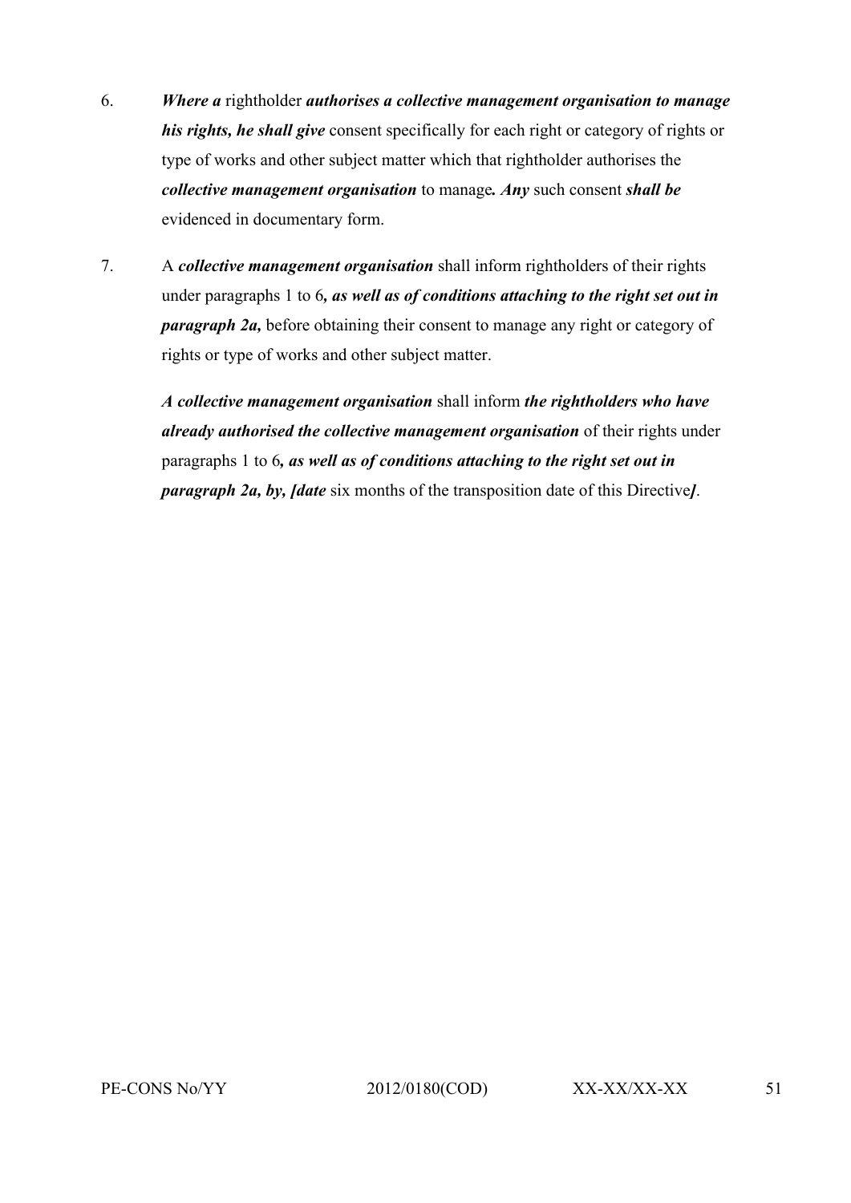6. ***Where a*** rightholder ***authorises a collective management organisation to manage his rights, he shall give*** consent specifically for each right or category of rights or type of works and other subject matter which that rightholder authorises the ***collective management organisation*** to manage***. Any*** such consent ***shall be*** evidenced in documentary form.

7. A ***collective management organisation*** shall inform rightholders of their rights under paragraphs 1 to 6***, as well as of conditions attaching to the right set out in paragraph 2a,*** before obtaining their consent to manage any right or category of rights or type of works and other subject matter.

   ***A collective management organisation*** shall inform ***the rightholders who have already authorised the collective management organisation*** of their rights under paragraphs 1 to 6***, as well as of conditions attaching to the right set out in paragraph 2a, by, [date*** six months of the transposition date of this Directive***]***.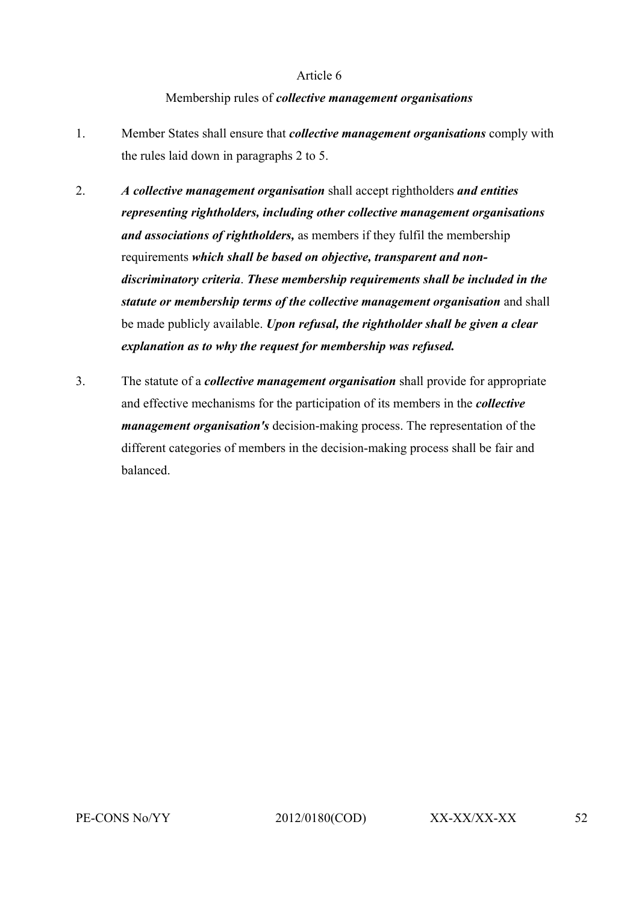Article 6

Membership rules of ***collective management organisations***

1. Member States shall ensure that ***collective management organisations*** comply with the rules laid down in paragraphs 2 to 5.

2. ***A collective management organisation*** shall accept rightholders ***and entities representing rightholders, including other collective management organisations and associations of rightholders,*** as members if they fulfil the membership requirements ***which shall be based on objective, transparent and non-discriminatory criteria***. ***These membership requirements shall be included in the statute or membership terms of the collective management organisation*** and shall be made publicly available. ***Upon refusal, the rightholder shall be given a clear explanation as to why the request for membership was refused.***

3. The statute of a ***collective management organisation*** shall provide for appropriate and effective mechanisms for the participation of its members in the ***collective management organisation's*** decision-making process. The representation of the different categories of members in the decision-making process shall be fair and balanced.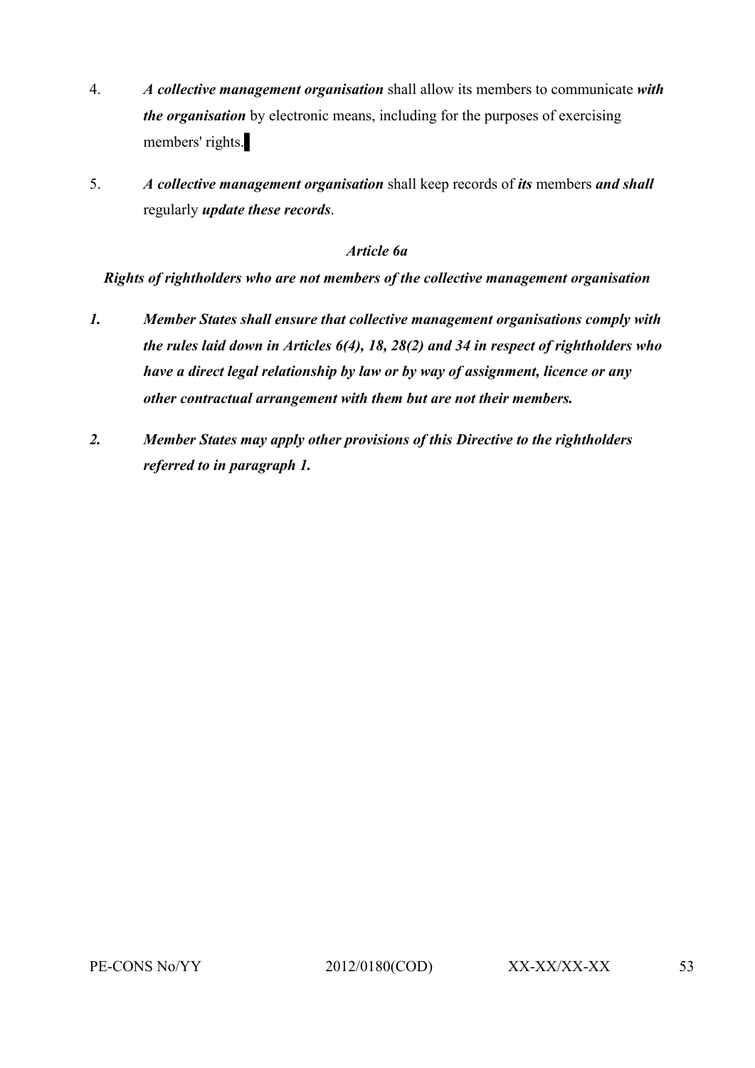4. ***A collective management organisation*** shall allow its members to communicate ***with the organisation*** by electronic means, including for the purposes of exercising members' rights. ▌

5. ***A collective management organisation*** shall keep records of ***its*** members ***and shall*** regularly ***update these records***.

*Article 6a*

***Rights of rightholders who are not members of the collective management organisation***

***1. Member States shall ensure that collective management organisations comply with the rules laid down in Articles 6(4), 18, 28(2) and 34 in respect of rightholders who have a direct legal relationship by law or by way of assignment, licence or any other contractual arrangement with them but are not their members.***

***2. Member States may apply other provisions of this Directive to the rightholders referred to in paragraph 1.***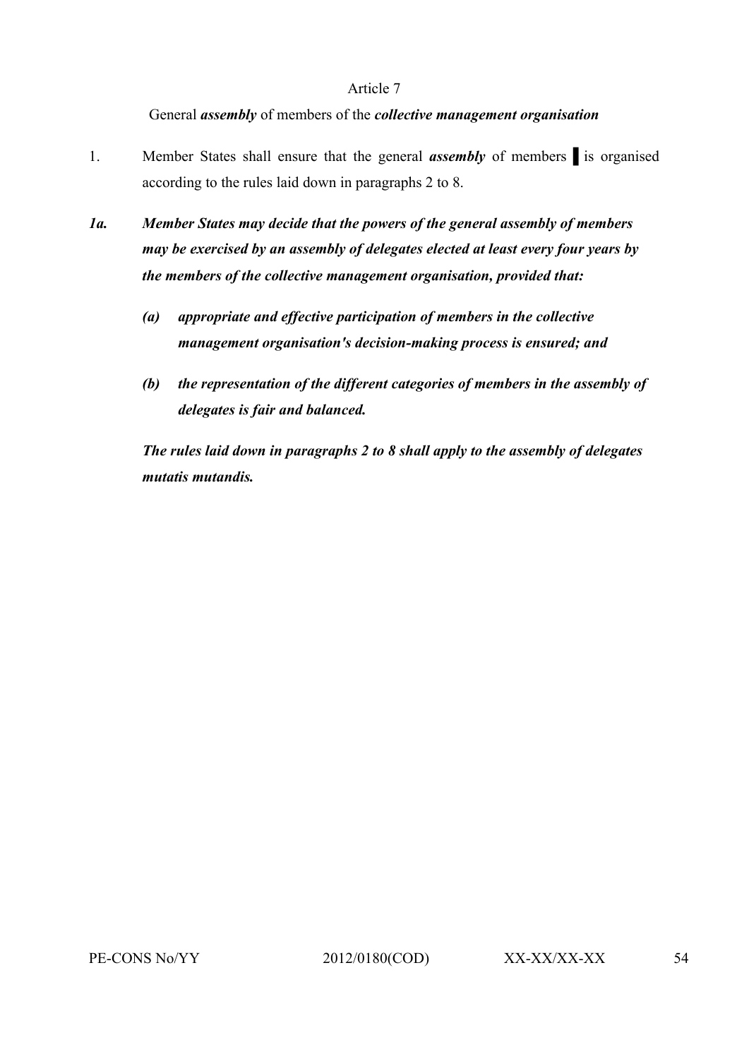Article 7

General ***assembly*** of members of the ***collective management organisation***

1. Member States shall ensure that the general ***assembly*** of members ▌ is organised according to the rules laid down in paragraphs 2 to 8.

***1a. Member States may decide that the powers of the general assembly of members may be exercised by an assembly of delegates elected at least every four years by the members of the collective management organisation, provided that:***

   ***(a) appropriate and effective participation of members in the collective management organisation's decision-making process is ensured; and***

   ***(b) the representation of the different categories of members in the assembly of delegates is fair and balanced.***

   ***The rules laid down in paragraphs 2 to 8 shall apply to the assembly of delegates mutatis mutandis.***

PE-CONS No/YY 2012/0180(COD) XX-XX/XX-XX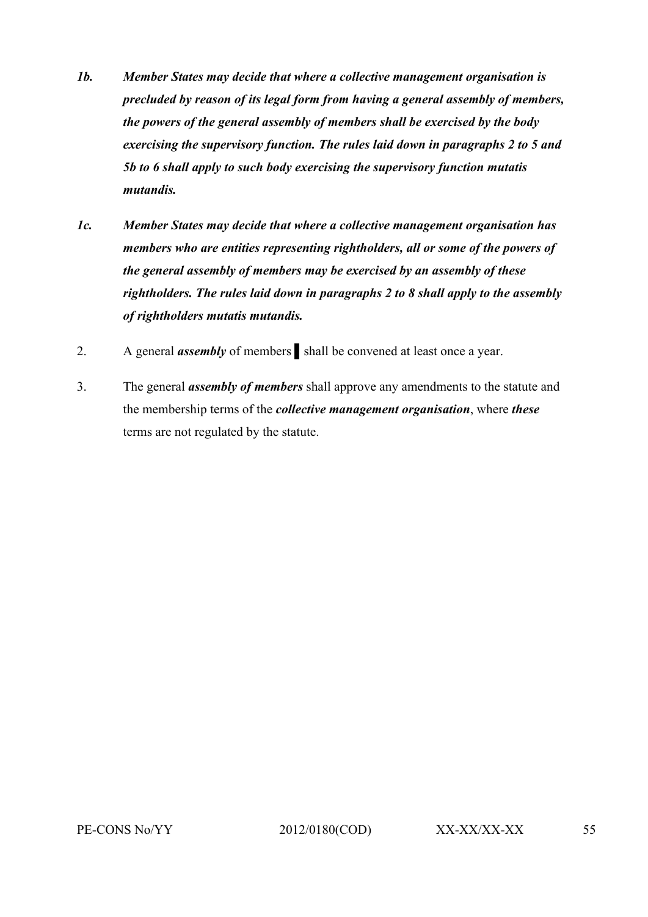*1b.* ***Member States may decide that where a collective management organisation is precluded by reason of its legal form from having a general assembly of members, the powers of the general assembly of members shall be exercised by the body exercising the supervisory function. The rules laid down in paragraphs 2 to 5 and 5b to 6 shall apply to such body exercising the supervisory function mutatis mutandis.***

*1c.* ***Member States may decide that where a collective management organisation has members who are entities representing rightholders, all or some of the powers of the general assembly of members may be exercised by an assembly of these rightholders. The rules laid down in paragraphs 2 to 8 shall apply to the assembly of rightholders mutatis mutandis.***

2. A general ***assembly*** of members ▌ shall be convened at least once a year.

3. The general ***assembly of members*** shall approve any amendments to the statute and the membership terms of the ***collective management organisation***, where ***these*** terms are not regulated by the statute.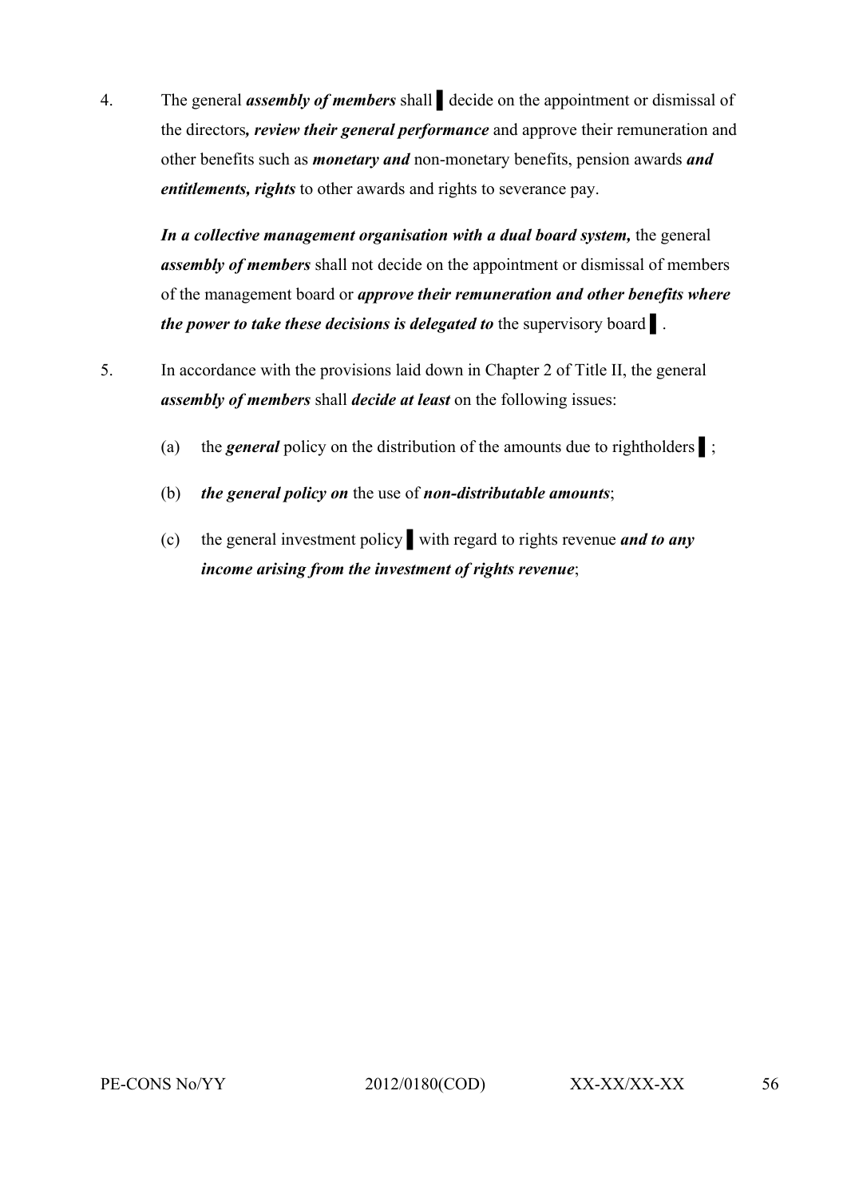4. The general ***assembly of members*** shall ▌ decide on the appointment or dismissal of the directors***, review their general performance*** and approve their remuneration and other benefits such as ***monetary and*** non-monetary benefits, pension awards ***and entitlements, rights*** to other awards and rights to severance pay.

   ***In a collective management organisation with a dual board system,*** the general ***assembly of members*** shall not decide on the appointment or dismissal of members of the management board or ***approve their remuneration and other benefits where the power to take these decisions is delegated to*** the supervisory board ▌.

5. In accordance with the provisions laid down in Chapter 2 of Title II, the general ***assembly of members*** shall ***decide at least*** on the following issues:

   (a) the ***general*** policy on the distribution of the amounts due to rightholders ▌;

   (b) ***the general policy on*** the use of ***non-distributable amounts***;

   (c) the general investment policy ▌ with regard to rights revenue ***and to any income arising from the investment of rights revenue***;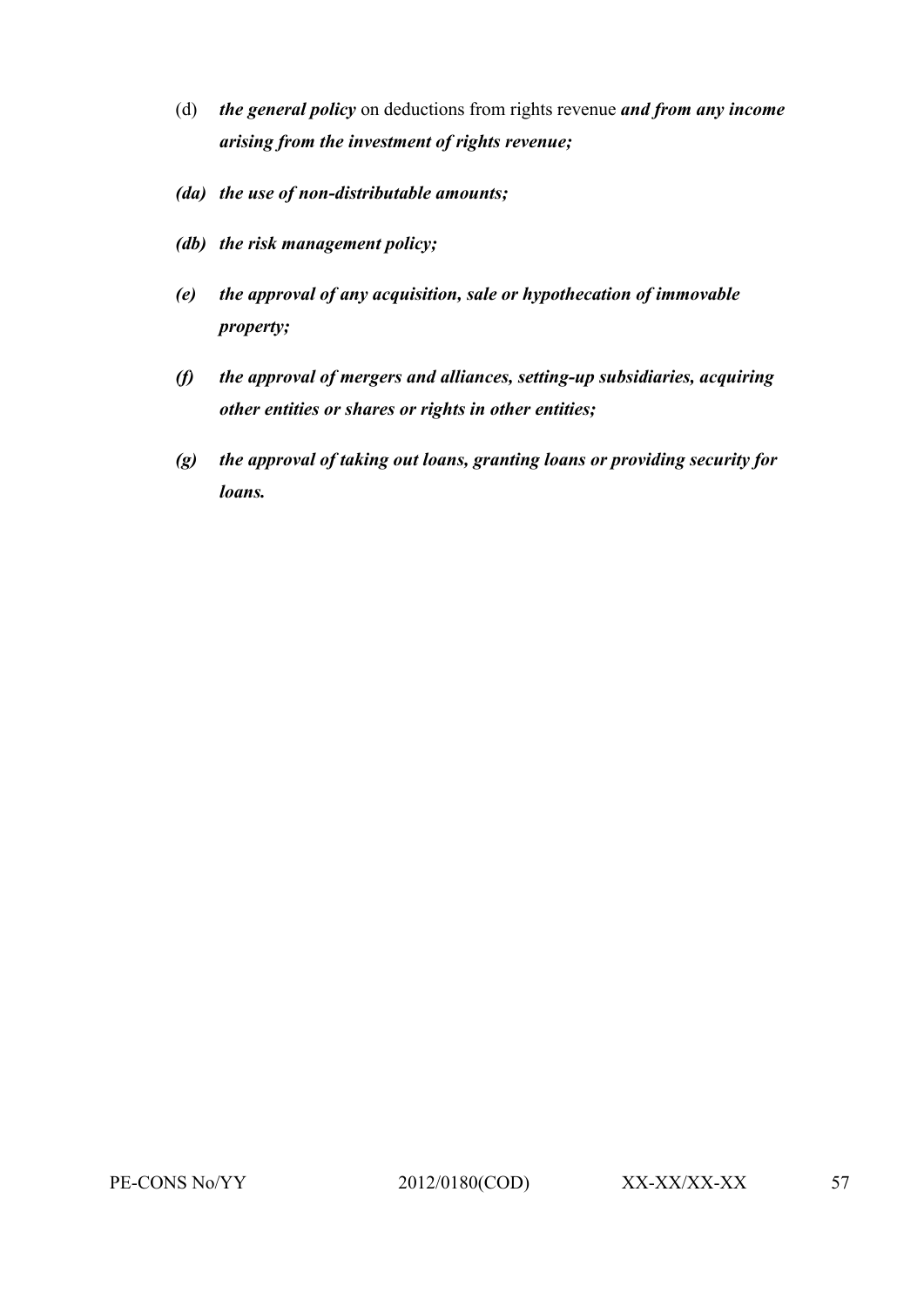(d) ***the general policy*** on deductions from rights revenue ***and from any income arising from the investment of rights revenue;***

***(da) the use of non-distributable amounts;***

***(db) the risk management policy;***

***(e) the approval of any acquisition, sale or hypothecation of immovable property;***

***(f) the approval of mergers and alliances, setting-up subsidiaries, acquiring other entities or shares or rights in other entities;***

***(g) the approval of taking out loans, granting loans or providing security for loans.***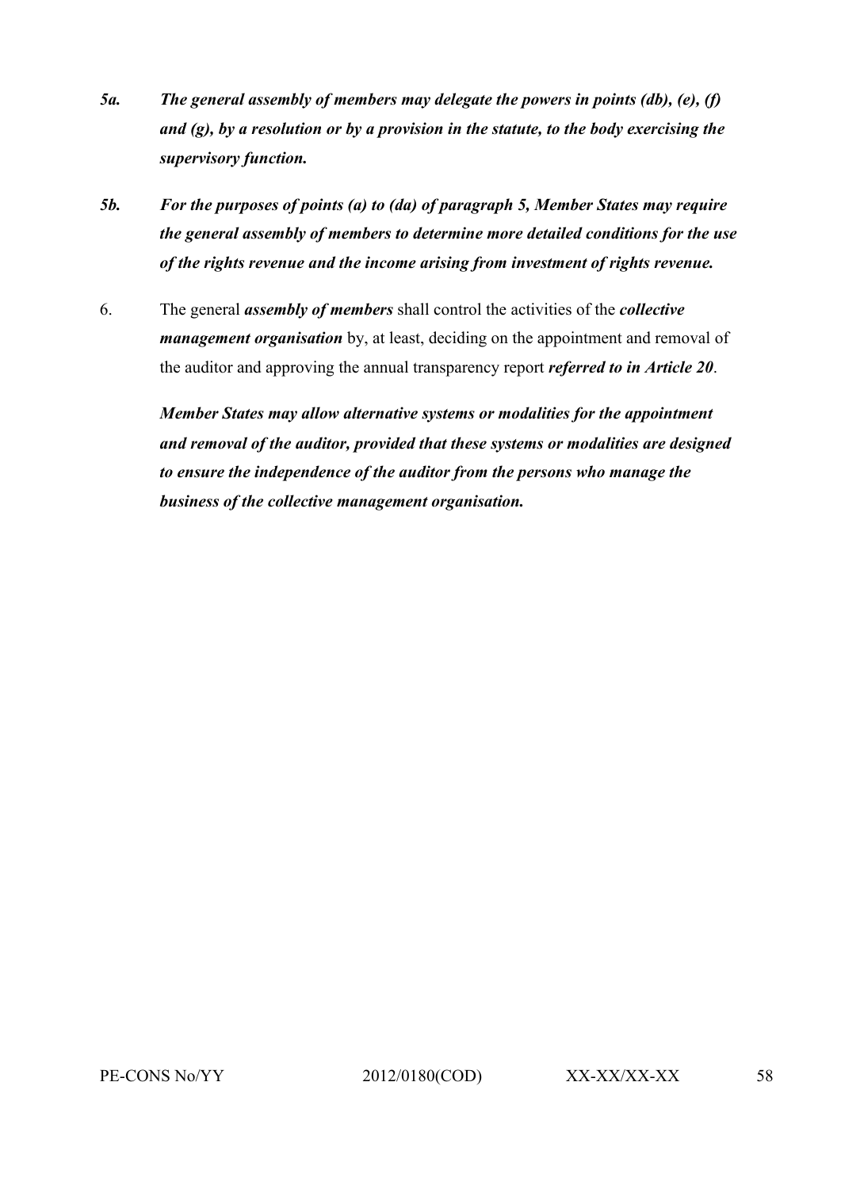*5a.* ***The general assembly of members may delegate the powers in points (db), (e), (f) and (g), by a resolution or by a provision in the statute, to the body exercising the supervisory function.***

*5b.* ***For the purposes of points (a) to (da) of paragraph 5, Member States may require the general assembly of members to determine more detailed conditions for the use of the rights revenue and the income arising from investment of rights revenue.***

6. The general ***assembly of members*** shall control the activities of the ***collective management organisation*** by, at least, deciding on the appointment and removal of the auditor and approving the annual transparency report ***referred to in Article 20***.

***Member States may allow alternative systems or modalities for the appointment and removal of the auditor, provided that these systems or modalities are designed to ensure the independence of the auditor from the persons who manage the business of the collective management organisation.***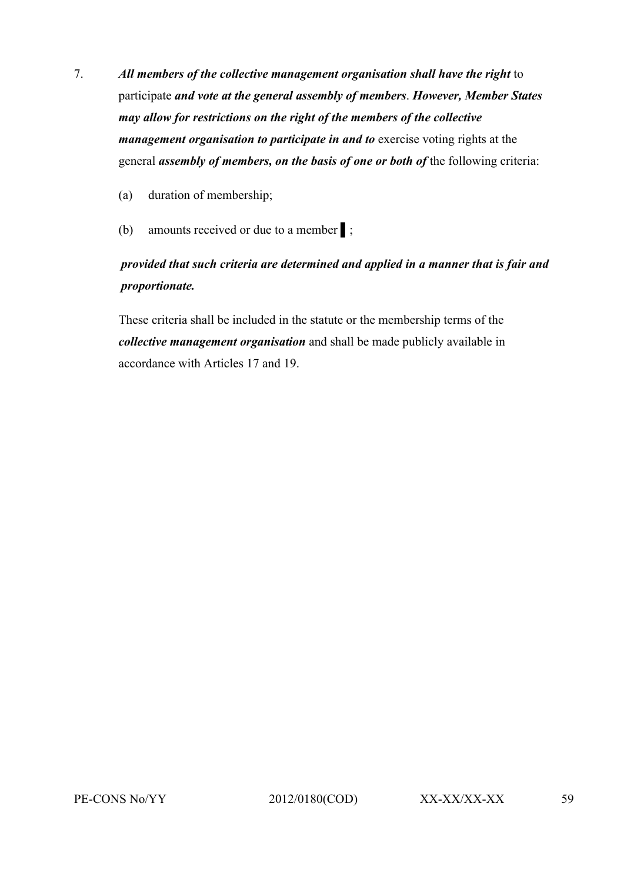7. ***All members of the collective management organisation shall have the right*** to participate ***and vote at the general assembly of members***. ***However, Member States may allow for restrictions on the right of the members of the collective management organisation to participate in and to*** exercise voting rights at the general ***assembly of members, on the basis of one or both of*** the following criteria:

   (a) duration of membership;

   (b) amounts received or due to a member ▌;

   ***provided that such criteria are determined and applied in a manner that is fair and proportionate.***

   These criteria shall be included in the statute or the membership terms of the ***collective management organisation*** and shall be made publicly available in accordance with Articles 17 and 19.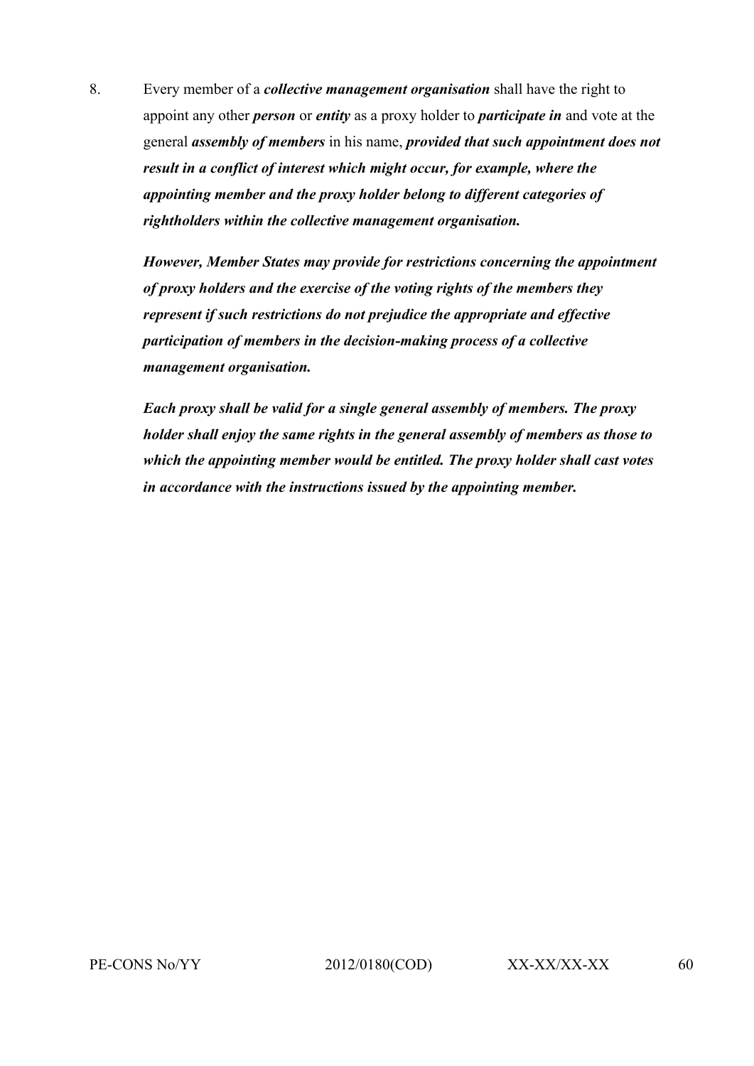8. Every member of a ***collective management organisation*** shall have the right to appoint any other ***person*** or ***entity*** as a proxy holder to ***participate in*** and vote at the general ***assembly of members*** in his name, ***provided that such appointment does not result in a conflict of interest which might occur, for example, where the appointing member and the proxy holder belong to different categories of rightholders within the collective management organisation.***

   ***However, Member States may provide for restrictions concerning the appointment of proxy holders and the exercise of the voting rights of the members they represent if such restrictions do not prejudice the appropriate and effective participation of members in the decision-making process of a collective management organisation.***

   ***Each proxy shall be valid for a single general assembly of members. The proxy holder shall enjoy the same rights in the general assembly of members as those to which the appointing member would be entitled. The proxy holder shall cast votes in accordance with the instructions issued by the appointing member.***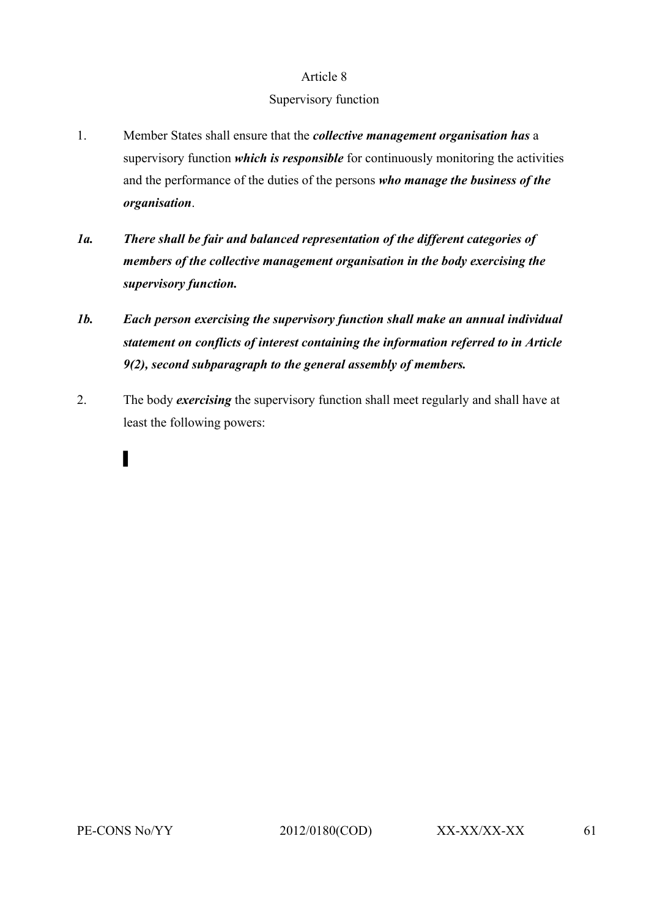Article 8

Supervisory function

1. Member States shall ensure that the ***collective management organisation has*** a supervisory function ***which is responsible*** for continuously monitoring the activities and the performance of the duties of the persons ***who manage the business of the organisation***.

***1a. There shall be fair and balanced representation of the different categories of members of the collective management organisation in the body exercising the supervisory function.***

***1b. Each person exercising the supervisory function shall make an annual individual statement on conflicts of interest containing the information referred to in Article 9(2), second subparagraph to the general assembly of members.***

2. The body ***exercising*** the supervisory function shall meet regularly and shall have at least the following powers:

▌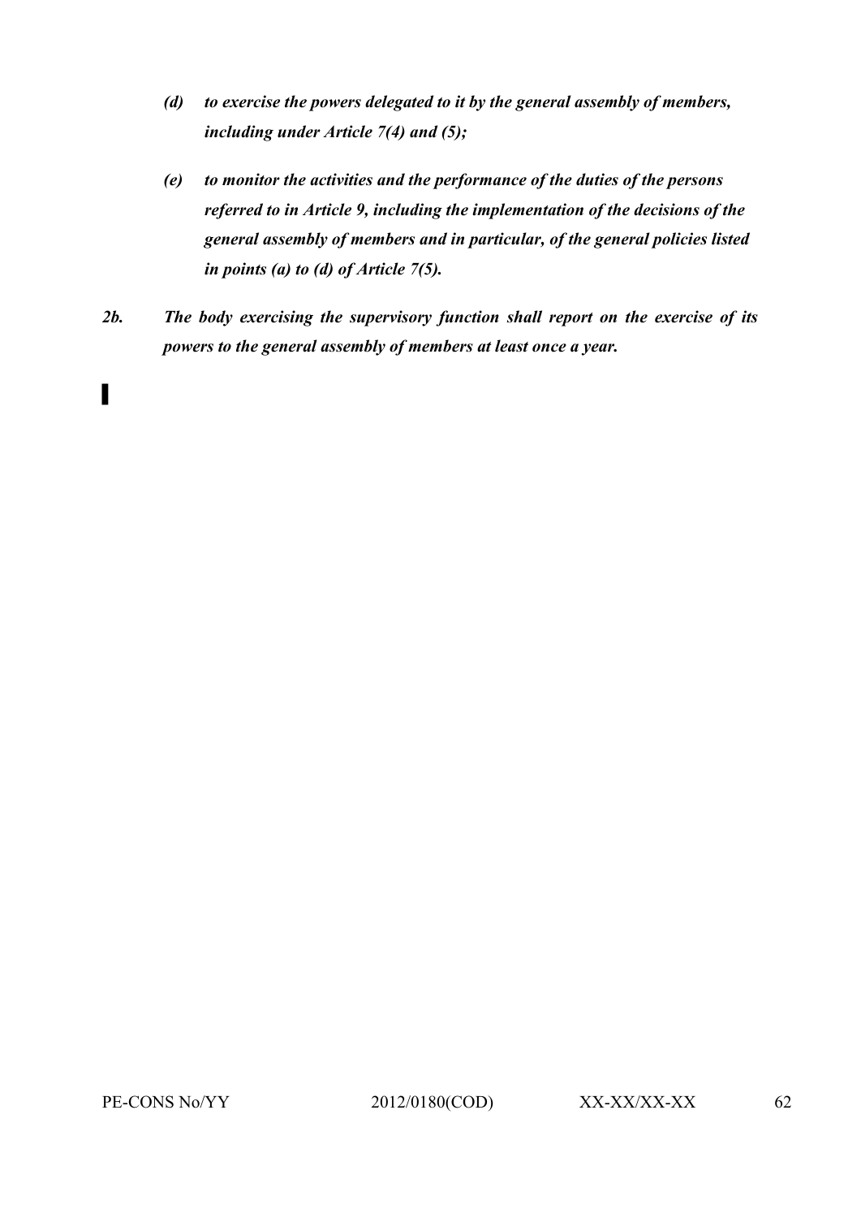*(d) to exercise the powers delegated to it by the general assembly of members, including under Article 7(4) and (5);*

*(e) to monitor the activities and the performance of the duties of the persons referred to in Article 9, including the implementation of the decisions of the general assembly of members and in particular, of the general policies listed in points (a) to (d) of Article 7(5).*

*2b. The body exercising the supervisory function shall report on the exercise of its powers to the general assembly of members at least once a year.*

▌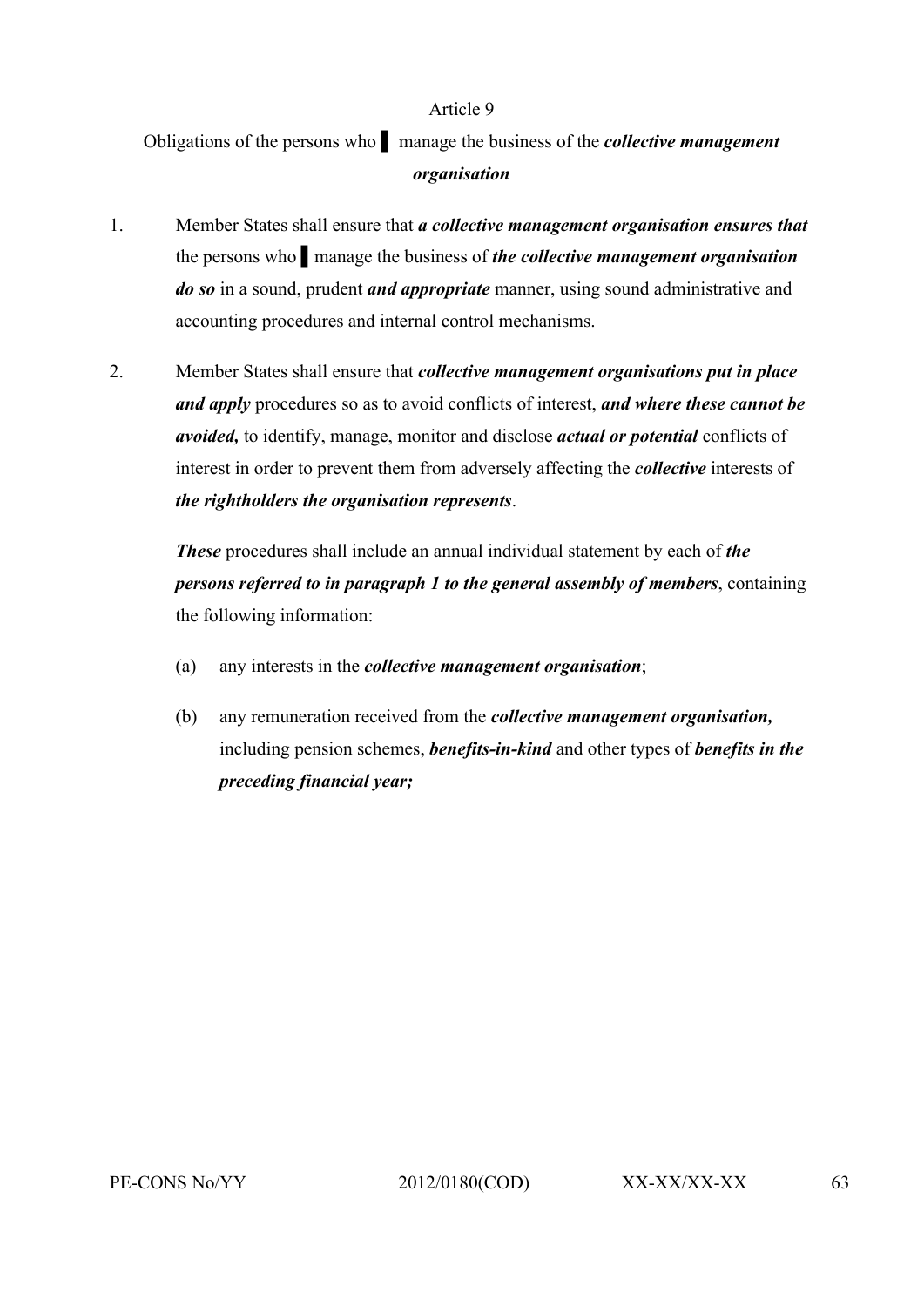Article 9

Obligations of the persons who ▌ manage the business of the ***collective management organisation***

1. Member States shall ensure that ***a collective management organisation ensures that*** the persons who ▌manage the business of ***the collective management organisation do so*** in a sound, prudent ***and appropriate*** manner, using sound administrative and accounting procedures and internal control mechanisms.

2. Member States shall ensure that ***collective management organisations put in place and apply*** procedures so as to avoid conflicts of interest, ***and where these cannot be avoided,*** to identify, manage, monitor and disclose ***actual or potential*** conflicts of interest in order to prevent them from adversely affecting the ***collective*** interests of ***the rightholders the organisation represents***.

   ***These*** procedures shall include an annual individual statement by each of ***the persons referred to in paragraph 1 to the general assembly of members***, containing the following information:

   (a) any interests in the ***collective management organisation***;

   (b) any remuneration received from the ***collective management organisation,*** including pension schemes, ***benefits-in-kind*** and other types of ***benefits in the preceding financial year;***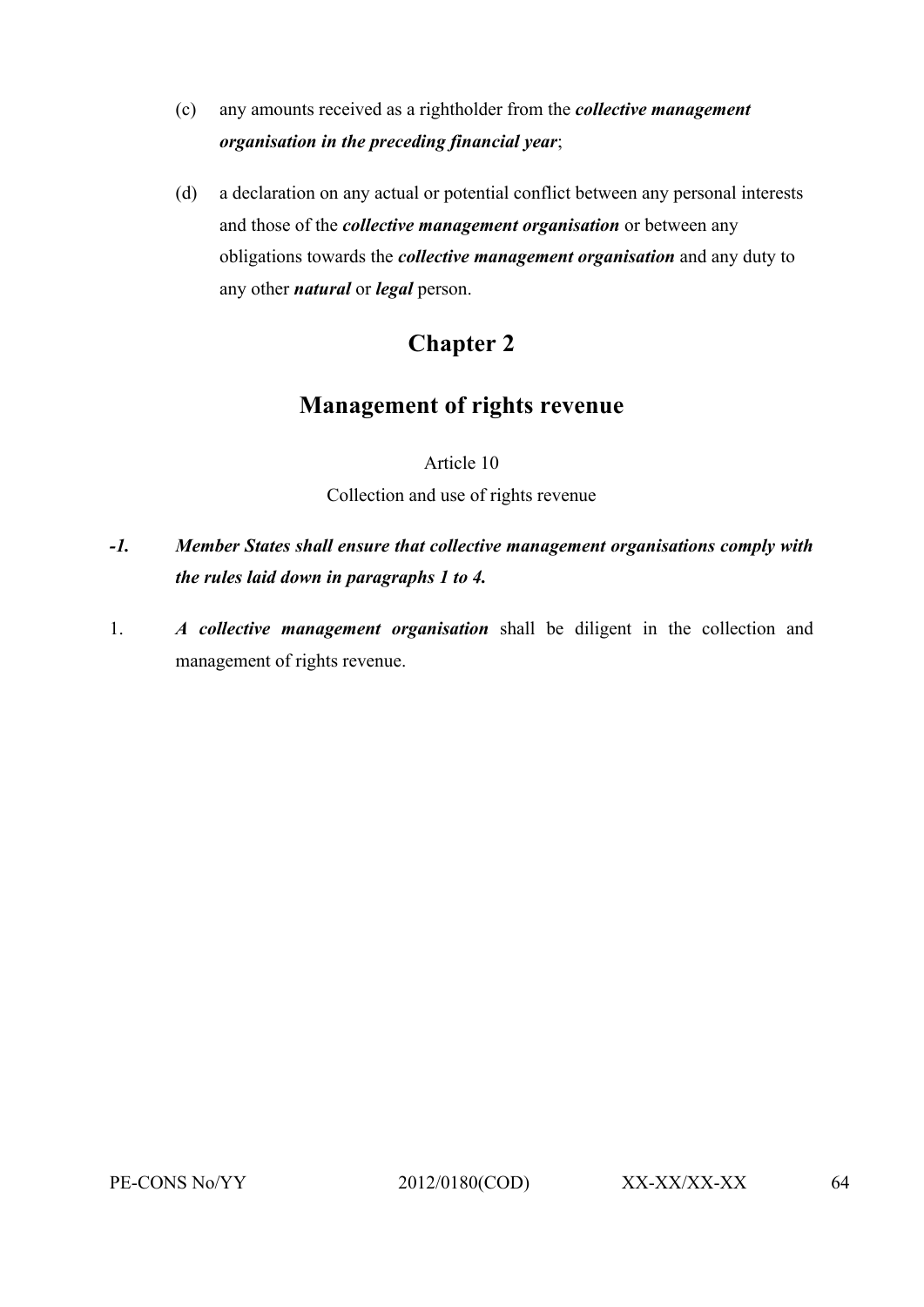(c) any amounts received as a rightholder from the ***collective management organisation in the preceding financial year***;

(d) a declaration on any actual or potential conflict between any personal interests and those of the ***collective management organisation*** or between any obligations towards the ***collective management organisation*** and any duty to any other ***natural*** or ***legal*** person.

## Chapter 2

## Management of rights revenue

Article 10

Collection and use of rights revenue

***-1. Member States shall ensure that collective management organisations comply with the rules laid down in paragraphs 1 to 4.***

1. ***A collective management organisation*** shall be diligent in the collection and management of rights revenue.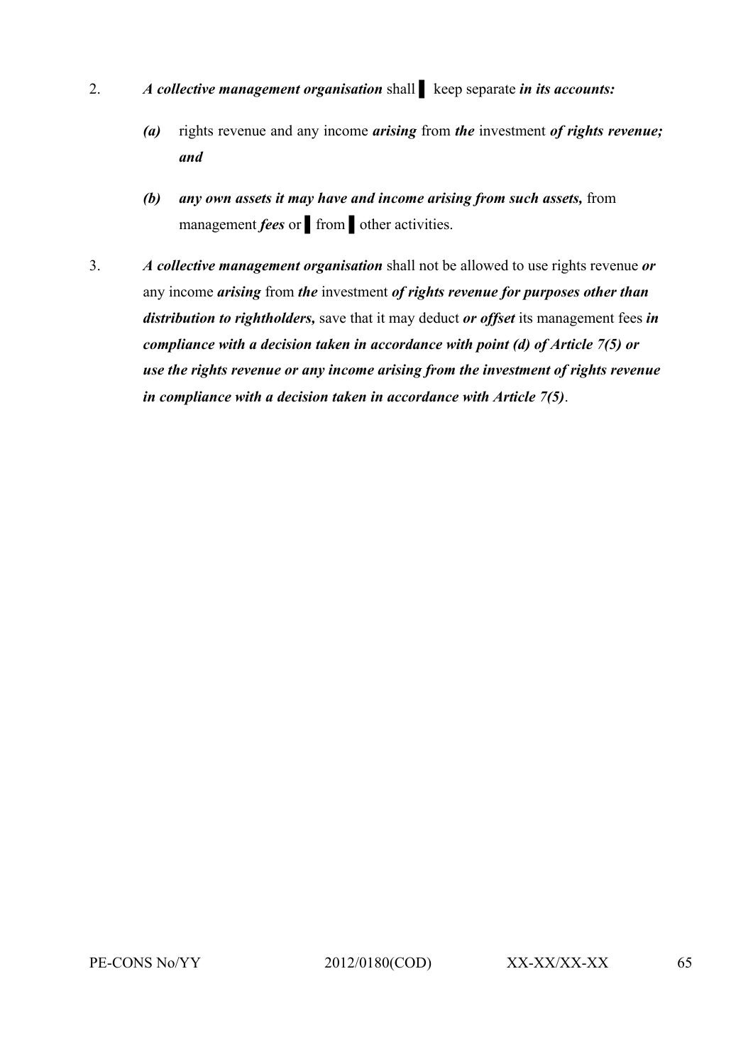2. ***A collective management organisation*** shall ▌ keep separate ***in its accounts:***

   ***(a)*** rights revenue and any income ***arising*** from ***the*** investment ***of rights revenue; and***

   ***(b)*** ***any own assets it may have and income arising from such assets,*** from management ***fees*** or ▌ from ▌ other activities.

3. ***A collective management organisation*** shall not be allowed to use rights revenue ***or*** any income ***arising*** from ***the*** investment ***of rights revenue for purposes other than distribution to rightholders,*** save that it may deduct ***or offset*** its management fees ***in compliance with a decision taken in accordance with point (d) of Article 7(5) or use the rights revenue or any income arising from the investment of rights revenue in compliance with a decision taken in accordance with Article 7(5)***.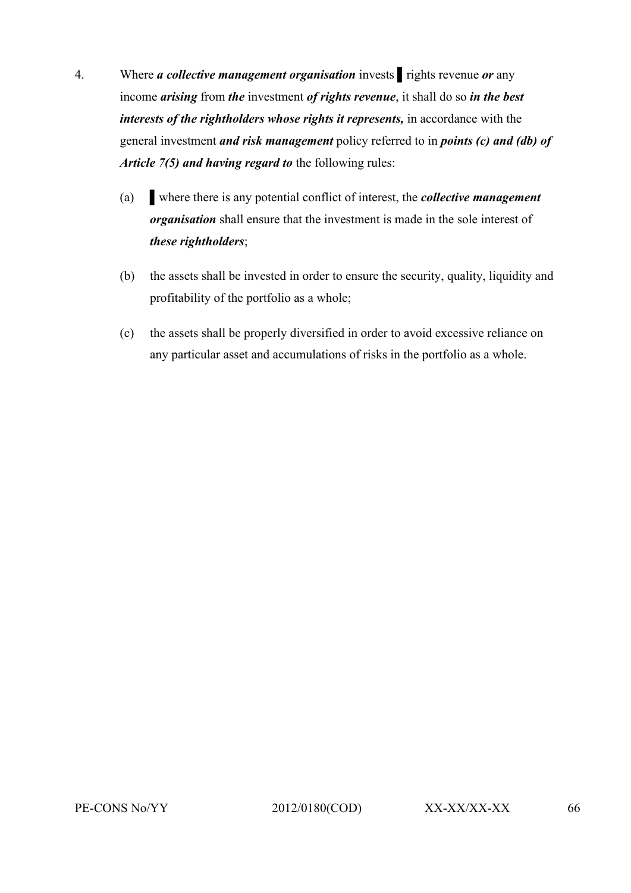4. Where ***a collective management organisation*** invests ▌ rights revenue ***or*** any income ***arising*** from ***the*** investment ***of rights revenue***, it shall do so ***in the best interests of the rightholders whose rights it represents,*** in accordance with the general investment ***and risk management*** policy referred to in ***points (c) and (db) of Article 7(5) and having regard to*** the following rules:

   (a) ▌ where there is any potential conflict of interest, the ***collective management organisation*** shall ensure that the investment is made in the sole interest of ***these rightholders***;

   (b) the assets shall be invested in order to ensure the security, quality, liquidity and profitability of the portfolio as a whole;

   (c) the assets shall be properly diversified in order to avoid excessive reliance on any particular asset and accumulations of risks in the portfolio as a whole.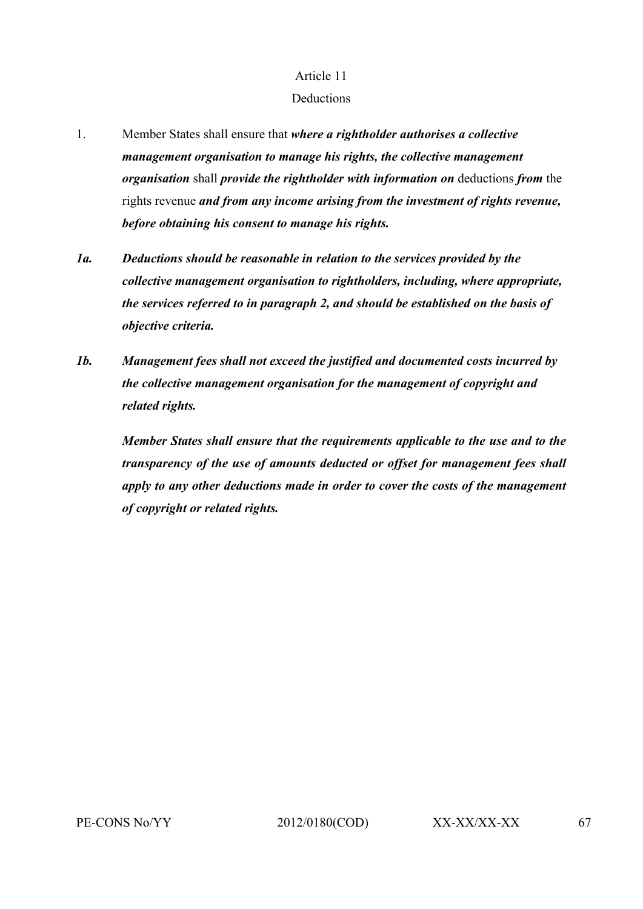Article 11

Deductions

1. Member States shall ensure that ***where a rightholder authorises a collective management organisation to manage his rights, the collective management organisation*** shall ***provide the rightholder with information on*** deductions ***from*** the rights revenue ***and from any income arising from the investment of rights revenue, before obtaining his consent to manage his rights.***

***1a. Deductions should be reasonable in relation to the services provided by the collective management organisation to rightholders, including, where appropriate, the services referred to in paragraph 2, and should be established on the basis of objective criteria.***

***1b. Management fees shall not exceed the justified and documented costs incurred by the collective management organisation for the management of copyright and related rights.***

***Member States shall ensure that the requirements applicable to the use and to the transparency of the use of amounts deducted or offset for management fees shall apply to any other deductions made in order to cover the costs of the management of copyright or related rights.***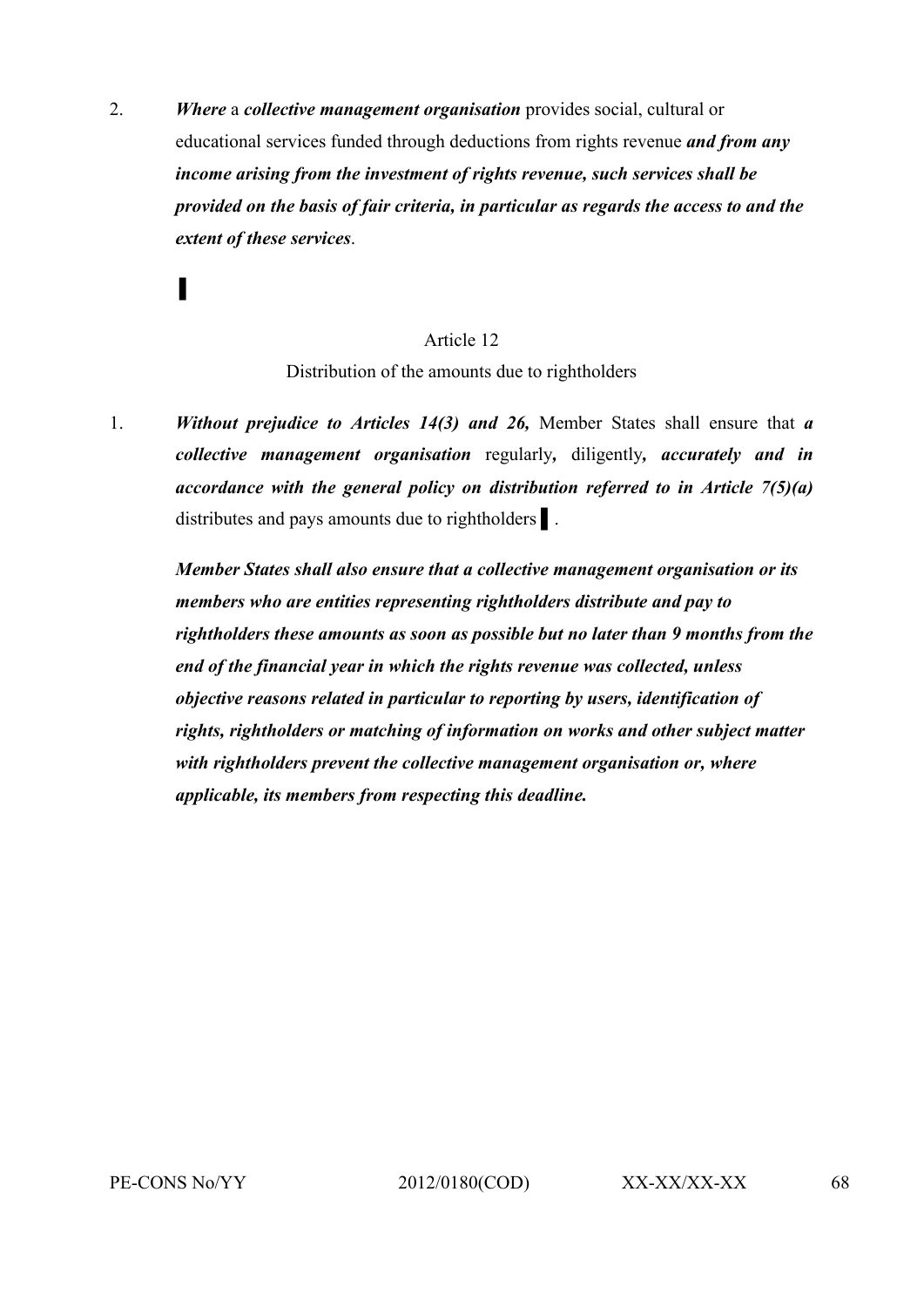2. ***Where*** a ***collective management organisation*** provides social, cultural or educational services funded through deductions from rights revenue ***and from any income arising from the investment of rights revenue, such services shall be provided on the basis of fair criteria, in particular as regards the access to and the extent of these services***.

▌

Article 12

Distribution of the amounts due to rightholders

1. ***Without prejudice to Articles 14(3) and 26,*** Member States shall ensure that ***a collective management organisation*** regularly***,*** diligently***, accurately and in accordance with the general policy on distribution referred to in Article 7(5)(a)*** distributes and pays amounts due to rightholders ▌.

***Member States shall also ensure that a collective management organisation or its members who are entities representing rightholders distribute and pay to rightholders these amounts as soon as possible but no later than 9 months from the end of the financial year in which the rights revenue was collected, unless objective reasons related in particular to reporting by users, identification of rights, rightholders or matching of information on works and other subject matter with rightholders prevent the collective management organisation or, where applicable, its members from respecting this deadline.***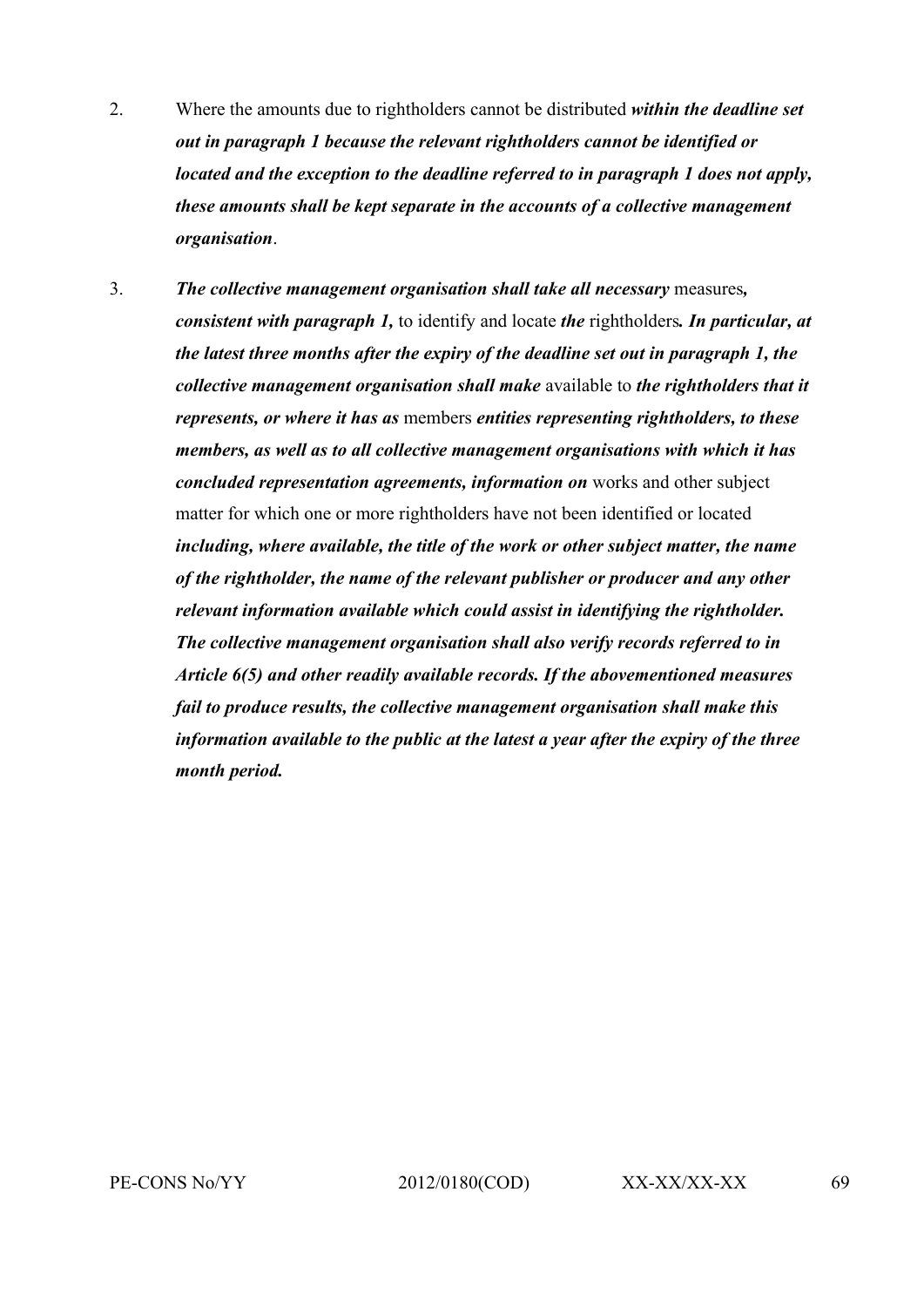2. Where the amounts due to rightholders cannot be distributed ***within the deadline set out in paragraph 1 because the relevant rightholders cannot be identified or located and the exception to the deadline referred to in paragraph 1 does not apply, these amounts shall be kept separate in the accounts of a collective management organisation***.

3. ***The collective management organisation shall take all necessary*** measures***, consistent with paragraph 1,*** to identify and locate ***the*** rightholders***. In particular, at the latest three months after the expiry of the deadline set out in paragraph 1, the collective management organisation shall make*** available to ***the rightholders that it represents, or where it has as*** members ***entities representing rightholders, to these members, as well as to all collective management organisations with which it has concluded representation agreements, information on*** works and other subject matter for which one or more rightholders have not been identified or located ***including, where available, the title of the work or other subject matter, the name of the rightholder, the name of the relevant publisher or producer and any other relevant information available which could assist in identifying the rightholder. The collective management organisation shall also verify records referred to in Article 6(5) and other readily available records. If the abovementioned measures fail to produce results, the collective management organisation shall make this information available to the public at the latest a year after the expiry of the three month period.***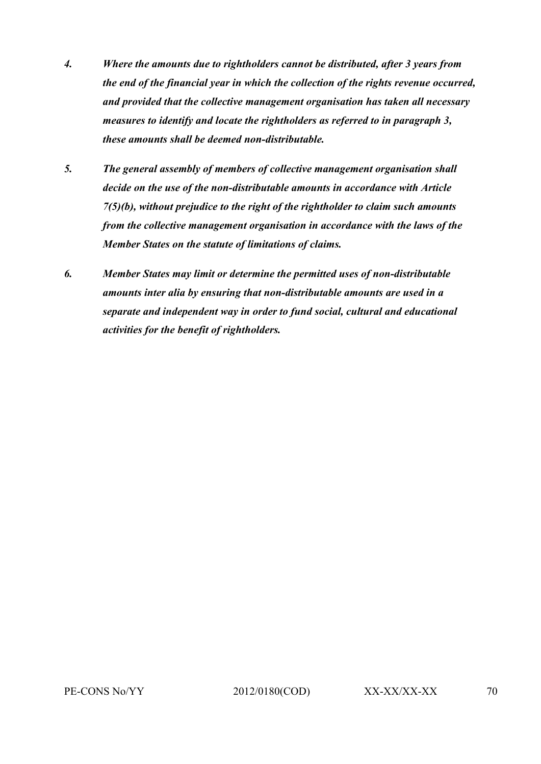4. ***Where the amounts due to rightholders cannot be distributed, after 3 years from the end of the financial year in which the collection of the rights revenue occurred, and provided that the collective management organisation has taken all necessary measures to identify and locate the rightholders as referred to in paragraph 3, these amounts shall be deemed non-distributable.***

5. ***The general assembly of members of collective management organisation shall decide on the use of the non-distributable amounts in accordance with Article 7(5)(b), without prejudice to the right of the rightholder to claim such amounts from the collective management organisation in accordance with the laws of the Member States on the statute of limitations of claims.***

6. ***Member States may limit or determine the permitted uses of non-distributable amounts inter alia by ensuring that non-distributable amounts are used in a separate and independent way in order to fund social, cultural and educational activities for the benefit of rightholders.***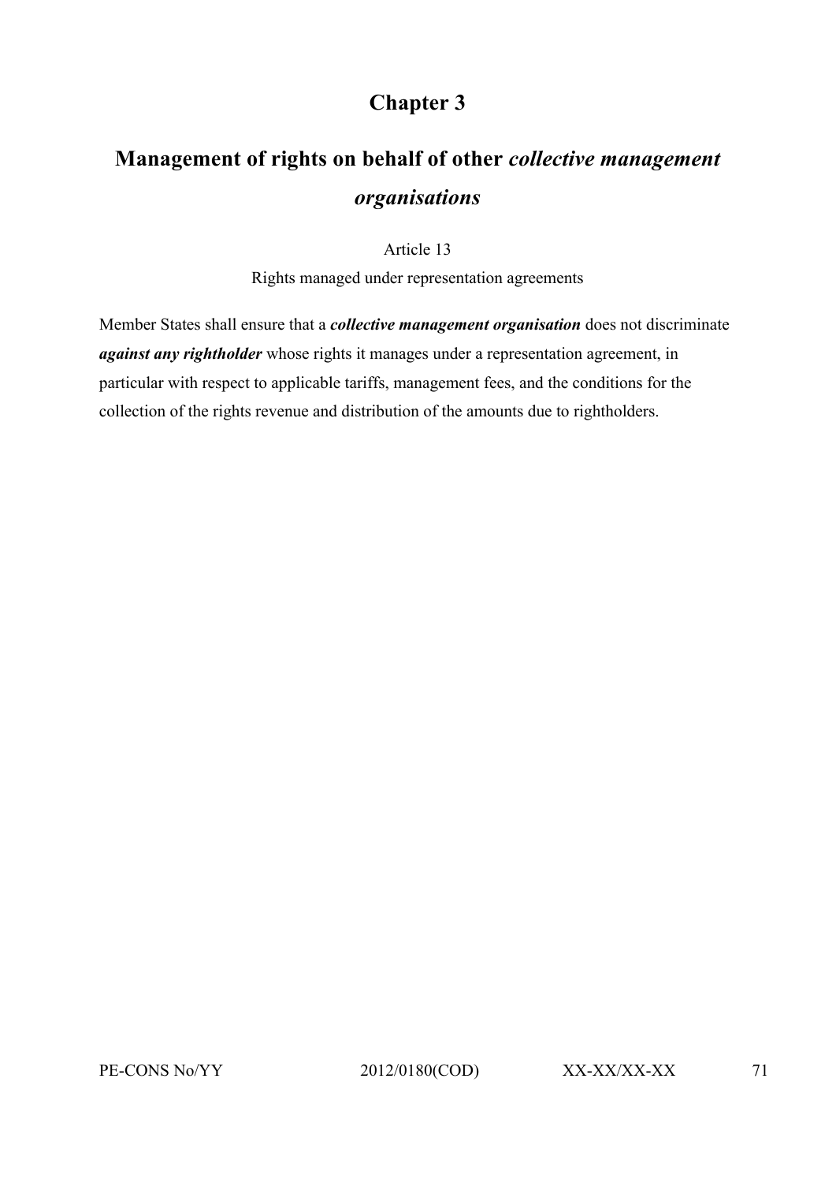# Chapter 3

## Management of rights on behalf of other *collective management organisations*

Article 13

Rights managed under representation agreements

Member States shall ensure that a ***collective management organisation*** does not discriminate ***against any rightholder*** whose rights it manages under a representation agreement, in particular with respect to applicable tariffs, management fees, and the conditions for the collection of the rights revenue and distribution of the amounts due to rightholders.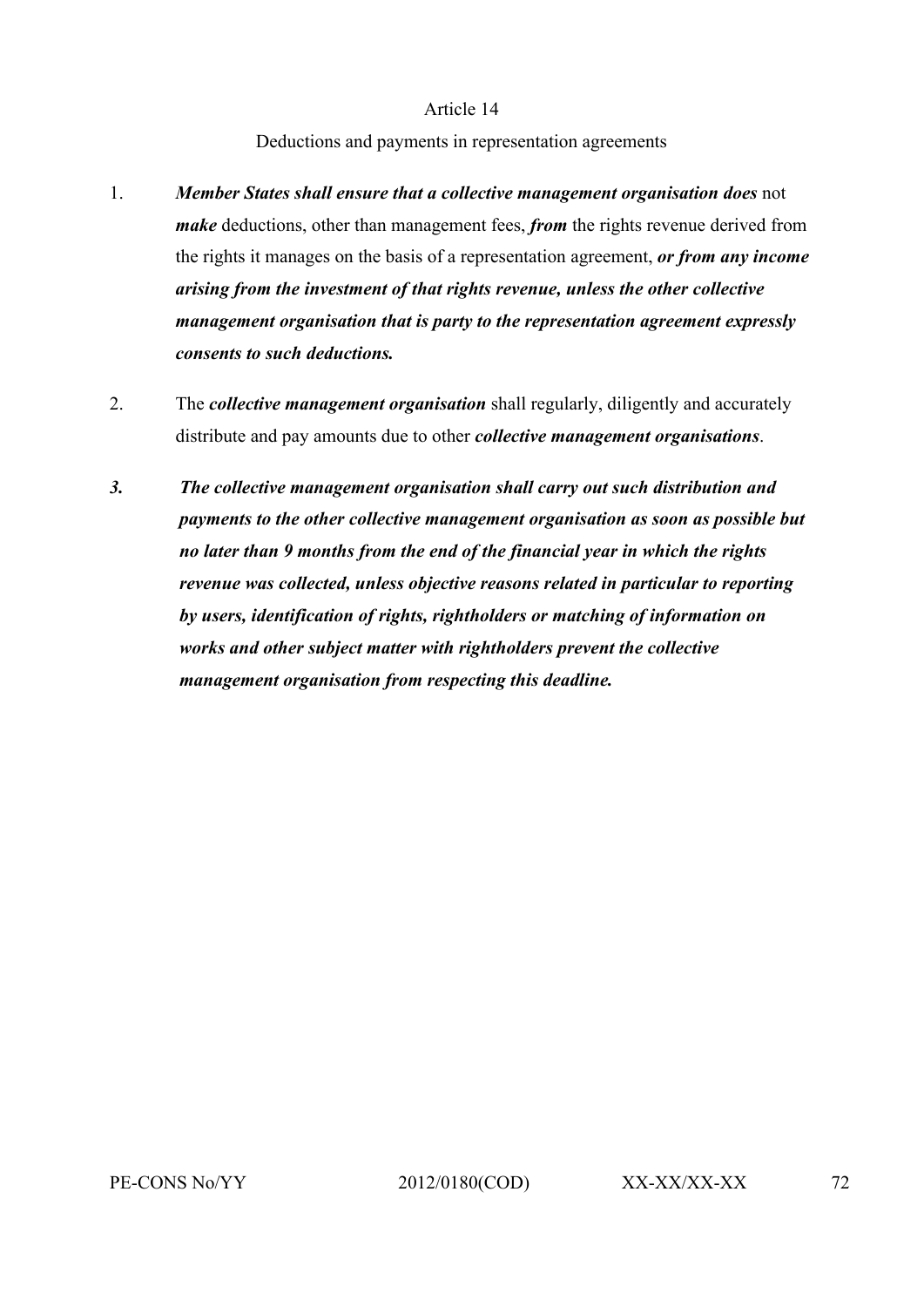Article 14

Deductions and payments in representation agreements

1. ***Member States shall ensure that a collective management organisation does*** not ***make*** deductions, other than management fees, ***from*** the rights revenue derived from the rights it manages on the basis of a representation agreement, ***or from any income arising from the investment of that rights revenue, unless the other collective management organisation that is party to the representation agreement expressly consents to such deductions.***

2. The ***collective management organisation*** shall regularly, diligently and accurately distribute and pay amounts due to other ***collective management organisations***.

***3. The collective management organisation shall carry out such distribution and payments to the other collective management organisation as soon as possible but no later than 9 months from the end of the financial year in which the rights revenue was collected, unless objective reasons related in particular to reporting by users, identification of rights, rightholders or matching of information on works and other subject matter with rightholders prevent the collective management organisation from respecting this deadline.***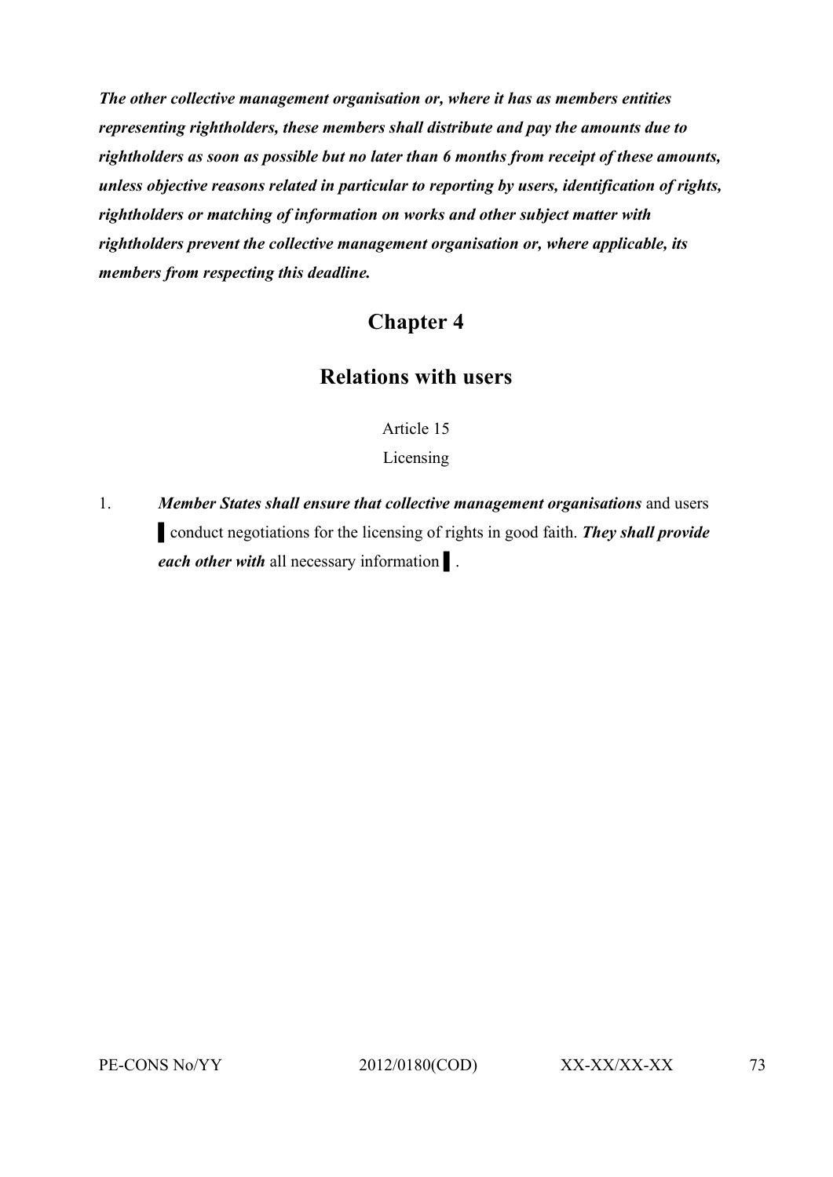***The other collective management organisation or, where it has as members entities representing rightholders, these members shall distribute and pay the amounts due to rightholders as soon as possible but no later than 6 months from receipt of these amounts, unless objective reasons related in particular to reporting by users, identification of rights, rightholders or matching of information on works and other subject matter with rightholders prevent the collective management organisation or, where applicable, its members from respecting this deadline.***

## Chapter 4

## Relations with users

Article 15

Licensing

1. ***Member States shall ensure that collective management organisations*** and users ▌conduct negotiations for the licensing of rights in good faith. ***They shall provide each other with*** all necessary information ▌.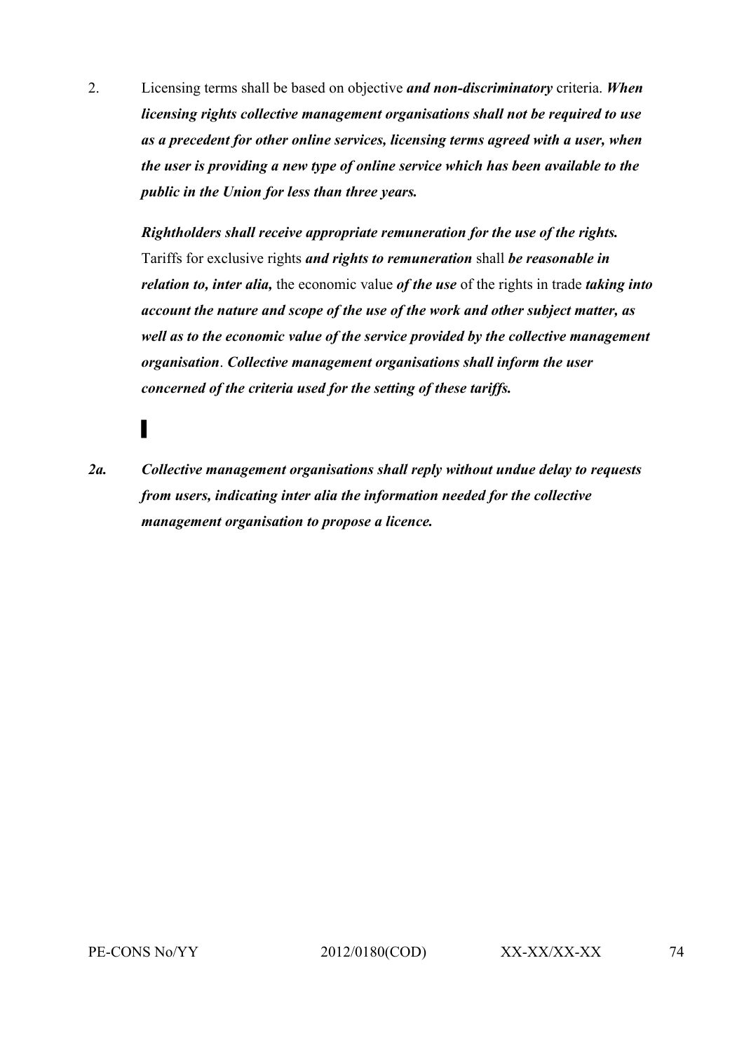2. Licensing terms shall be based on objective ***and non-discriminatory*** criteria. ***When licensing rights collective management organisations shall not be required to use as a precedent for other online services, licensing terms agreed with a user, when the user is providing a new type of online service which has been available to the public in the Union for less than three years.***

***Rightholders shall receive appropriate remuneration for the use of the rights.*** Tariffs for exclusive rights ***and rights to remuneration*** shall ***be reasonable in relation to, inter alia,*** the economic value ***of the use*** of the rights in trade ***taking into account the nature and scope of the use of the work and other subject matter, as well as to the economic value of the service provided by the collective management organisation***. ***Collective management organisations shall inform the user concerned of the criteria used for the setting of these tariffs.***

▌

***2a. Collective management organisations shall reply without undue delay to requests from users, indicating inter alia the information needed for the collective management organisation to propose a licence.***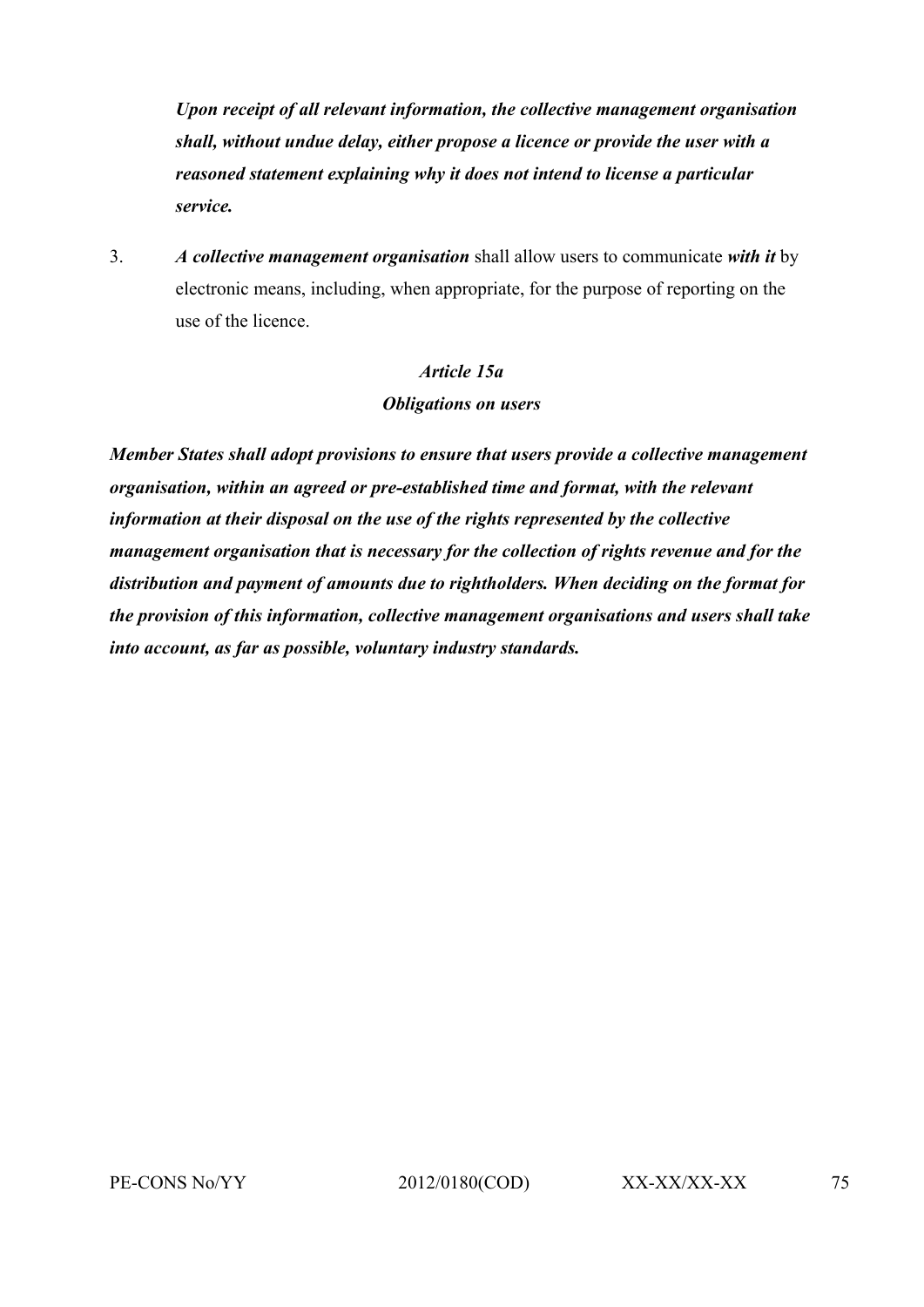***Upon receipt of all relevant information, the collective management organisation shall, without undue delay, either propose a licence or provide the user with a reasoned statement explaining why it does not intend to license a particular service.***

3. ***A collective management organisation*** shall allow users to communicate ***with it*** by electronic means, including, when appropriate, for the purpose of reporting on the use of the licence.

### ***Article 15a***
### ***Obligations on users***

***Member States shall adopt provisions to ensure that users provide a collective management organisation, within an agreed or pre-established time and format, with the relevant information at their disposal on the use of the rights represented by the collective management organisation that is necessary for the collection of rights revenue and for the distribution and payment of amounts due to rightholders. When deciding on the format for the provision of this information, collective management organisations and users shall take into account, as far as possible, voluntary industry standards.***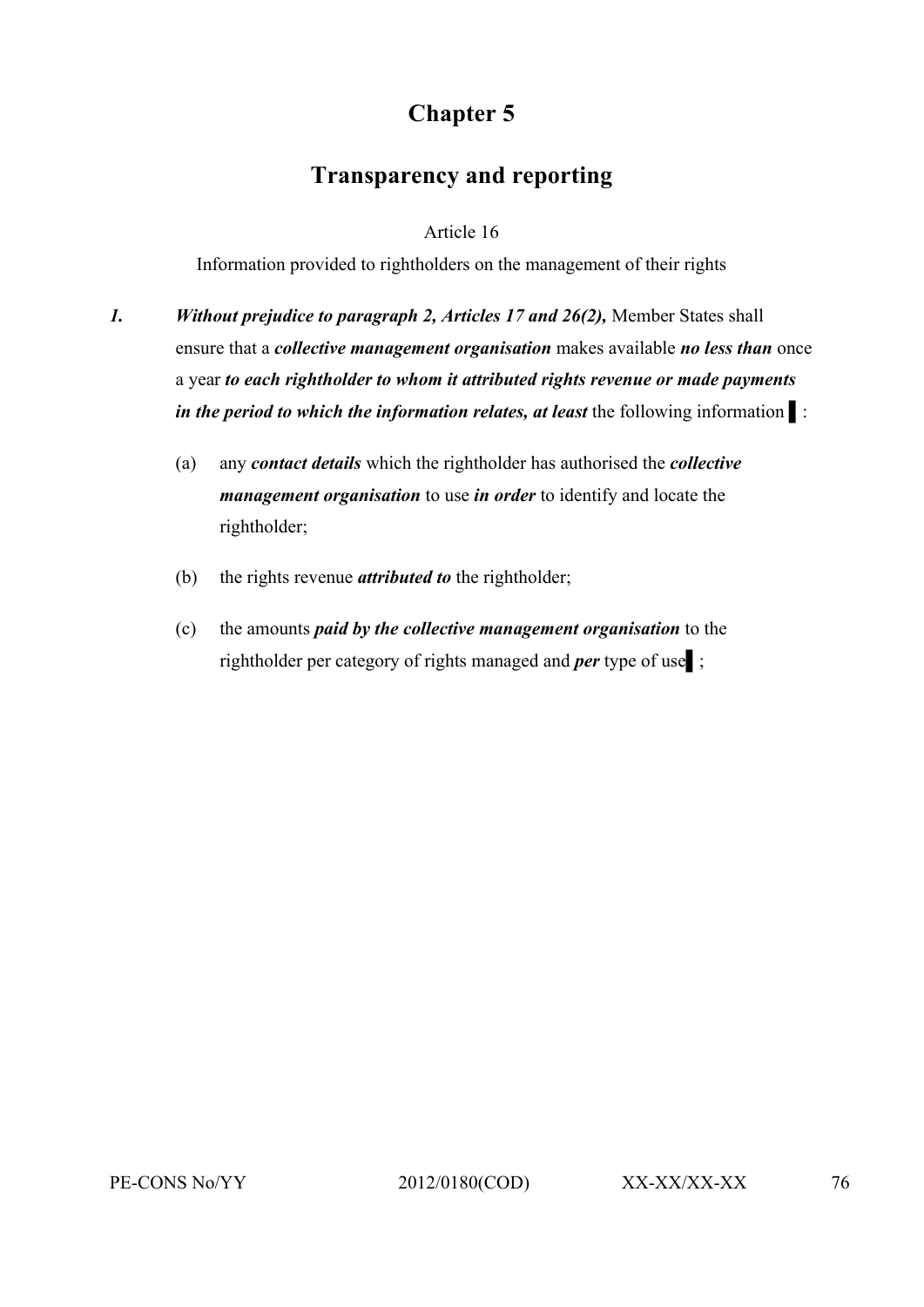# Chapter 5

## Transparency and reporting

Article 16

Information provided to rightholders on the management of their rights

***1.*** ***Without prejudice to paragraph 2, Articles 17 and 26(2),*** Member States shall ensure that a ***collective management organisation*** makes available ***no less than*** once a year ***to each rightholder to whom it attributed rights revenue or made payments in the period to which the information relates, at least*** the following information ▌:

(a) any ***contact details*** which the rightholder has authorised the ***collective management organisation*** to use ***in order*** to identify and locate the rightholder;

(b) the rights revenue ***attributed to*** the rightholder;

(c) the amounts ***paid by the collective management organisation*** to the rightholder per category of rights managed and ***per*** type of use▌;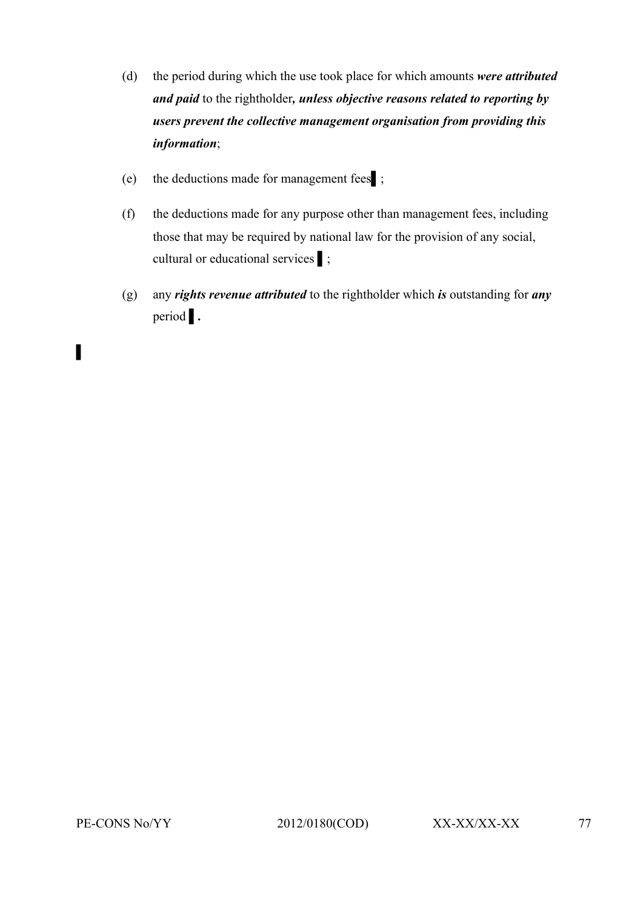(d) the period during which the use took place for which amounts ***were attributed and paid*** to the rightholder***, unless objective reasons related to reporting by users prevent the collective management organisation from providing this information***;

(e) the deductions made for management fees ▌;

(f) the deductions made for any purpose other than management fees, including those that may be required by national law for the provision of any social, cultural or educational services ▌;

(g) any ***rights revenue attributed*** to the rightholder which ***is*** outstanding for ***any*** period ▌**.**

▌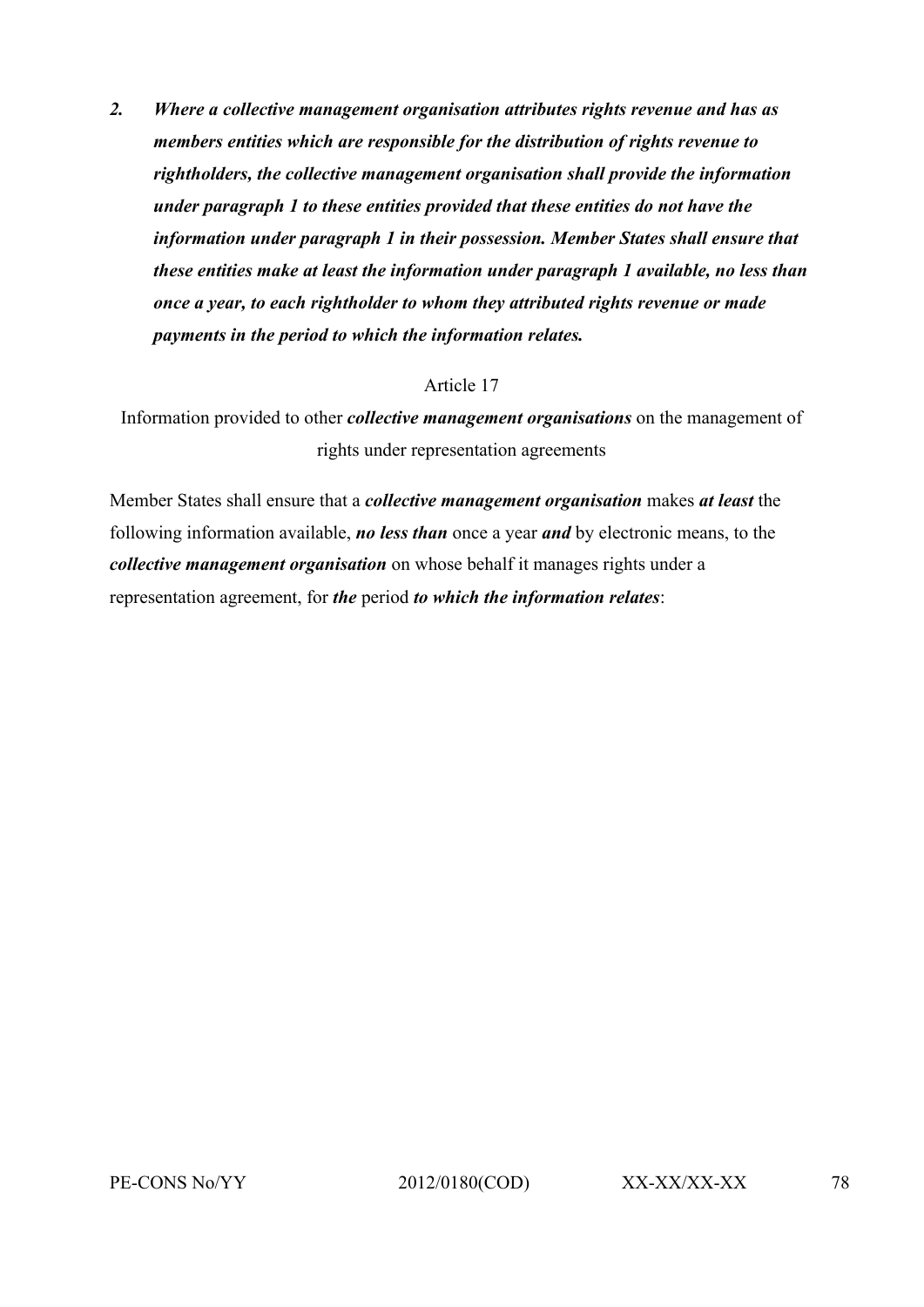***2. Where a collective management organisation attributes rights revenue and has as members entities which are responsible for the distribution of rights revenue to rightholders, the collective management organisation shall provide the information under paragraph 1 to these entities provided that these entities do not have the information under paragraph 1 in their possession. Member States shall ensure that these entities make at least the information under paragraph 1 available, no less than once a year, to each rightholder to whom they attributed rights revenue or made payments in the period to which the information relates.***

Article 17

Information provided to other ***collective management organisations*** on the management of rights under representation agreements

Member States shall ensure that a ***collective management organisation*** makes ***at least*** the following information available, ***no less than*** once a year ***and*** by electronic means, to the ***collective management organisation*** on whose behalf it manages rights under a representation agreement, for ***the*** period ***to which the information relates***: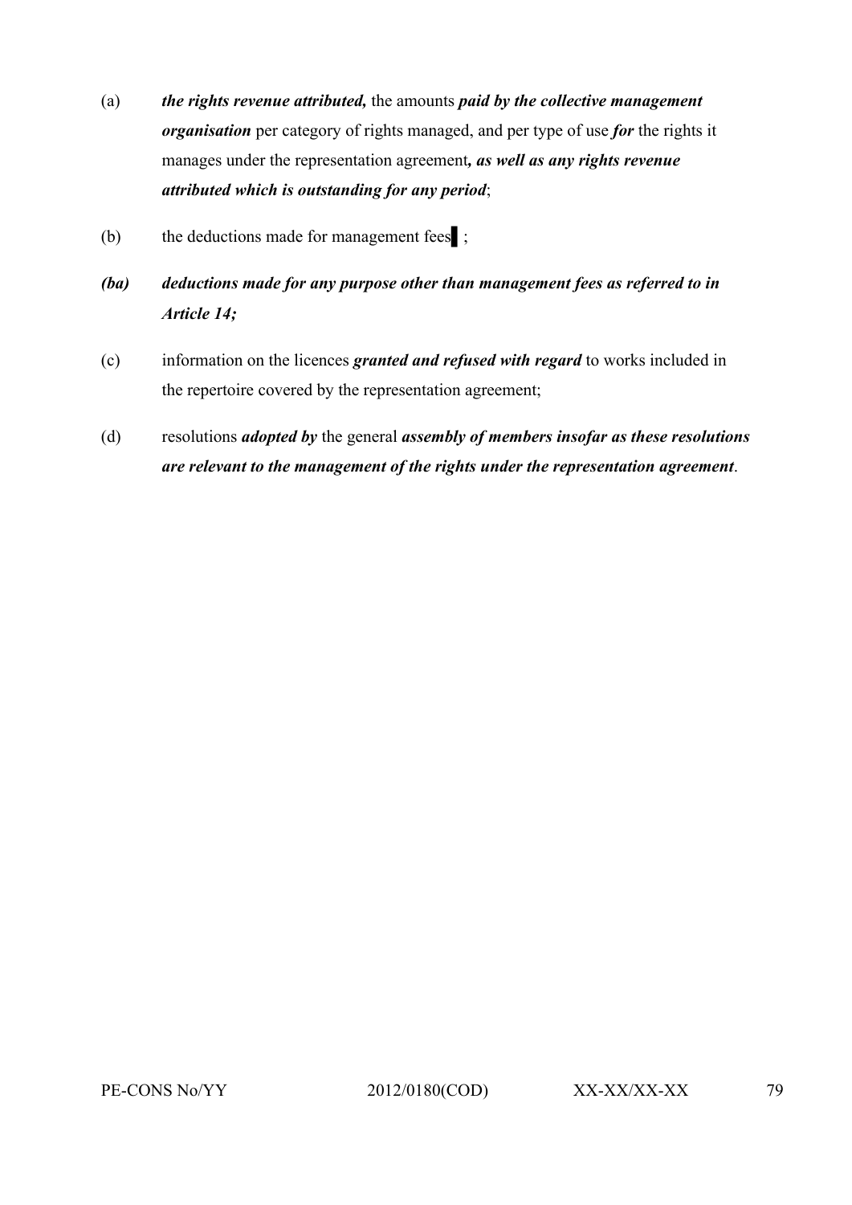(a) ***the rights revenue attributed,*** the amounts ***paid by the collective management organisation*** per category of rights managed, and per type of use ***for*** the rights it manages under the representation agreement***, as well as any rights revenue attributed which is outstanding for any period***;

(b) the deductions made for management fees▌;

***(ba) deductions made for any purpose other than management fees as referred to in Article 14;***

(c) information on the licences ***granted and refused with regard*** to works included in the repertoire covered by the representation agreement;

(d) resolutions ***adopted by*** the general ***assembly of members insofar as these resolutions are relevant to the management of the rights under the representation agreement***.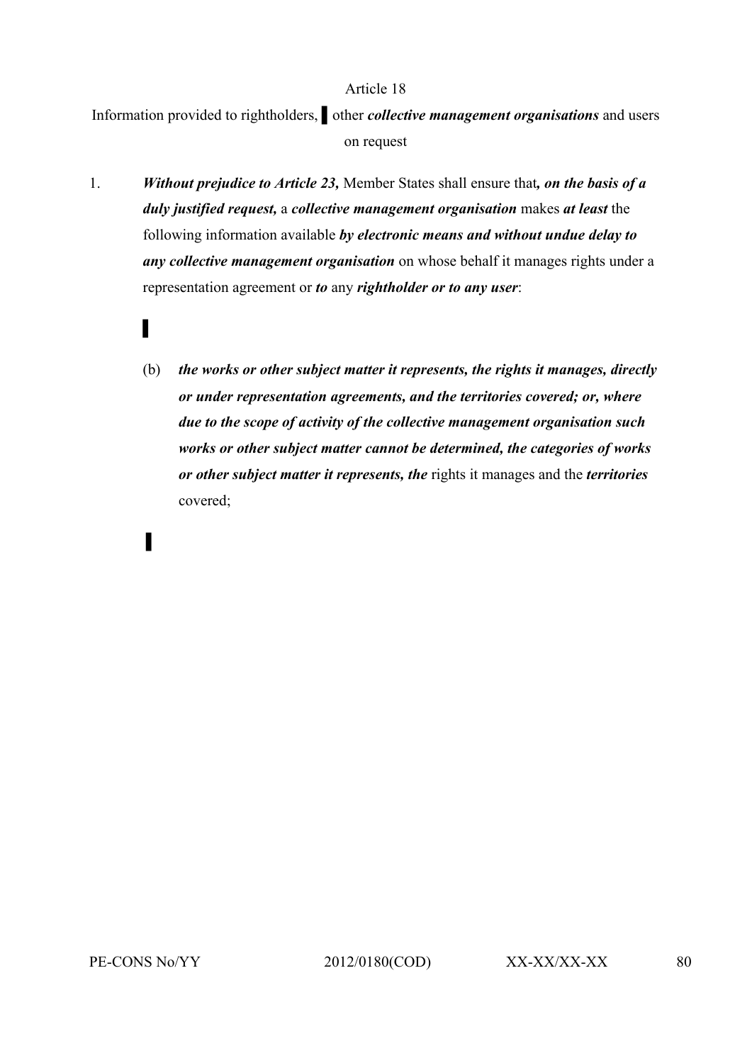Article 18

Information provided to rightholders, ▌ other ***collective management organisations*** and users on request

1. ***Without prejudice to Article 23,*** Member States shall ensure that***, on the basis of a duly justified request,*** a ***collective management organisation*** makes ***at least*** the following information available ***by electronic means and without undue delay to any collective management organisation*** on whose behalf it manages rights under a representation agreement or ***to*** any ***rightholder or to any user***:

   ▌

   (b) ***the works or other subject matter it represents, the rights it manages, directly or under representation agreements, and the territories covered; or, where due to the scope of activity of the collective management organisation such works or other subject matter cannot be determined, the categories of works or other subject matter it represents, the*** rights it manages and the ***territories*** covered;

   ▌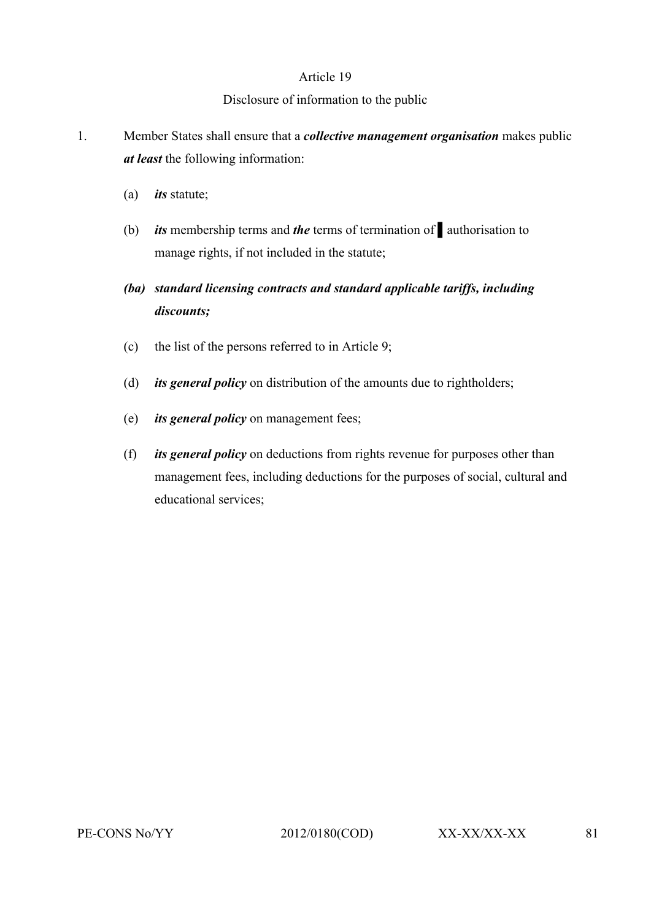Article 19

Disclosure of information to the public

1. Member States shall ensure that a ***collective management organisation*** makes public ***at least*** the following information:

   (a) ***its*** statute;

   (b) ***its*** membership terms and ***the*** terms of termination of ▌ authorisation to manage rights, if not included in the statute;

   ***(ba) standard licensing contracts and standard applicable tariffs, including discounts;***

   (c) the list of the persons referred to in Article 9;

   (d) ***its general policy*** on distribution of the amounts due to rightholders;

   (e) ***its general policy*** on management fees;

   (f) ***its general policy*** on deductions from rights revenue for purposes other than management fees, including deductions for the purposes of social, cultural and educational services;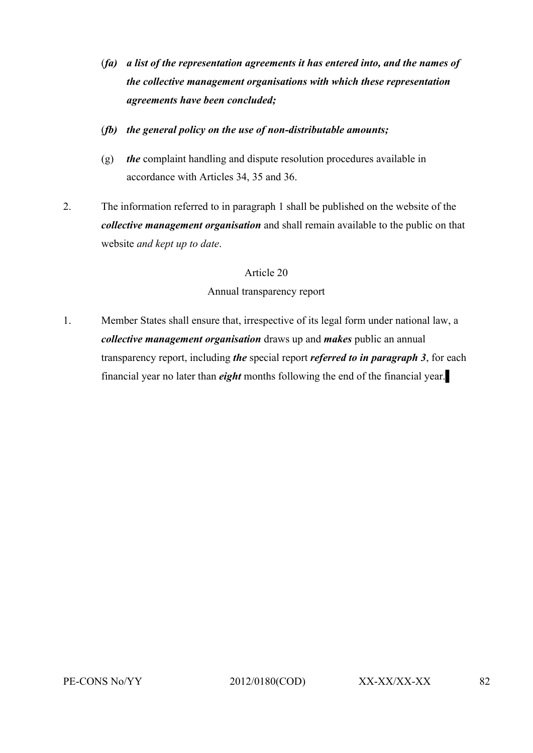(*fa*) ***a list of the representation agreements it has entered into, and the names of the collective management organisations with which these representation agreements have been concluded;***

(*fb*) ***the general policy on the use of non-distributable amounts;***

(g) ***the*** complaint handling and dispute resolution procedures available in accordance with Articles 34, 35 and 36.

2. The information referred to in paragraph 1 shall be published on the website of the ***collective management organisation*** and shall remain available to the public on that website *and kept up to date*.

Article 20

Annual transparency report

1. Member States shall ensure that, irrespective of its legal form under national law, a ***collective management organisation*** draws up and ***makes*** public an annual transparency report, including ***the*** special report ***referred to in paragraph 3***, for each financial year no later than ***eight*** months following the end of the financial year.▌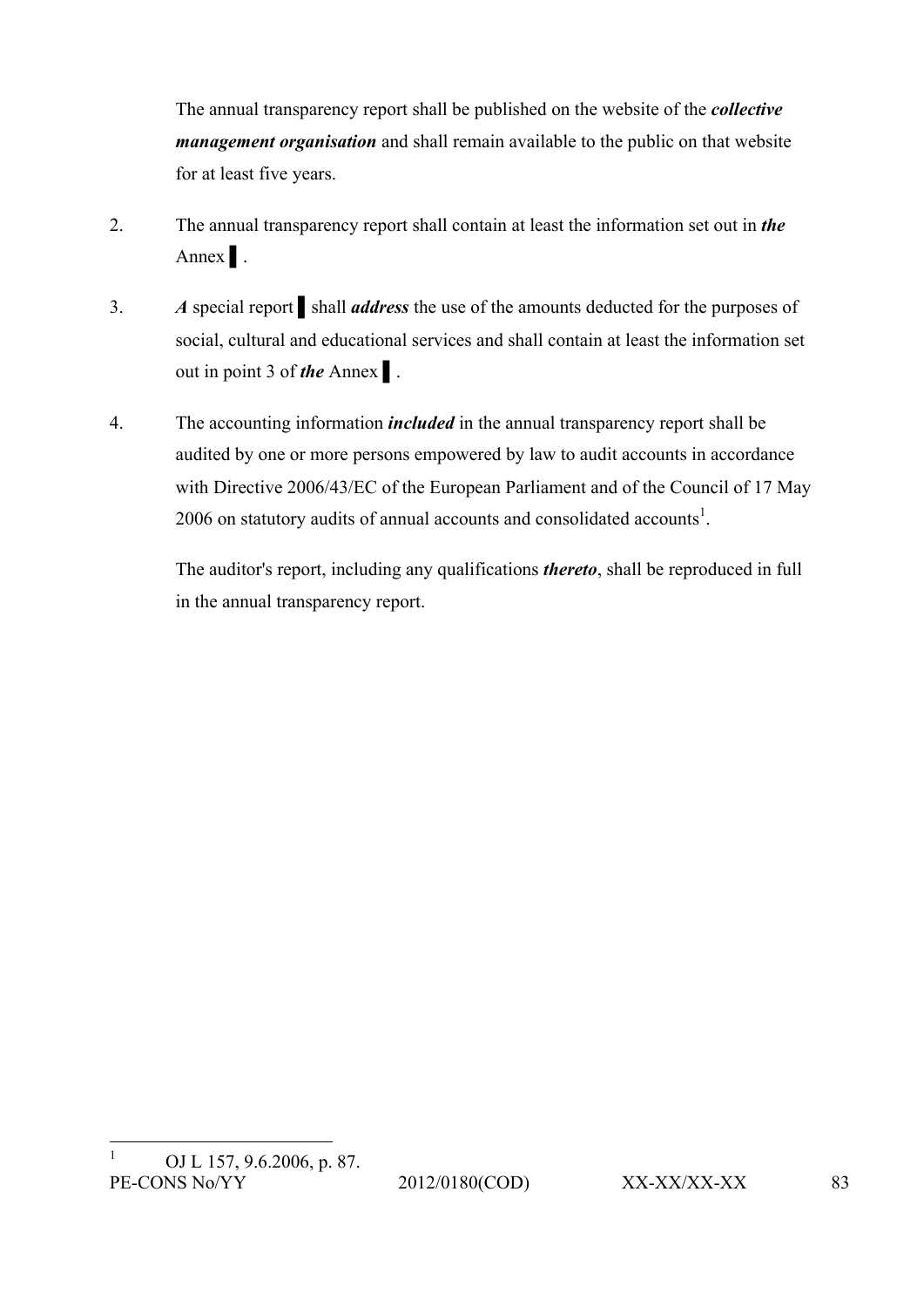The annual transparency report shall be published on the website of the ***collective management organisation*** and shall remain available to the public on that website for at least five years.

2. The annual transparency report shall contain at least the information set out in ***the*** Annex ▌.

3. ***A*** special report ▌ shall ***address*** the use of the amounts deducted for the purposes of social, cultural and educational services and shall contain at least the information set out in point 3 of ***the*** Annex ▌.

4. The accounting information ***included*** in the annual transparency report shall be audited by one or more persons empowered by law to audit accounts in accordance with Directive 2006/43/EC of the European Parliament and of the Council of 17 May 2006 on statutory audits of annual accounts and consolidated accounts[1].

   The auditor's report, including any qualifications ***thereto***, shall be reproduced in full in the annual transparency report.

[1] OJ L 157, 9.6.2006, p. 87.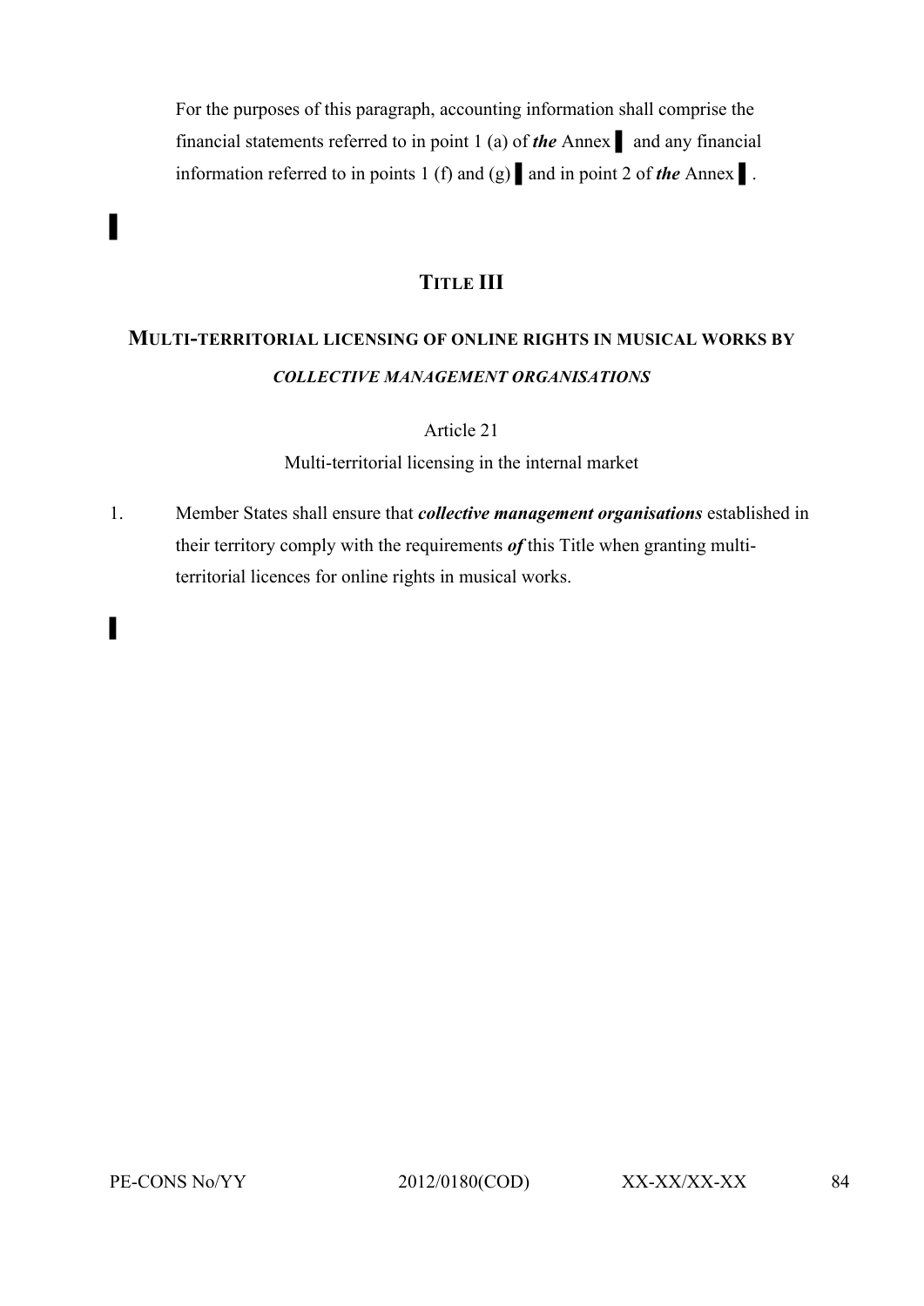For the purposes of this paragraph, accounting information shall comprise the financial statements referred to in point 1 (a) of ***the*** Annex ▌ and any financial information referred to in points 1 (f) and (g) ▌ and in point 2 of ***the*** Annex ▌.

▌

## TITLE III

## MULTI-TERRITORIAL LICENSING OF ONLINE RIGHTS IN MUSICAL WORKS BY ***COLLECTIVE MANAGEMENT ORGANISATIONS***

### Article 21

### Multi-territorial licensing in the internal market

1. Member States shall ensure that ***collective management organisations*** established in their territory comply with the requirements ***of*** this Title when granting multi-territorial licences for online rights in musical works.

▌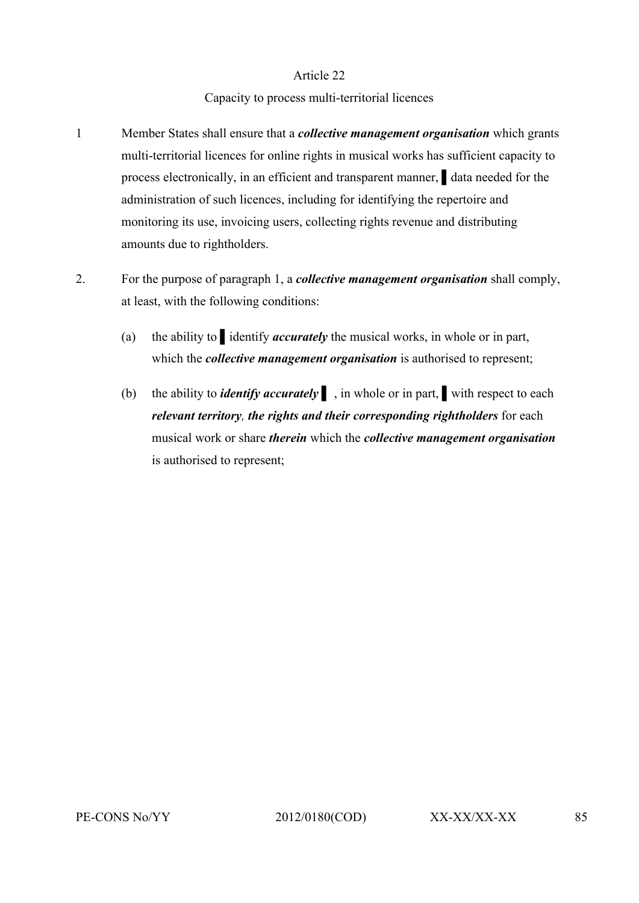Article 22

Capacity to process multi-territorial licences

1 Member States shall ensure that a ***collective management organisation*** which grants multi-territorial licences for online rights in musical works has sufficient capacity to process electronically, in an efficient and transparent manner, ▌data needed for the administration of such licences, including for identifying the repertoire and monitoring its use, invoicing users, collecting rights revenue and distributing amounts due to rightholders.

2. For the purpose of paragraph 1, a ***collective management organisation*** shall comply, at least, with the following conditions:

(a) the ability to ▌identify ***accurately*** the musical works, in whole or in part, which the ***collective management organisation*** is authorised to represent;

(b) the ability to ***identify accurately*** ▌, in whole or in part, ▌with respect to each ***relevant territory*, *the rights and their corresponding rightholders*** for each musical work or share ***therein*** which the ***collective management organisation*** is authorised to represent;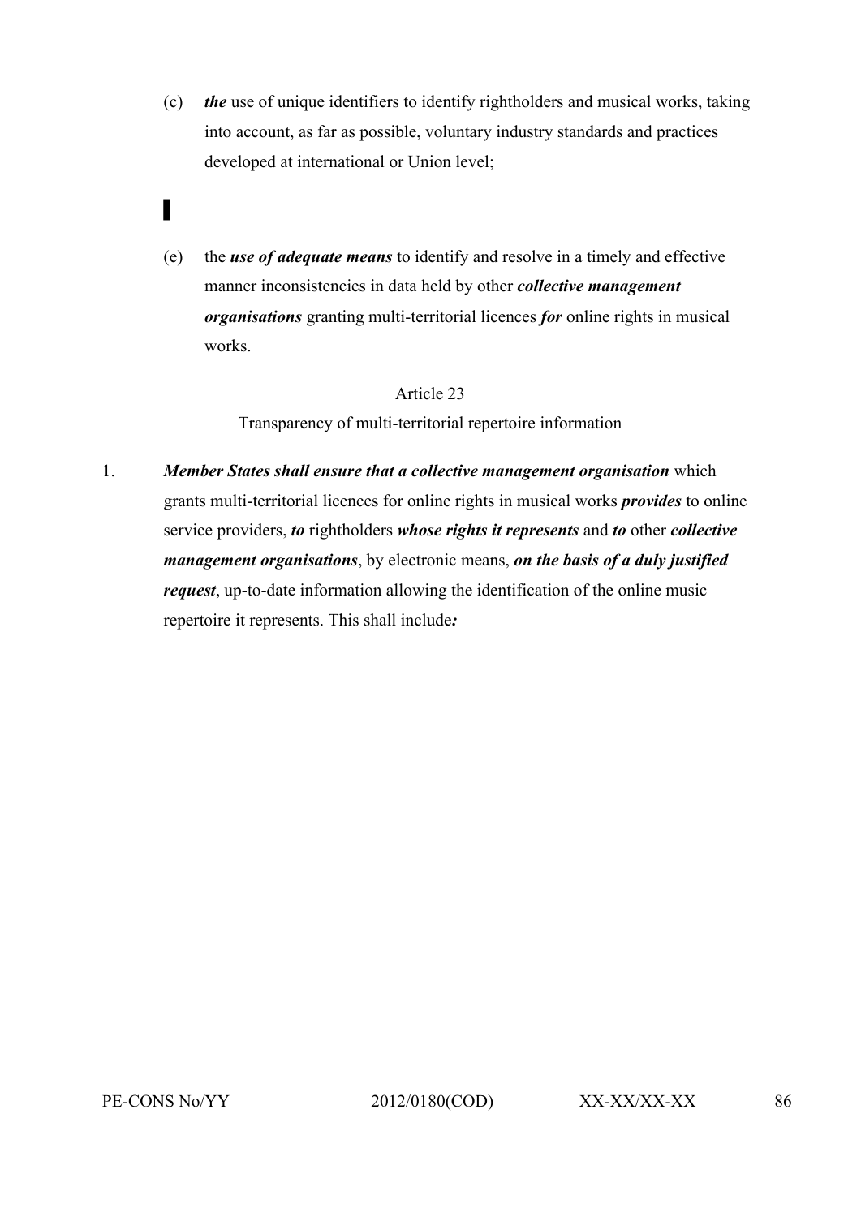(c) ***the*** use of unique identifiers to identify rightholders and musical works, taking into account, as far as possible, voluntary industry standards and practices developed at international or Union level;

▌

(e) the ***use of adequate means*** to identify and resolve in a timely and effective manner inconsistencies in data held by other ***collective management organisations*** granting multi-territorial licences ***for*** online rights in musical works.

Article 23

Transparency of multi-territorial repertoire information

1. ***Member States shall ensure that a collective management organisation*** which grants multi-territorial licences for online rights in musical works ***provides*** to online service providers, ***to*** rightholders ***whose rights it represents*** and ***to*** other ***collective management organisations***, by electronic means, ***on the basis of a duly justified request***, up-to-date information allowing the identification of the online music repertoire it represents. This shall include***:***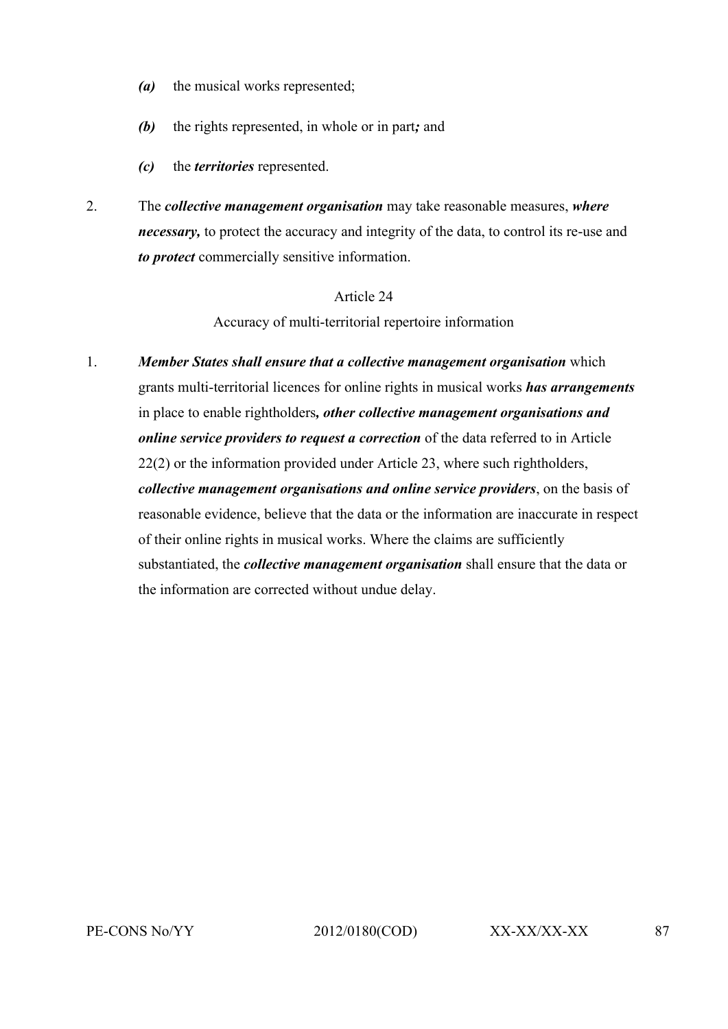*(a)* the musical works represented;

*(b)* the rights represented, in whole or in part*;* and

*(c)* the ***territories*** represented.

2. The ***collective management organisation*** may take reasonable measures, ***where necessary,*** to protect the accuracy and integrity of the data, to control its re-use and ***to protect*** commercially sensitive information.

Article 24

Accuracy of multi-territorial repertoire information

1. ***Member States shall ensure that a collective management organisation*** which grants multi-territorial licences for online rights in musical works ***has arrangements*** in place to enable rightholders***, other collective management organisations and online service providers to request a correction*** of the data referred to in Article 22(2) or the information provided under Article 23, where such rightholders, ***collective management organisations and online service providers***, on the basis of reasonable evidence, believe that the data or the information are inaccurate in respect of their online rights in musical works. Where the claims are sufficiently substantiated, the ***collective management organisation*** shall ensure that the data or the information are corrected without undue delay.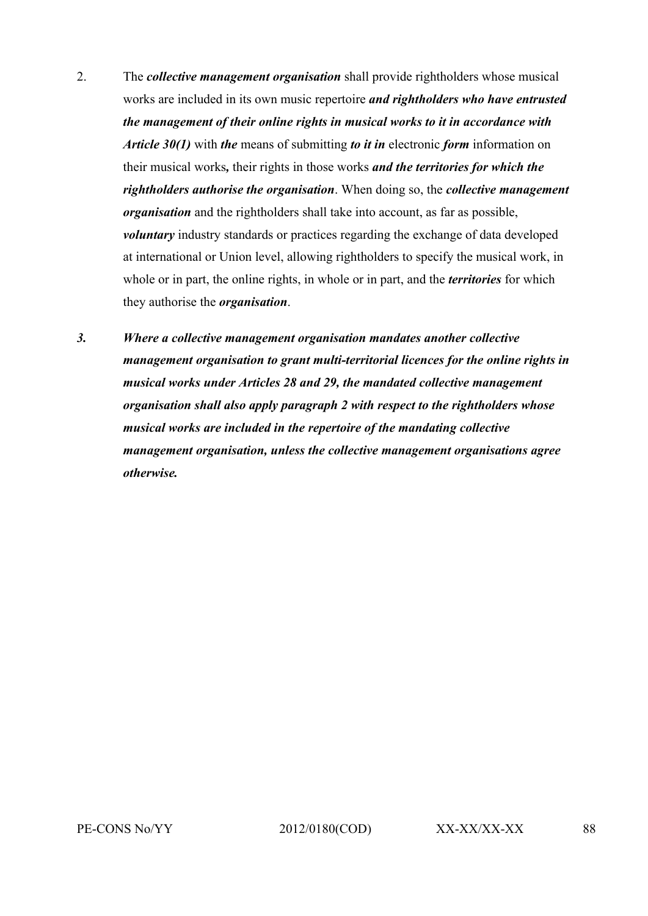2. The ***collective management organisation*** shall provide rightholders whose musical works are included in its own music repertoire ***and rightholders who have entrusted the management of their online rights in musical works to it in accordance with Article 30(1)*** with ***the*** means of submitting ***to it in*** electronic ***form*** information on their musical works***,*** their rights in those works ***and the territories for which the rightholders authorise the organisation***. When doing so, the ***collective management organisation*** and the rightholders shall take into account, as far as possible, ***voluntary*** industry standards or practices regarding the exchange of data developed at international or Union level, allowing rightholders to specify the musical work, in whole or in part, the online rights, in whole or in part, and the ***territories*** for which they authorise the ***organisation***.

***3. Where a collective management organisation mandates another collective management organisation to grant multi-territorial licences for the online rights in musical works under Articles 28 and 29, the mandated collective management organisation shall also apply paragraph 2 with respect to the rightholders whose musical works are included in the repertoire of the mandating collective management organisation, unless the collective management organisations agree otherwise.***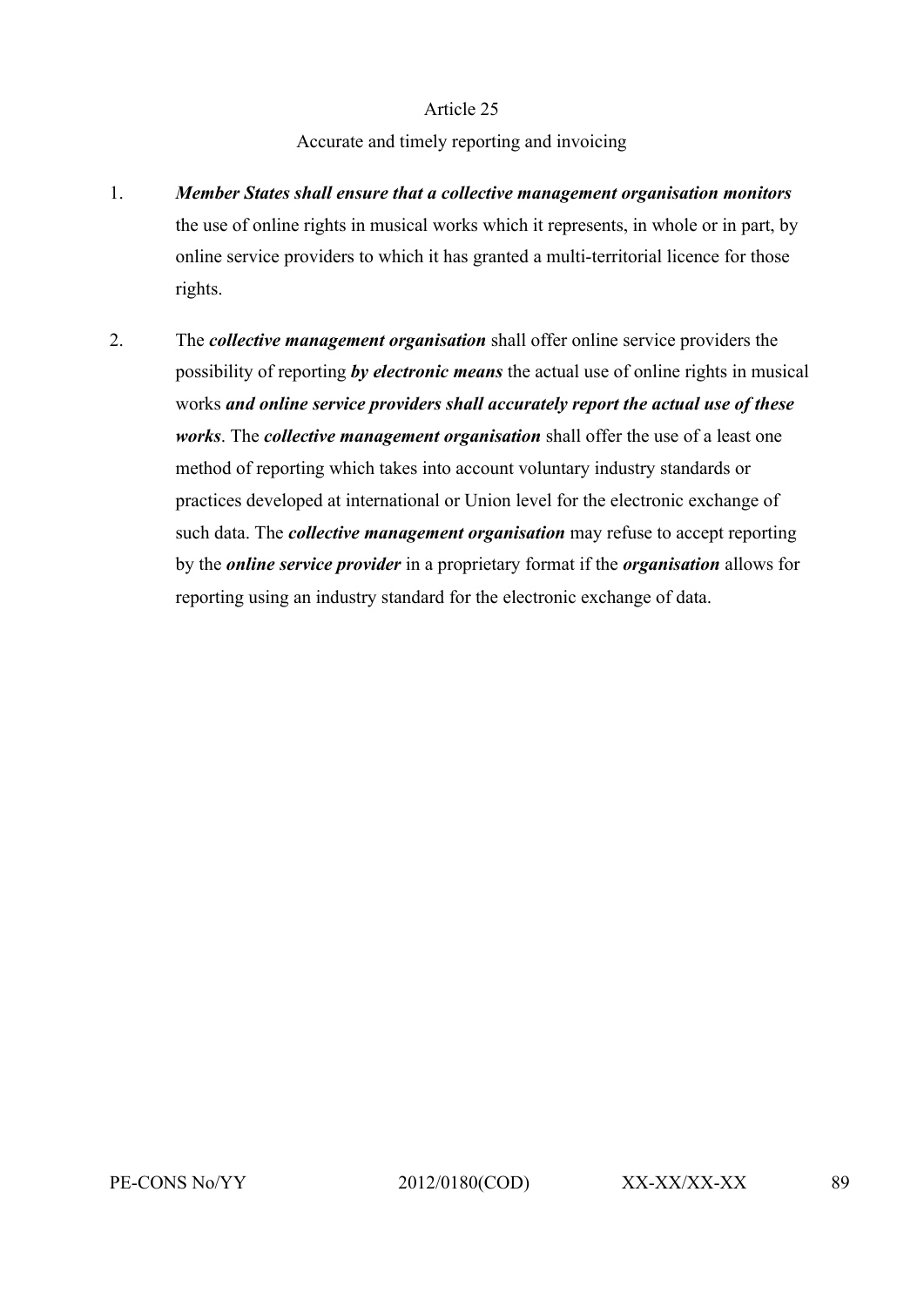Article 25

Accurate and timely reporting and invoicing

1. ***Member States shall ensure that a collective management organisation monitors*** the use of online rights in musical works which it represents, in whole or in part, by online service providers to which it has granted a multi-territorial licence for those rights.

2. The ***collective management organisation*** shall offer online service providers the possibility of reporting ***by electronic means*** the actual use of online rights in musical works ***and online service providers shall accurately report the actual use of these works***. The ***collective management organisation*** shall offer the use of a least one method of reporting which takes into account voluntary industry standards or practices developed at international or Union level for the electronic exchange of such data. The ***collective management organisation*** may refuse to accept reporting by the ***online service provider*** in a proprietary format if the ***organisation*** allows for reporting using an industry standard for the electronic exchange of data.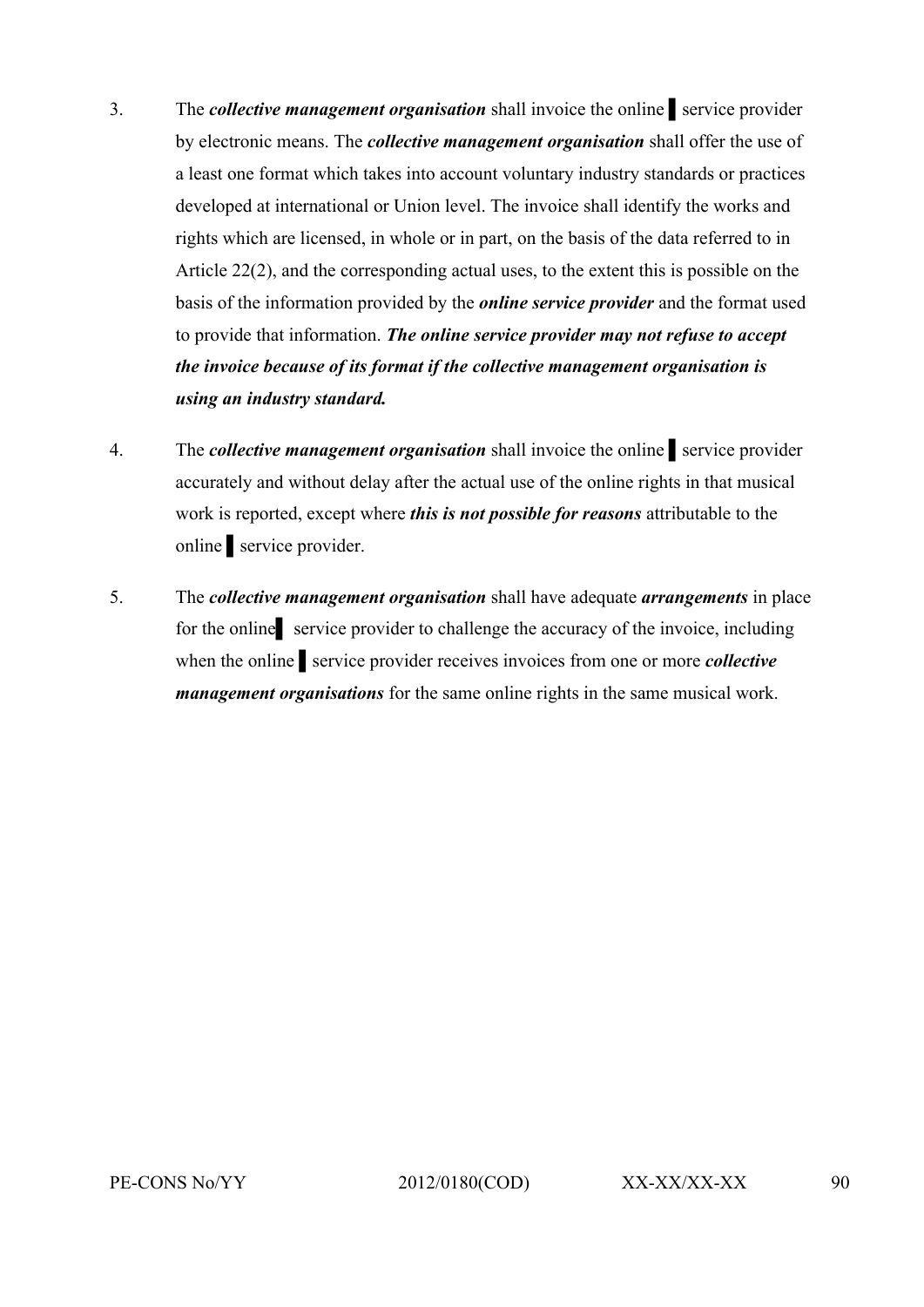3. The ***collective management organisation*** shall invoice the online ▌ service provider by electronic means. The ***collective management organisation*** shall offer the use of a least one format which takes into account voluntary industry standards or practices developed at international or Union level. The invoice shall identify the works and rights which are licensed, in whole or in part, on the basis of the data referred to in Article 22(2), and the corresponding actual uses, to the extent this is possible on the basis of the information provided by the ***online service provider*** and the format used to provide that information. ***The online service provider may not refuse to accept the invoice because of its format if the collective management organisation is using an industry standard.***

4. The ***collective management organisation*** shall invoice the online ▌ service provider accurately and without delay after the actual use of the online rights in that musical work is reported, except where ***this is not possible for reasons*** attributable to the online ▌ service provider.

5. The ***collective management organisation*** shall have adequate ***arrangements*** in place for the online▌ service provider to challenge the accuracy of the invoice, including when the online ▌ service provider receives invoices from one or more ***collective management organisations*** for the same online rights in the same musical work.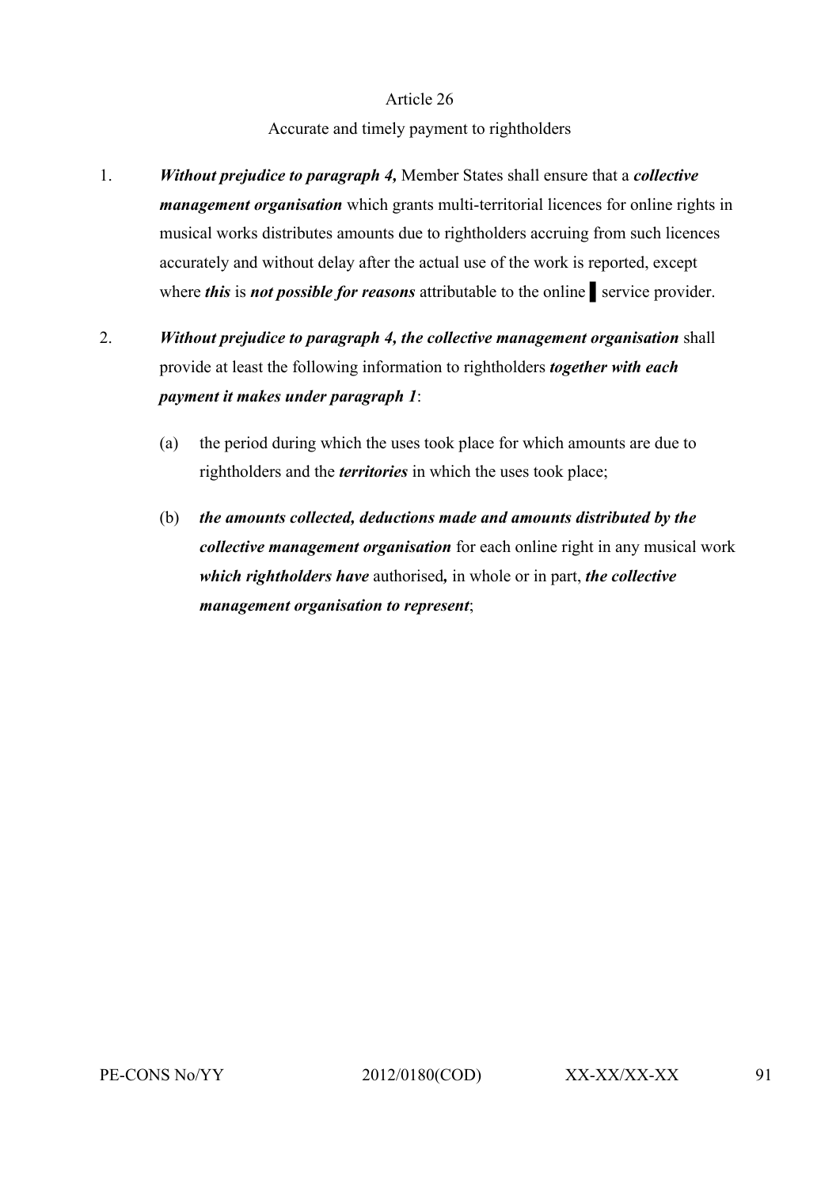Article 26

Accurate and timely payment to rightholders

1. ***Without prejudice to paragraph 4,*** Member States shall ensure that a ***collective management organisation*** which grants multi-territorial licences for online rights in musical works distributes amounts due to rightholders accruing from such licences accurately and without delay after the actual use of the work is reported, except where ***this*** is ***not possible for reasons*** attributable to the online ▌ service provider.

2. ***Without prejudice to paragraph 4, the collective management organisation*** shall provide at least the following information to rightholders ***together with each payment it makes under paragraph 1***:

   (a) the period during which the uses took place for which amounts are due to rightholders and the ***territories*** in which the uses took place;

   (b) ***the amounts collected, deductions made and amounts distributed by the collective management organisation*** for each online right in any musical work ***which rightholders have*** authorised***,*** in whole or in part, ***the collective management organisation to represent***;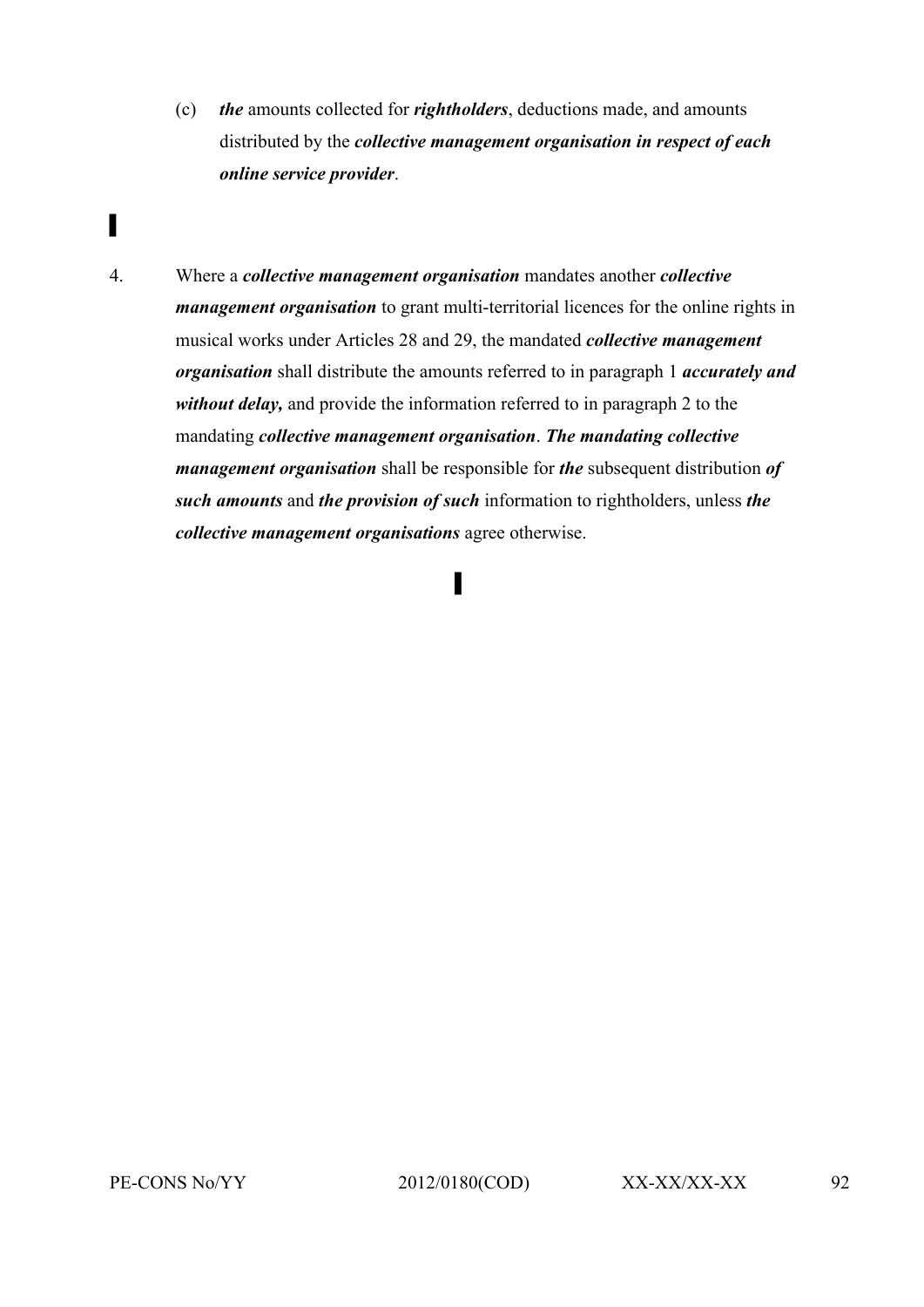(c) ***the*** amounts collected for ***rightholders***, deductions made, and amounts distributed by the ***collective management organisation in respect of each online service provider***.

▌

4. Where a ***collective management organisation*** mandates another ***collective management organisation*** to grant multi-territorial licences for the online rights in musical works under Articles 28 and 29, the mandated ***collective management organisation*** shall distribute the amounts referred to in paragraph 1 ***accurately and without delay,*** and provide the information referred to in paragraph 2 to the mandating ***collective management organisation***. ***The mandating collective management organisation*** shall be responsible for ***the*** subsequent distribution ***of such amounts*** and ***the provision of such*** information to rightholders, unless ***the collective management organisations*** agree otherwise.

▌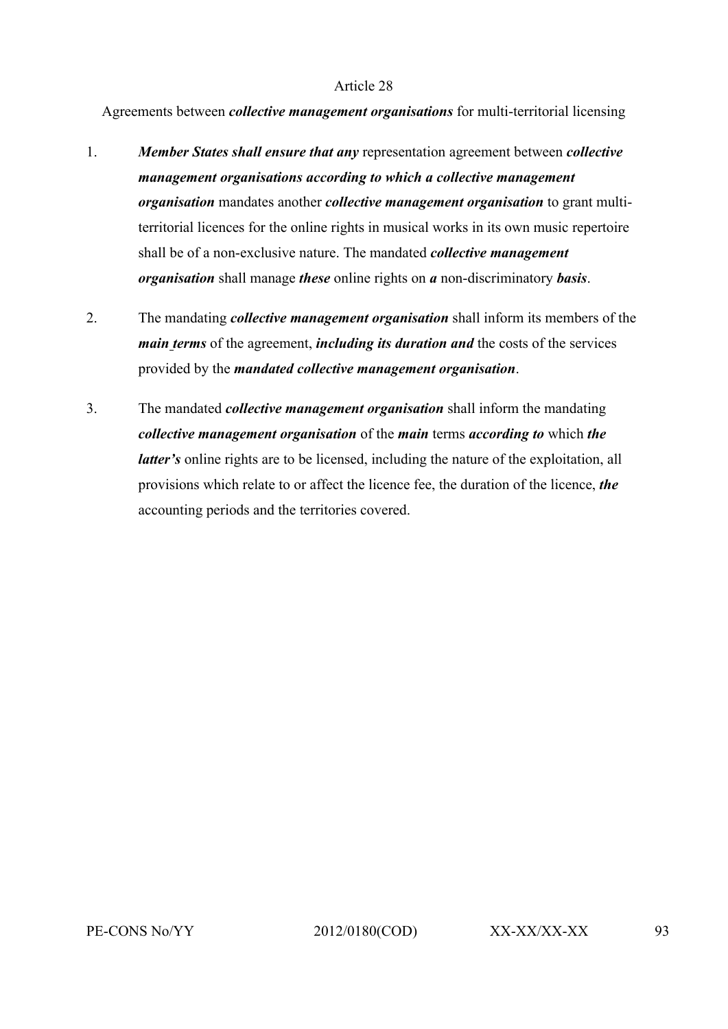Article 28

Agreements between ***collective management organisations*** for multi-territorial licensing

1. ***Member States shall ensure that any*** representation agreement between ***collective management organisations according to which a collective management organisation*** mandates another ***collective management organisation*** to grant multi-territorial licences for the online rights in musical works in its own music repertoire shall be of a non-exclusive nature. The mandated ***collective management organisation*** shall manage ***these*** online rights on ***a*** non-discriminatory ***basis***.

2. The mandating ***collective management organisation*** shall inform its members of the ***main terms*** of the agreement, ***including its duration and*** the costs of the services provided by the ***mandated collective management organisation***.

3. The mandated ***collective management organisation*** shall inform the mandating ***collective management organisation*** of the ***main*** terms ***according to*** which ***the latter's*** online rights are to be licensed, including the nature of the exploitation, all provisions which relate to or affect the licence fee, the duration of the licence, ***the*** accounting periods and the territories covered.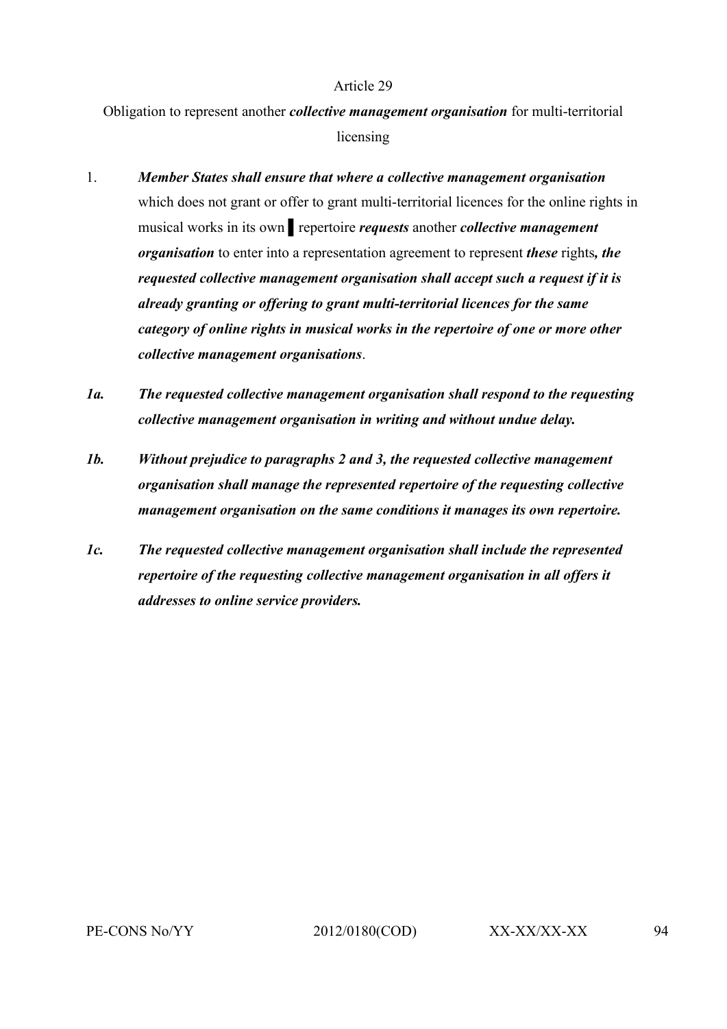Article 29

Obligation to represent another ***collective management organisation*** for multi-territorial licensing

1. ***Member States shall ensure that where a collective management organisation*** which does not grant or offer to grant multi-territorial licences for the online rights in musical works in its own ▌ repertoire ***requests*** another ***collective management organisation*** to enter into a representation agreement to represent ***these*** rights***, the requested collective management organisation shall accept such a request if it is already granting or offering to grant multi-territorial licences for the same category of online rights in musical works in the repertoire of one or more other collective management organisations***.

***1a. The requested collective management organisation shall respond to the requesting collective management organisation in writing and without undue delay.***

***1b. Without prejudice to paragraphs 2 and 3, the requested collective management organisation shall manage the represented repertoire of the requesting collective management organisation on the same conditions it manages its own repertoire.***

***1c. The requested collective management organisation shall include the represented repertoire of the requesting collective management organisation in all offers it addresses to online service providers.***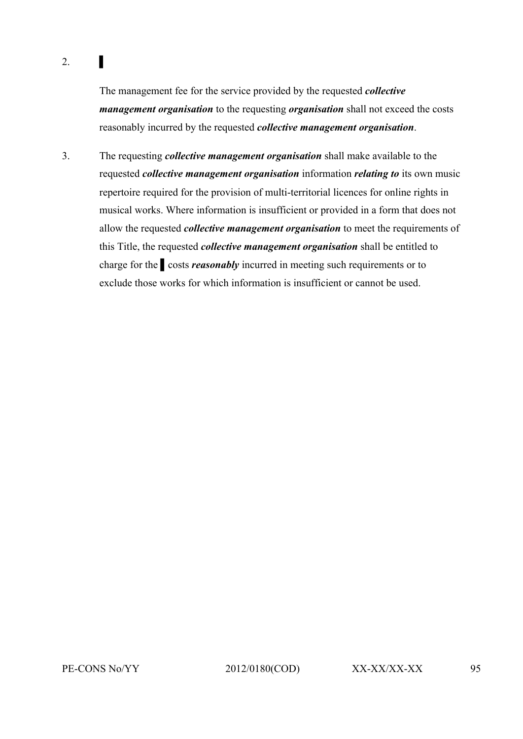2. ▌

The management fee for the service provided by the requested ***collective management organisation*** to the requesting ***organisation*** shall not exceed the costs reasonably incurred by the requested ***collective management organisation***.

3. The requesting ***collective management organisation*** shall make available to the requested ***collective management organisation*** information ***relating to*** its own music repertoire required for the provision of multi-territorial licences for online rights in musical works. Where information is insufficient or provided in a form that does not allow the requested ***collective management organisation*** to meet the requirements of this Title, the requested ***collective management organisation*** shall be entitled to charge for the ▌ costs ***reasonably*** incurred in meeting such requirements or to exclude those works for which information is insufficient or cannot be used.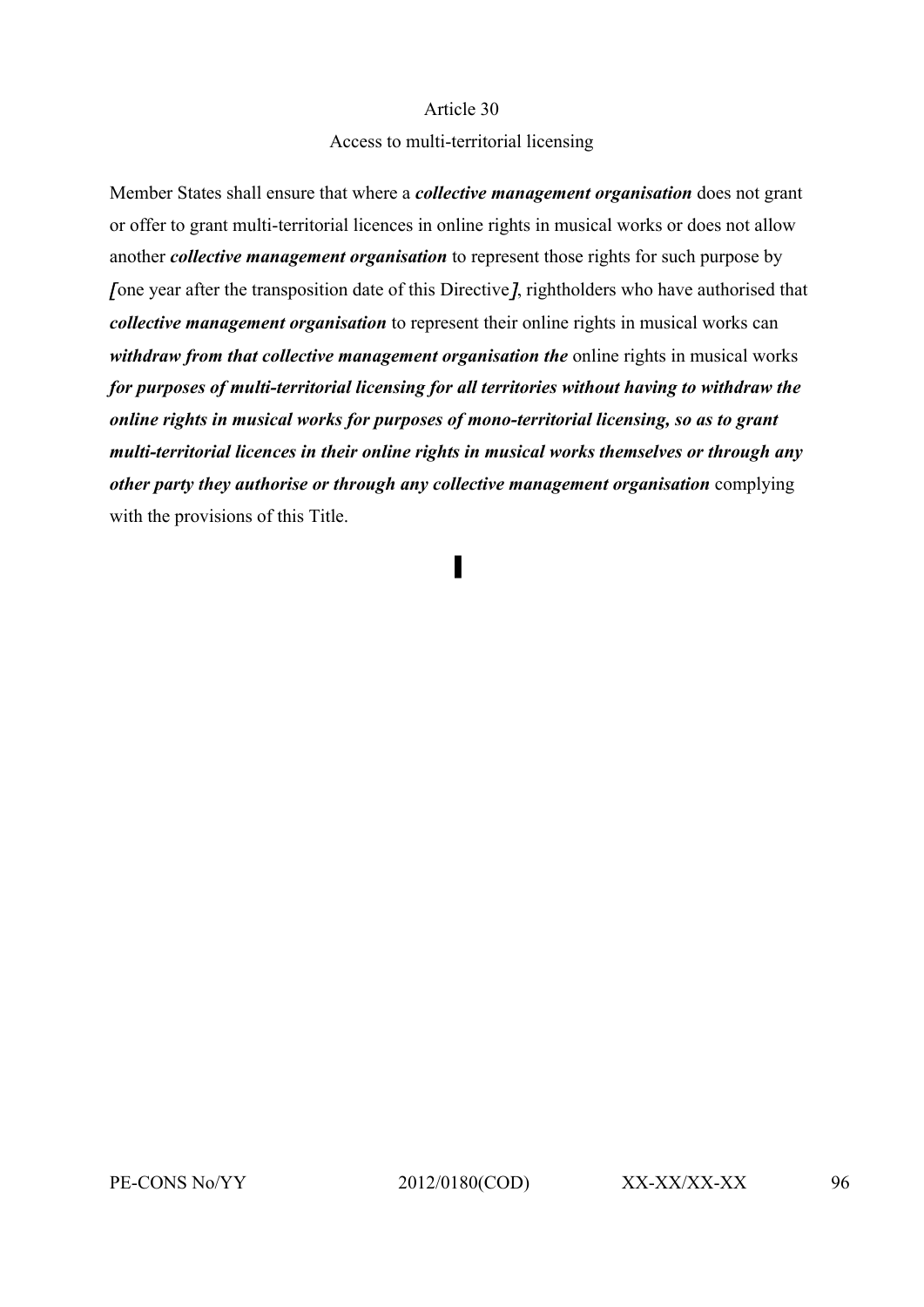Article 30

Access to multi-territorial licensing

Member States shall ensure that where a ***collective management organisation*** does not grant or offer to grant multi-territorial licences in online rights in musical works or does not allow another ***collective management organisation*** to represent those rights for such purpose by *[*one year after the transposition date of this Directive*]*, rightholders who have authorised that ***collective management organisation*** to represent their online rights in musical works can ***withdraw from that collective management organisation the*** online rights in musical works ***for purposes of multi-territorial licensing for all territories without having to withdraw the online rights in musical works for purposes of mono-territorial licensing, so as to grant multi-territorial licences in their online rights in musical works themselves or through any other party they authorise or through any collective management organisation*** complying with the provisions of this Title.

▌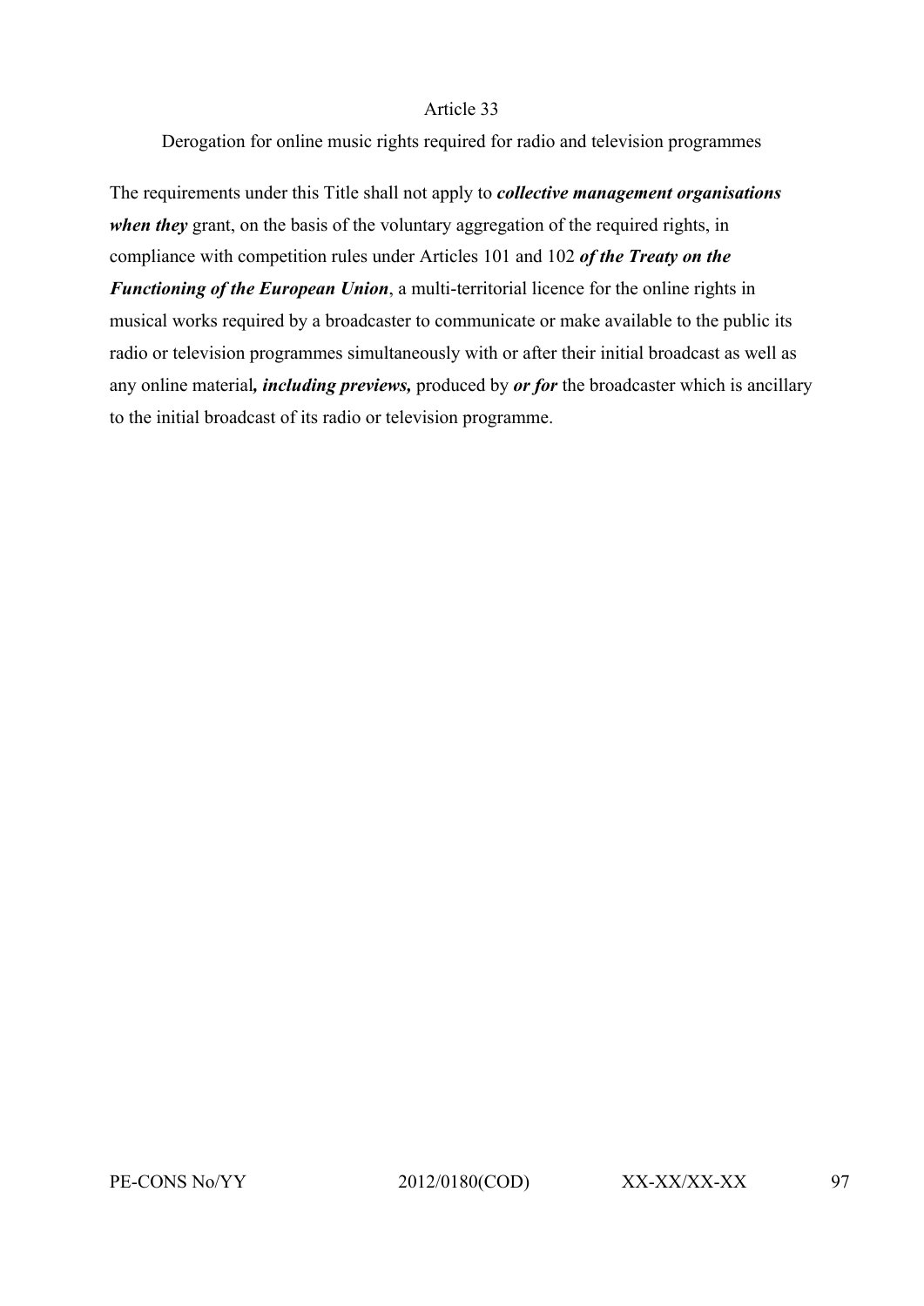Article 33

Derogation for online music rights required for radio and television programmes

The requirements under this Title shall not apply to ***collective management organisations when they*** grant, on the basis of the voluntary aggregation of the required rights, in compliance with competition rules under Articles 101 and 102 ***of the Treaty on the Functioning of the European Union***, a multi-territorial licence for the online rights in musical works required by a broadcaster to communicate or make available to the public its radio or television programmes simultaneously with or after their initial broadcast as well as any online material***, including previews,*** produced by ***or for*** the broadcaster which is ancillary to the initial broadcast of its radio or television programme.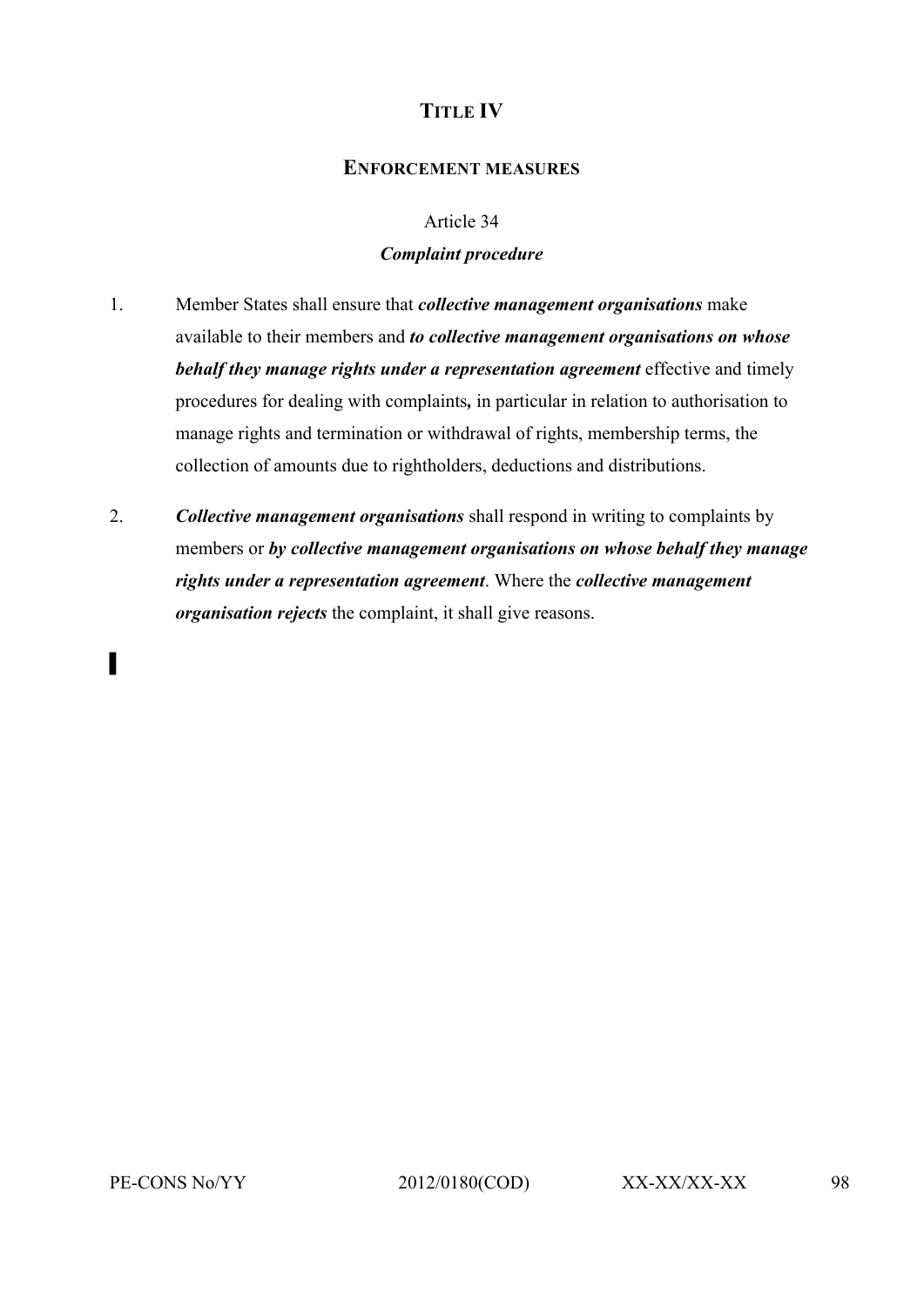# TITLE IV

## ENFORCEMENT MEASURES

### Article 34

### *Complaint procedure*

1. Member States shall ensure that ***collective management organisations*** make available to their members and ***to collective management organisations on whose behalf they manage rights under a representation agreement*** effective and timely procedures for dealing with complaints***,*** in particular in relation to authorisation to manage rights and termination or withdrawal of rights, membership terms, the collection of amounts due to rightholders, deductions and distributions.

2. ***Collective management organisations*** shall respond in writing to complaints by members or ***by collective management organisations on whose behalf they manage rights under a representation agreement***. Where the ***collective management organisation rejects*** the complaint, it shall give reasons.

▌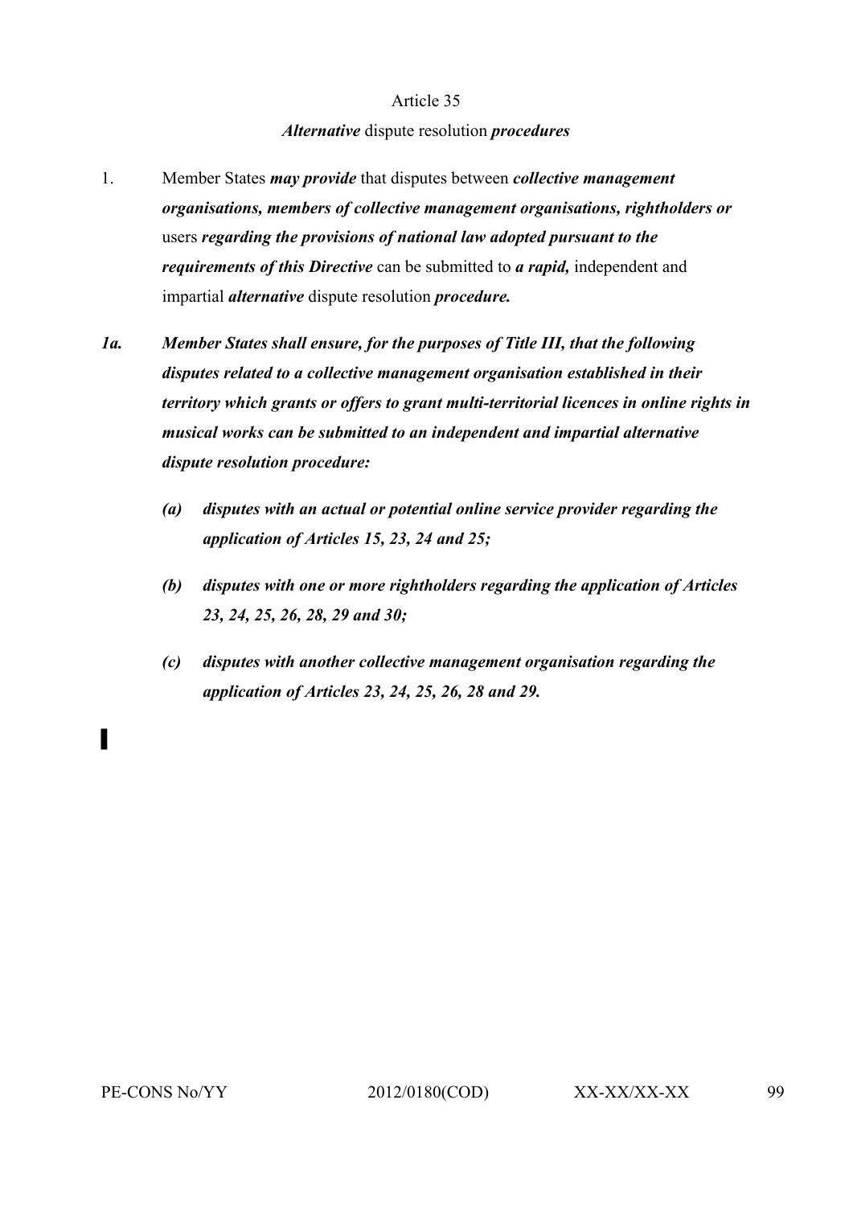Article 35

***Alternative*** **dispute resolution** ***procedures***

1. Member States ***may provide*** that disputes between ***collective management organisations, members of collective management organisations, rightholders or*** users ***regarding the provisions of national law adopted pursuant to the requirements of this Directive*** can be submitted to ***a rapid,*** independent and impartial ***alternative*** dispute resolution ***procedure.***

***1a. Member States shall ensure, for the purposes of Title III, that the following disputes related to a collective management organisation established in their territory which grants or offers to grant multi-territorial licences in online rights in musical works can be submitted to an independent and impartial alternative dispute resolution procedure:***

***(a) disputes with an actual or potential online service provider regarding the application of Articles 15, 23, 24 and 25;***

***(b) disputes with one or more rightholders regarding the application of Articles 23, 24, 25, 26, 28, 29 and 30;***

***(c) disputes with another collective management organisation regarding the application of Articles 23, 24, 25, 26, 28 and 29.***

▌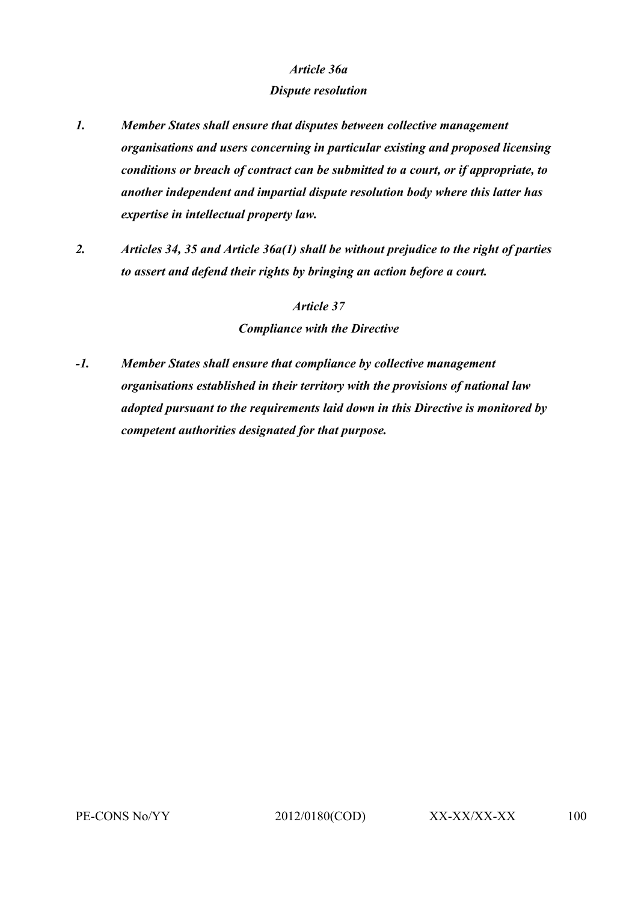***Article 36a***

***Dispute resolution***

*1.* ***Member States shall ensure that disputes between collective management organisations and users concerning in particular existing and proposed licensing conditions or breach of contract can be submitted to a court, or if appropriate, to another independent and impartial dispute resolution body where this latter has expertise in intellectual property law.***

*2.* ***Articles 34, 35 and Article 36a(1) shall be without prejudice to the right of parties to assert and defend their rights by bringing an action before a court.***

***Article 37***

***Compliance with the Directive***

*-1.* ***Member States shall ensure that compliance by collective management organisations established in their territory with the provisions of national law adopted pursuant to the requirements laid down in this Directive is monitored by competent authorities designated for that purpose.***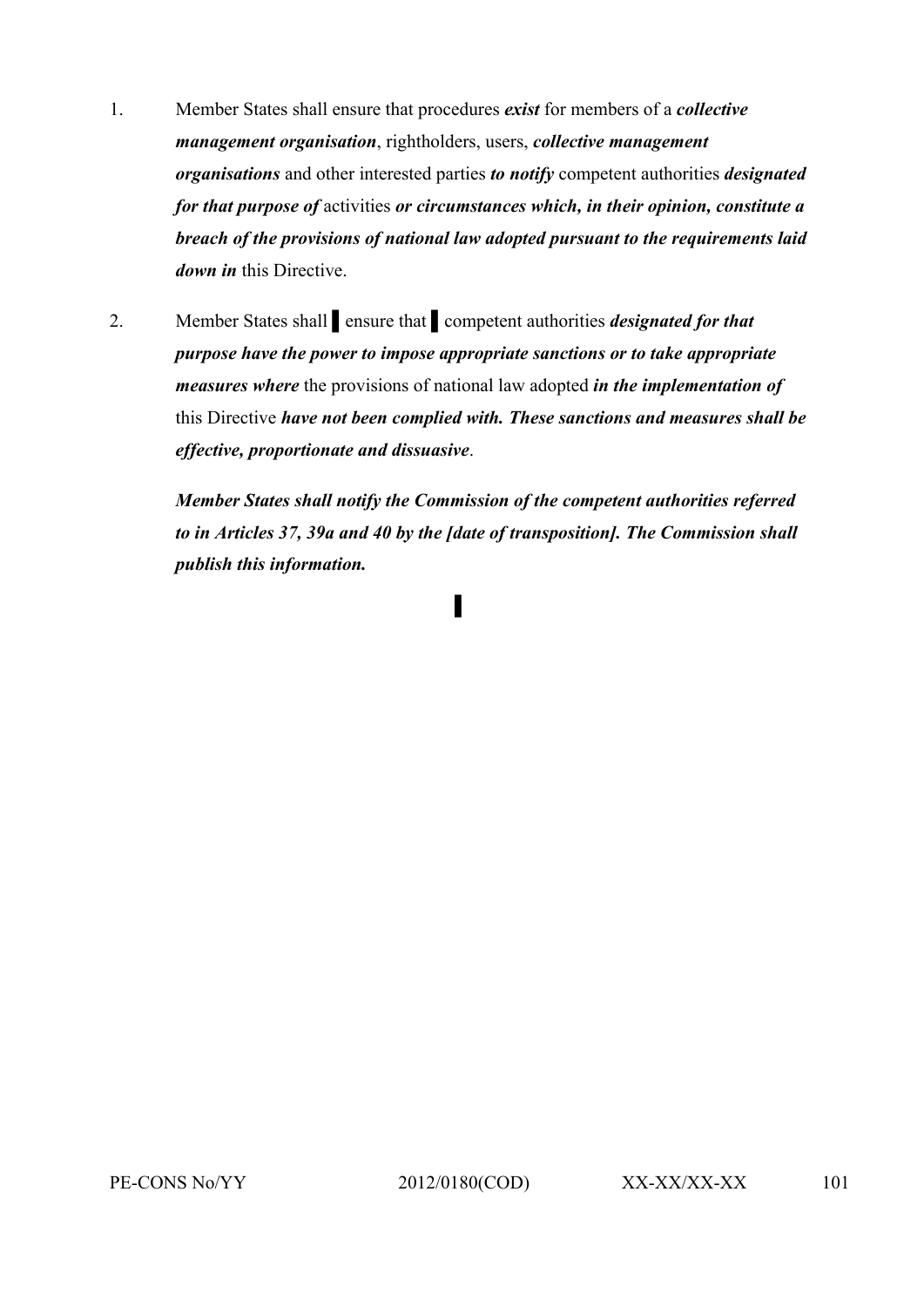1. Member States shall ensure that procedures ***exist*** for members of a ***collective management organisation***, rightholders, users, ***collective management organisations*** and other interested parties ***to notify*** competent authorities ***designated for that purpose of*** activities ***or circumstances which, in their opinion, constitute a breach of the provisions of national law adopted pursuant to the requirements laid down in*** this Directive.

2. Member States shall ▌ ensure that ▌ competent authorities ***designated for that purpose have the power to impose appropriate sanctions or to take appropriate measures where*** the provisions of national law adopted ***in the implementation of*** this Directive ***have not been complied with. These sanctions and measures shall be effective, proportionate and dissuasive***.

   ***Member States shall notify the Commission of the competent authorities referred to in Articles 37, 39a and 40 by the [date of transposition]. The Commission shall publish this information.***

▌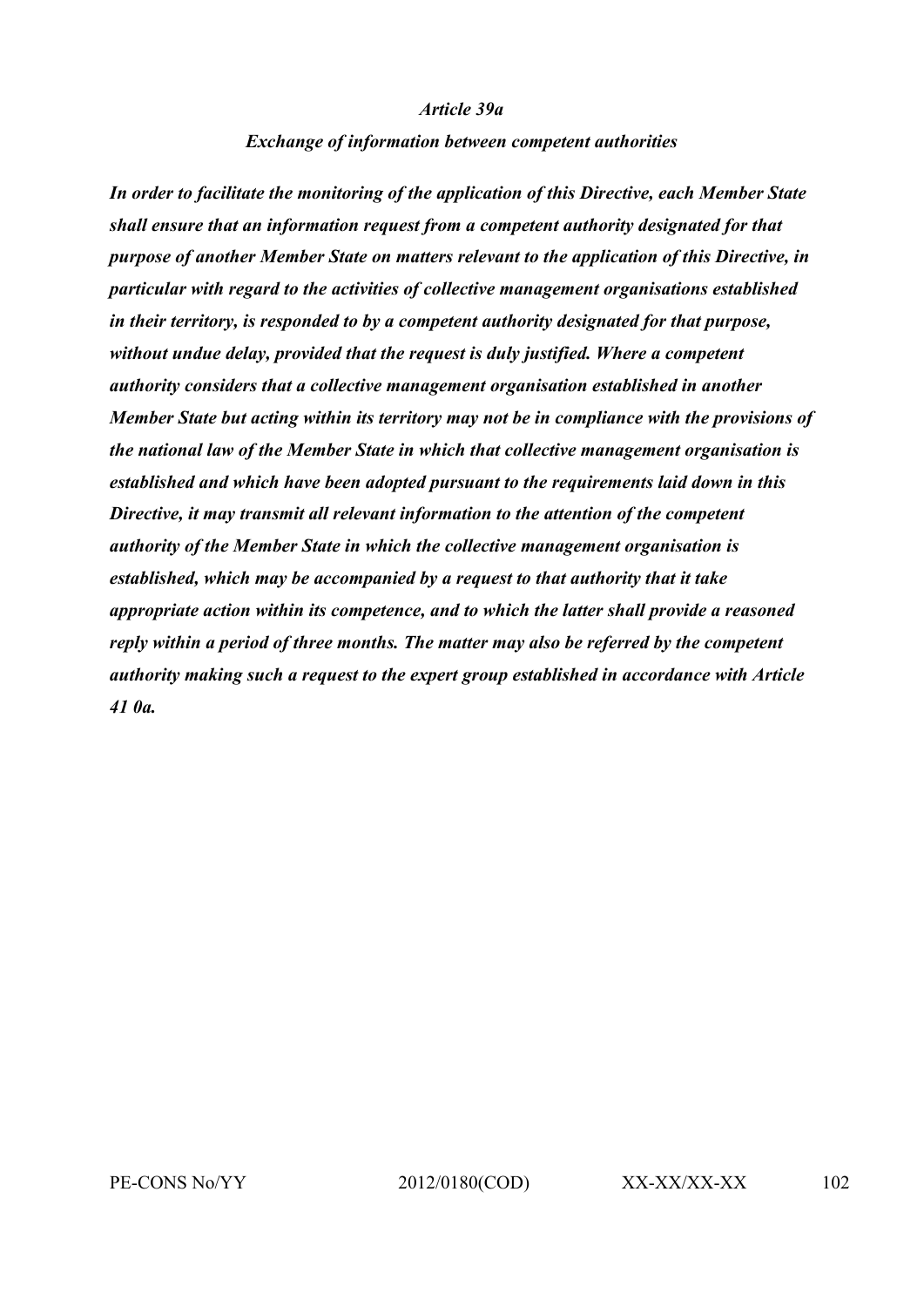*Article 39a*

***Exchange of information between competent authorities***

***In order to facilitate the monitoring of the application of this Directive, each Member State shall ensure that an information request from a competent authority designated for that purpose of another Member State on matters relevant to the application of this Directive, in particular with regard to the activities of collective management organisations established in their territory, is responded to by a competent authority designated for that purpose, without undue delay, provided that the request is duly justified. Where a competent authority considers that a collective management organisation established in another Member State but acting within its territory may not be in compliance with the provisions of the national law of the Member State in which that collective management organisation is established and which have been adopted pursuant to the requirements laid down in this Directive, it may transmit all relevant information to the attention of the competent authority of the Member State in which the collective management organisation is established, which may be accompanied by a request to that authority that it take appropriate action within its competence, and to which the latter shall provide a reasoned reply within a period of three months. The matter may also be referred by the competent authority making such a request to the expert group established in accordance with Article 41 0a.***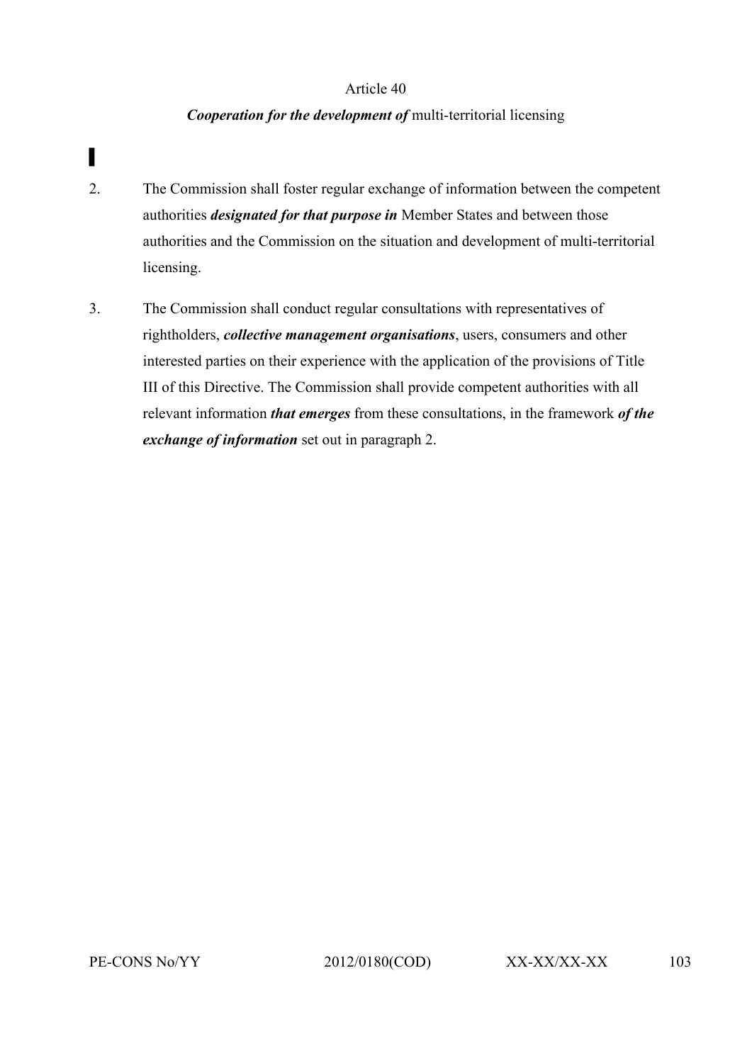Article 40

***Cooperation for the development of*** multi-territorial licensing

▌

2. The Commission shall foster regular exchange of information between the competent authorities ***designated for that purpose in*** Member States and between those authorities and the Commission on the situation and development of multi-territorial licensing.

3. The Commission shall conduct regular consultations with representatives of rightholders, ***collective management organisations***, users, consumers and other interested parties on their experience with the application of the provisions of Title III of this Directive. The Commission shall provide competent authorities with all relevant information ***that emerges*** from these consultations, in the framework ***of the exchange of information*** set out in paragraph 2.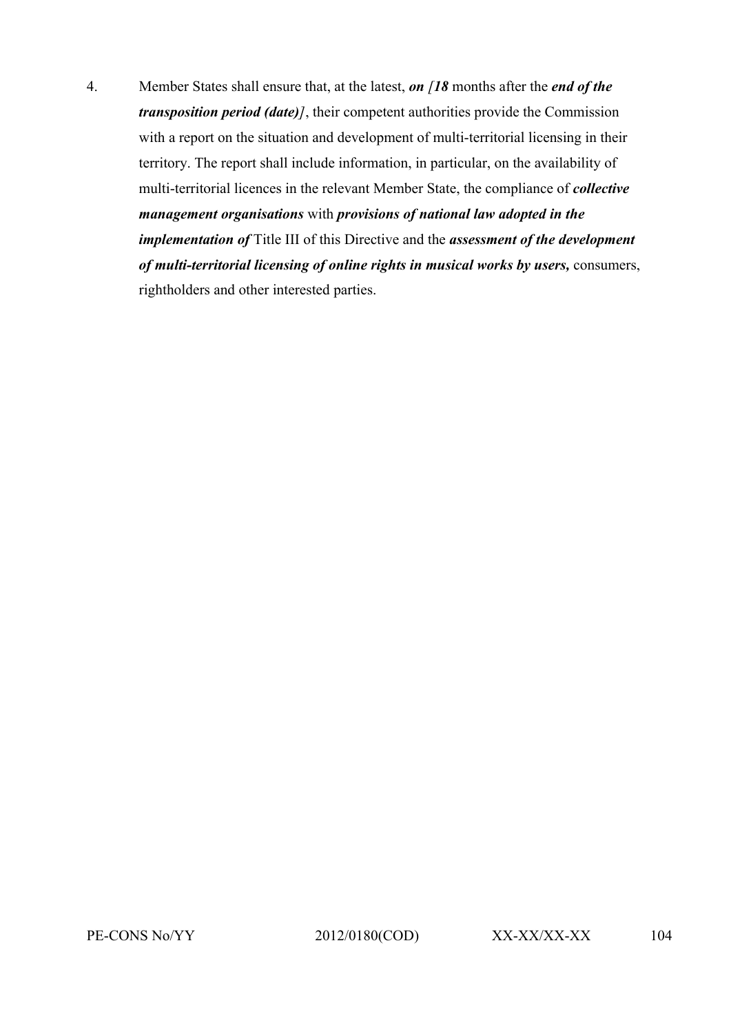4. Member States shall ensure that, at the latest, ***on [18*** months after the ***end of the transposition period (date)]***, their competent authorities provide the Commission with a report on the situation and development of multi-territorial licensing in their territory. The report shall include information, in particular, on the availability of multi-territorial licences in the relevant Member State, the compliance of ***collective management organisations*** with ***provisions of national law adopted in the implementation of*** Title III of this Directive and the ***assessment of the development of multi-territorial licensing of online rights in musical works by users,*** consumers, rightholders and other interested parties.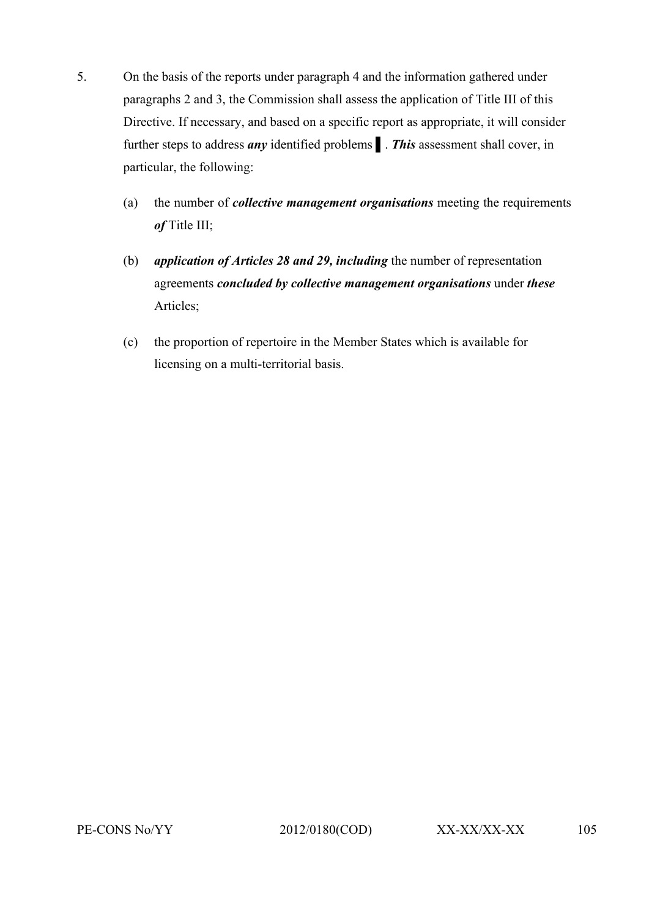5. On the basis of the reports under paragraph 4 and the information gathered under paragraphs 2 and 3, the Commission shall assess the application of Title III of this Directive. If necessary, and based on a specific report as appropriate, it will consider further steps to address ***any*** identified problems ▌. ***This*** assessment shall cover, in particular, the following:

   (a) the number of ***collective management organisations*** meeting the requirements ***of*** Title III;

   (b) ***application of Articles 28 and 29, including*** the number of representation agreements ***concluded by collective management organisations*** under ***these*** Articles;

   (c) the proportion of repertoire in the Member States which is available for licensing on a multi-territorial basis.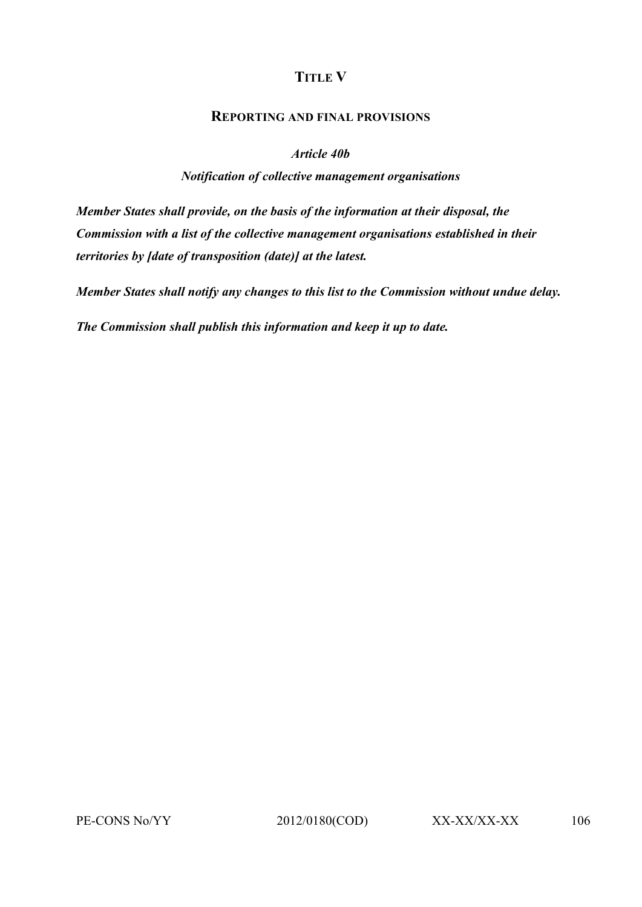# TITLE V

## REPORTING AND FINAL PROVISIONS

### *Article 40b*

### *Notification of collective management organisations*

***Member States shall provide, on the basis of the information at their disposal, the Commission with a list of the collective management organisations established in their territories by [date of transposition (date)] at the latest.***

***Member States shall notify any changes to this list to the Commission without undue delay.***

***The Commission shall publish this information and keep it up to date.***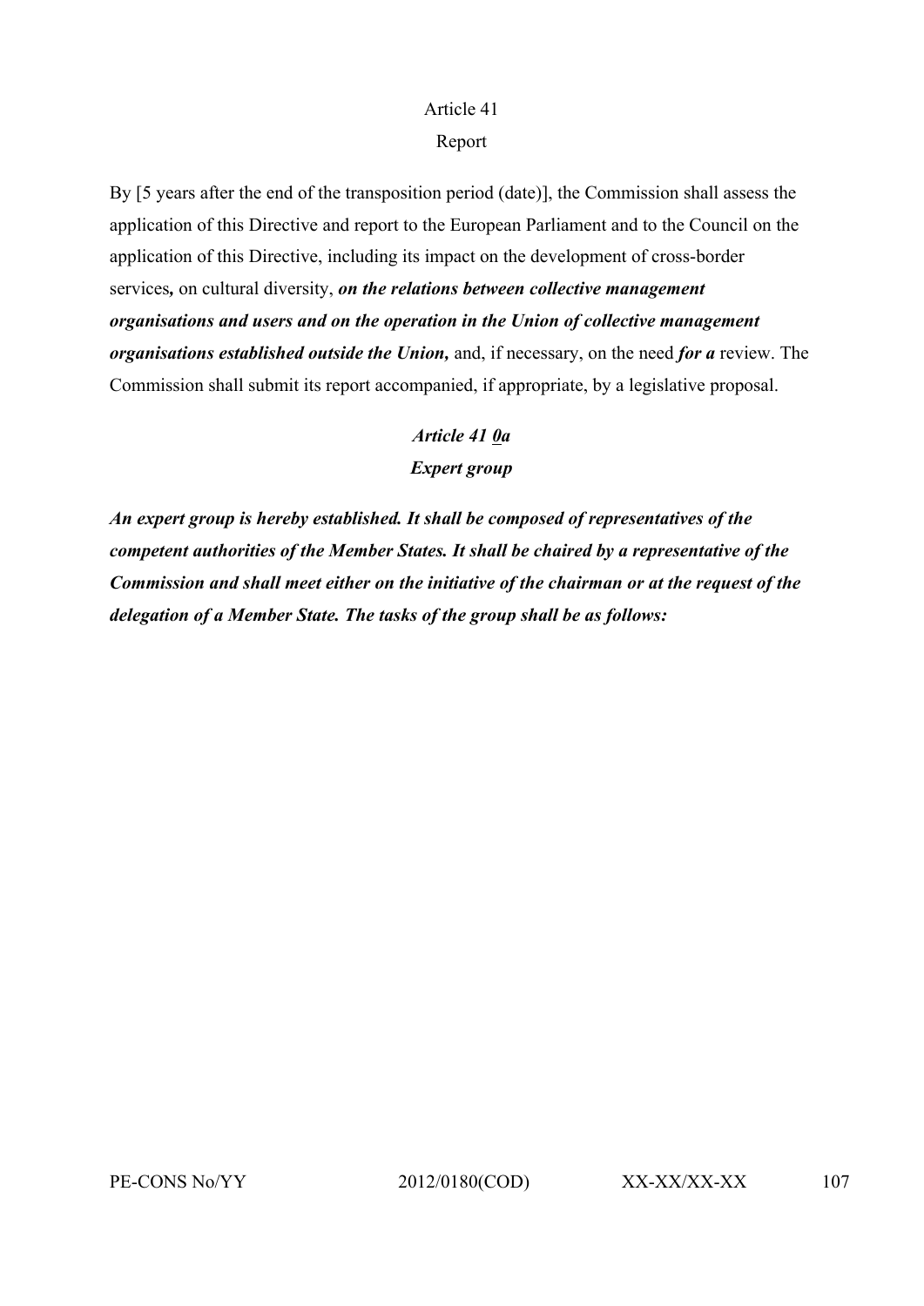Article 41

Report

By [5 years after the end of the transposition period (date)], the Commission shall assess the application of this Directive and report to the European Parliament and to the Council on the application of this Directive, including its impact on the development of cross-border services***,*** on cultural diversity, ***on the relations between collective management organisations and users and on the operation in the Union of collective management organisations established outside the Union,*** and, if necessary, on the need ***for a*** review. The Commission shall submit its report accompanied, if appropriate, by a legislative proposal.

***Article 41 0a***

***Expert group***

***An expert group is hereby established. It shall be composed of representatives of the competent authorities of the Member States. It shall be chaired by a representative of the Commission and shall meet either on the initiative of the chairman or at the request of the delegation of a Member State. The tasks of the group shall be as follows:***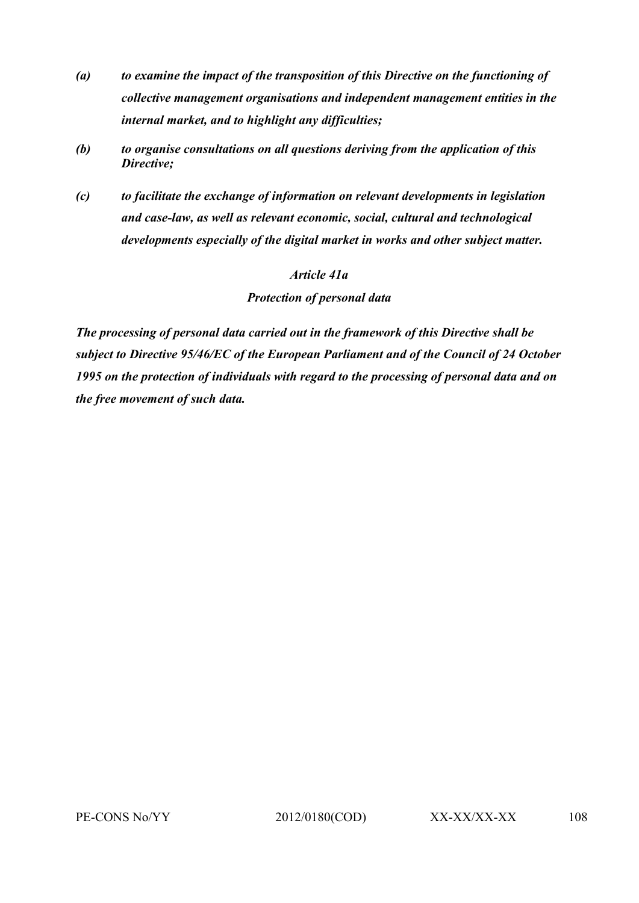***(a) to examine the impact of the transposition of this Directive on the functioning of collective management organisations and independent management entities in the internal market, and to highlight any difficulties;***

***(b) to organise consultations on all questions deriving from the application of this Directive;***

***(c) to facilitate the exchange of information on relevant developments in legislation and case-law, as well as relevant economic, social, cultural and technological developments especially of the digital market in works and other subject matter.***

***Article 41a***

***Protection of personal data***

***The processing of personal data carried out in the framework of this Directive shall be subject to Directive 95/46/EC of the European Parliament and of the Council of 24 October 1995 on the protection of individuals with regard to the processing of personal data and on the free movement of such data.***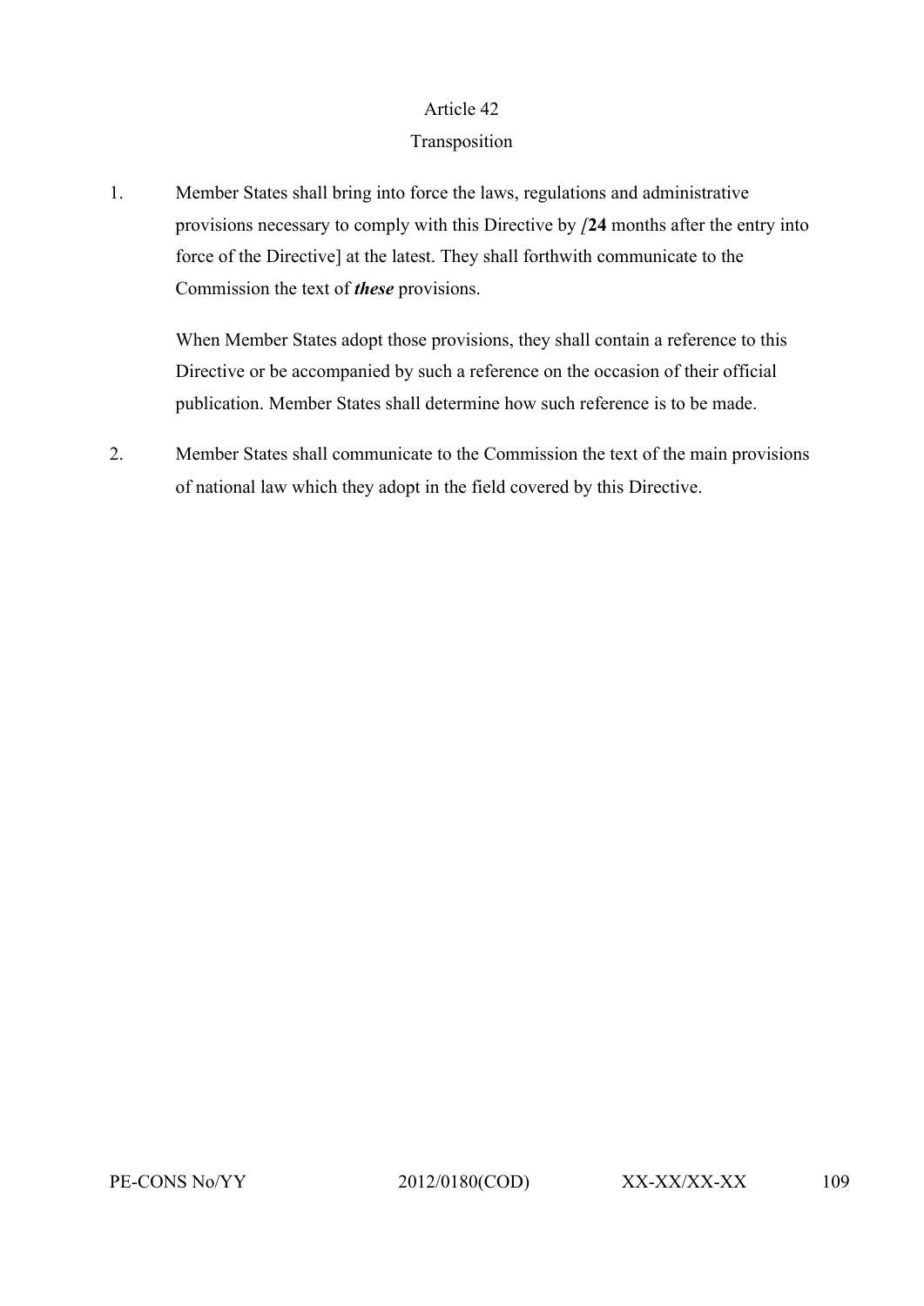Article 42

Transposition

1. Member States shall bring into force the laws, regulations and administrative provisions necessary to comply with this Directive by *[***24** months after the entry into force of the Directive] at the latest. They shall forthwith communicate to the Commission the text of ***these*** provisions.

   When Member States adopt those provisions, they shall contain a reference to this Directive or be accompanied by such a reference on the occasion of their official publication. Member States shall determine how such reference is to be made.

2. Member States shall communicate to the Commission the text of the main provisions of national law which they adopt in the field covered by this Directive.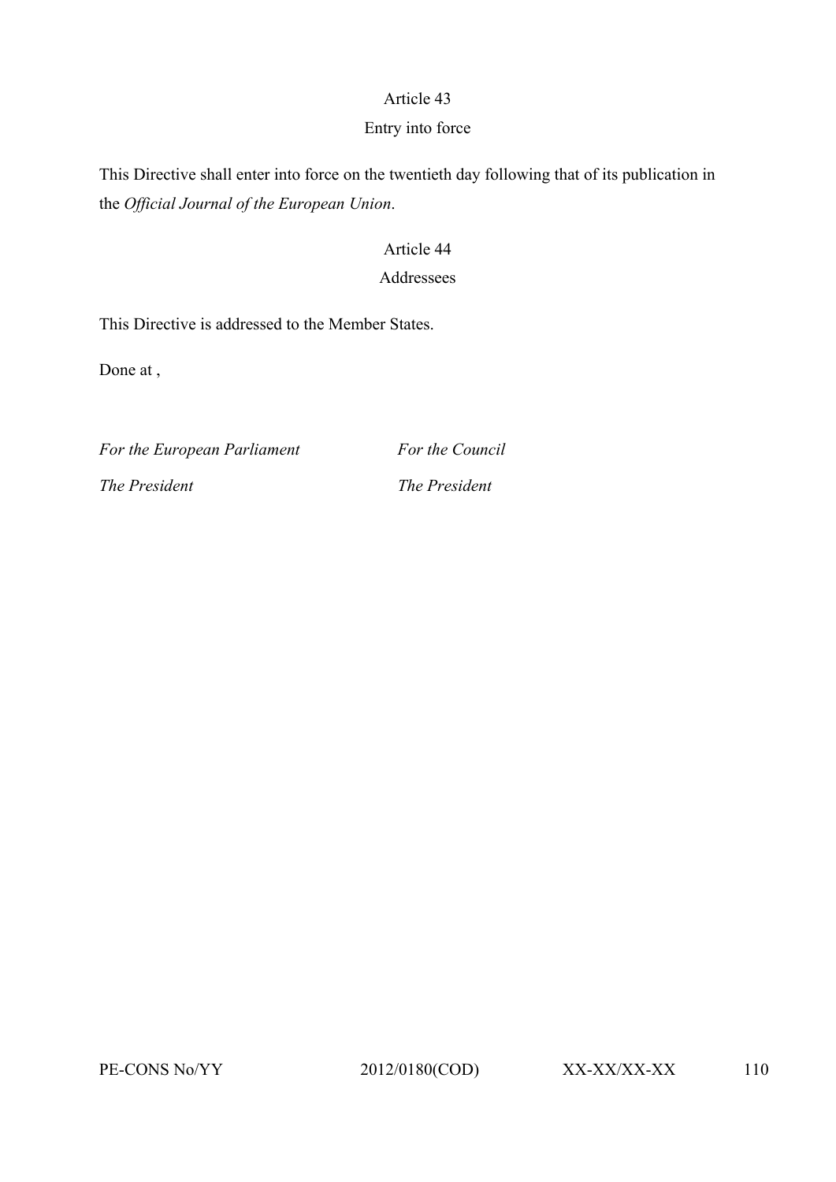Article 43

Entry into force

This Directive shall enter into force on the twentieth day following that of its publication in the *Official Journal of the European Union*.

Article 44

Addressees

This Directive is addressed to the Member States.

Done at ,

| *For the European Parliament* | *For the Council* |
|---|---|
| *The President* | *The President* |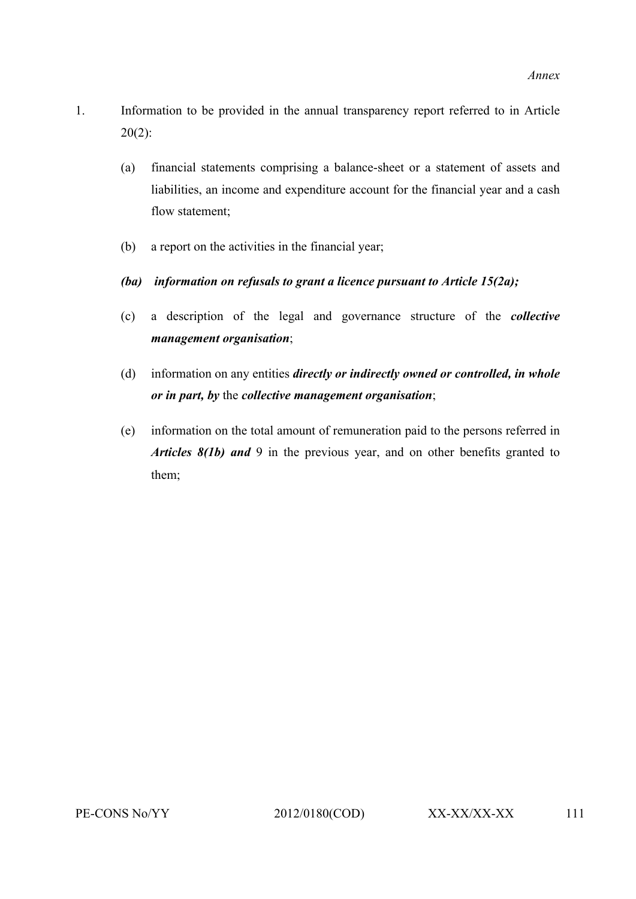*Annex*

1. Information to be provided in the annual transparency report referred to in Article 20(2):

   (a) financial statements comprising a balance-sheet or a statement of assets and liabilities, an income and expenditure account for the financial year and a cash flow statement;

   (b) a report on the activities in the financial year;

   ***(ba) information on refusals to grant a licence pursuant to Article 15(2a);***

   (c) a description of the legal and governance structure of the ***collective management organisation***;

   (d) information on any entities ***directly or indirectly owned or controlled, in whole or in part, by*** the ***collective management organisation***;

   (e) information on the total amount of remuneration paid to the persons referred in ***Articles 8(1b) and*** 9 in the previous year, and on other benefits granted to them;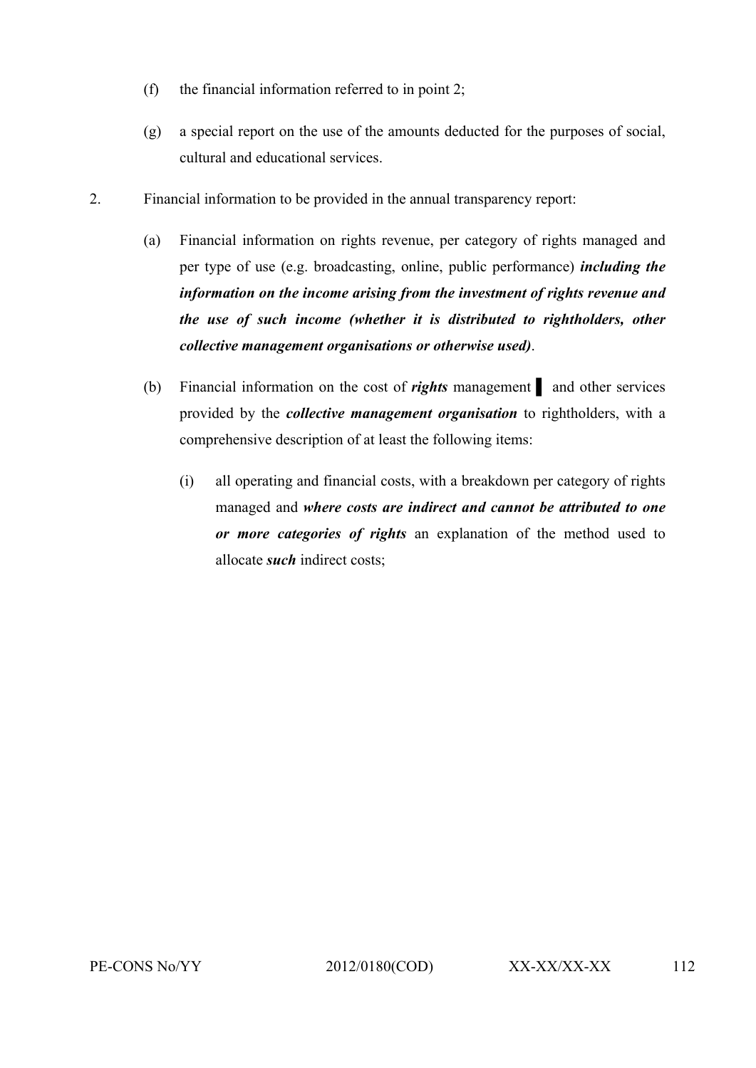(f) the financial information referred to in point 2;

(g) a special report on the use of the amounts deducted for the purposes of social, cultural and educational services.

2. Financial information to be provided in the annual transparency report:

(a) Financial information on rights revenue, per category of rights managed and per type of use (e.g. broadcasting, online, public performance) ***including the information on the income arising from the investment of rights revenue and the use of such income (whether it is distributed to rightholders, other collective management organisations or otherwise used)***.

(b) Financial information on the cost of ***rights*** management ▌ and other services provided by the ***collective management organisation*** to rightholders, with a comprehensive description of at least the following items:

(i) all operating and financial costs, with a breakdown per category of rights managed and ***where costs are indirect and cannot be attributed to one or more categories of rights*** an explanation of the method used to allocate ***such*** indirect costs;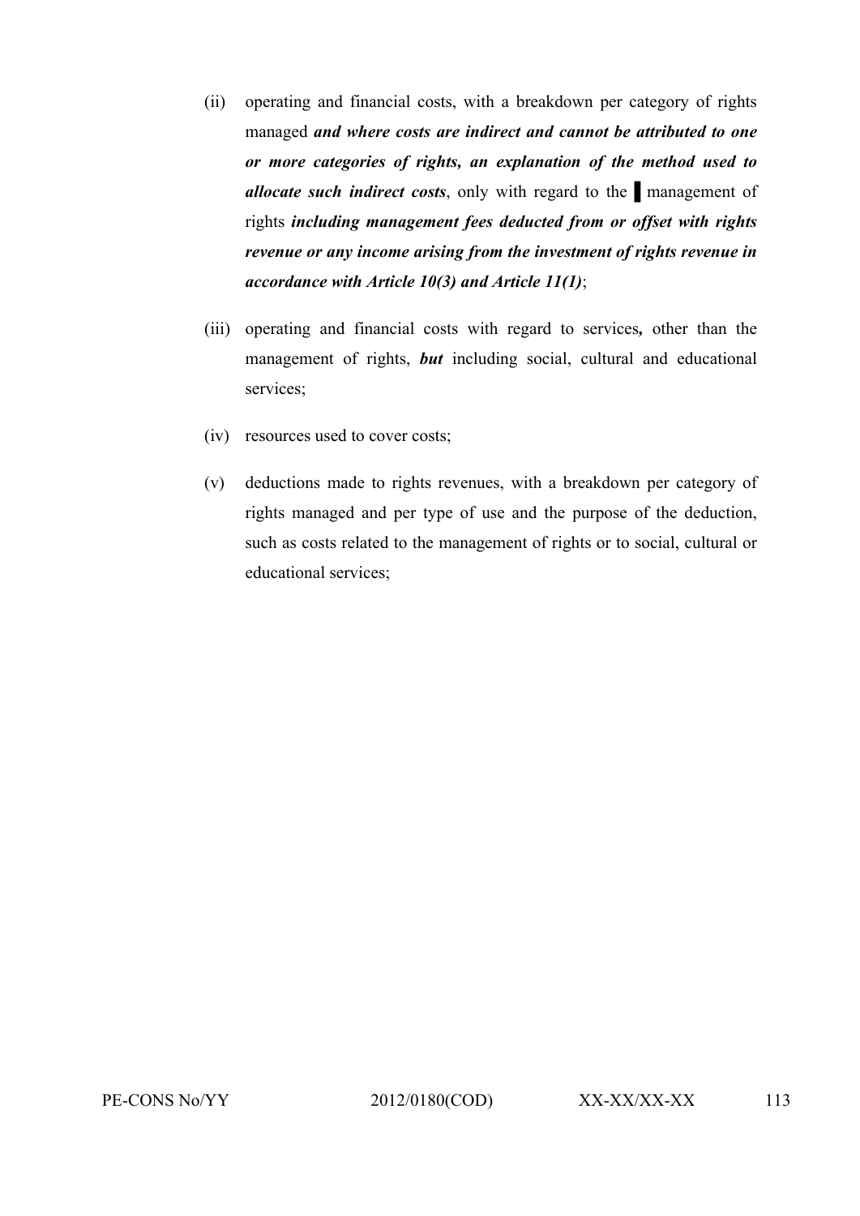(ii) operating and financial costs, with a breakdown per category of rights managed ***and where costs are indirect and cannot be attributed to one or more categories of rights, an explanation of the method used to allocate such indirect costs***, only with regard to the ▌management of rights ***including management fees deducted from or offset with rights revenue or any income arising from the investment of rights revenue in accordance with Article 10(3) and Article 11(1)***;

(iii) operating and financial costs with regard to services***,*** other than the management of rights, ***but*** including social, cultural and educational services;

(iv) resources used to cover costs;

(v) deductions made to rights revenues, with a breakdown per category of rights managed and per type of use and the purpose of the deduction, such as costs related to the management of rights or to social, cultural or educational services;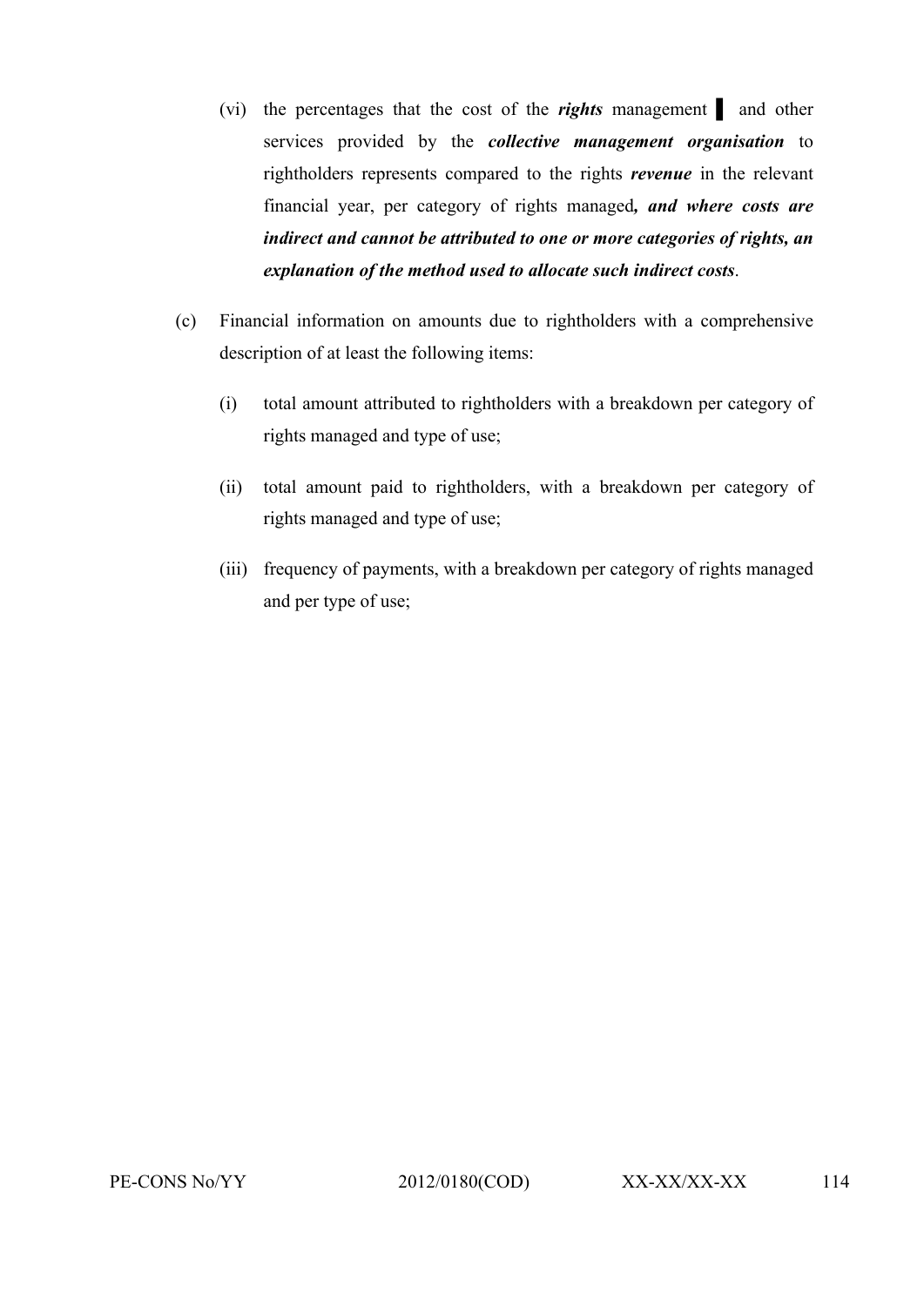(vi) the percentages that the cost of the ***rights*** management ▌ and other services provided by the ***collective management organisation*** to rightholders represents compared to the rights ***revenue*** in the relevant financial year, per category of rights managed***, and where costs are indirect and cannot be attributed to one or more categories of rights, an explanation of the method used to allocate such indirect costs***.

(c) Financial information on amounts due to rightholders with a comprehensive description of at least the following items:

(i) total amount attributed to rightholders with a breakdown per category of rights managed and type of use;

(ii) total amount paid to rightholders, with a breakdown per category of rights managed and type of use;

(iii) frequency of payments, with a breakdown per category of rights managed and per type of use;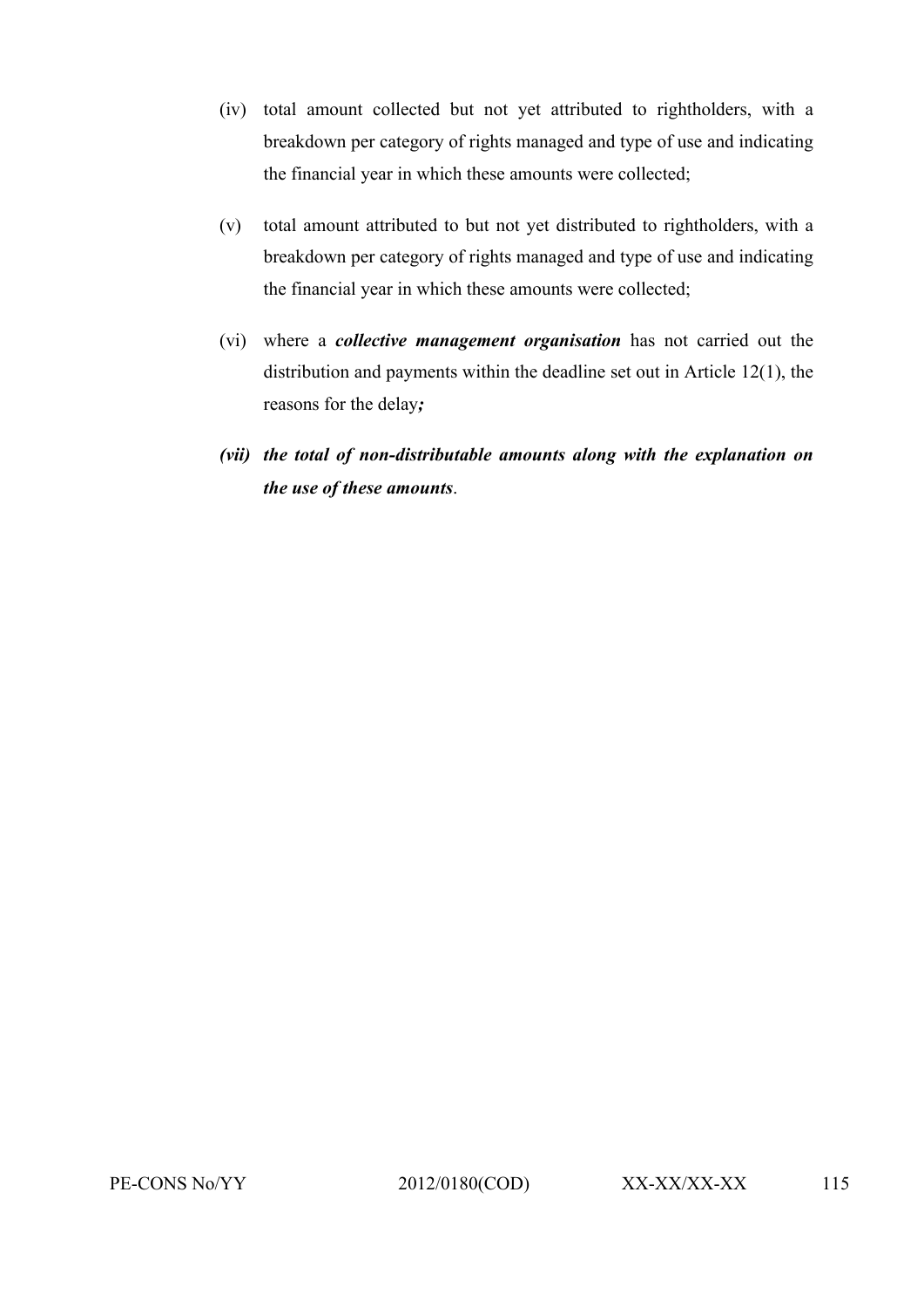(iv) total amount collected but not yet attributed to rightholders, with a breakdown per category of rights managed and type of use and indicating the financial year in which these amounts were collected;

(v) total amount attributed to but not yet distributed to rightholders, with a breakdown per category of rights managed and type of use and indicating the financial year in which these amounts were collected;

(vi) where a ***collective management organisation*** has not carried out the distribution and payments within the deadline set out in Article 12(1), the reasons for the delay***;***

***(vii) the total of non-distributable amounts along with the explanation on the use of these amounts***.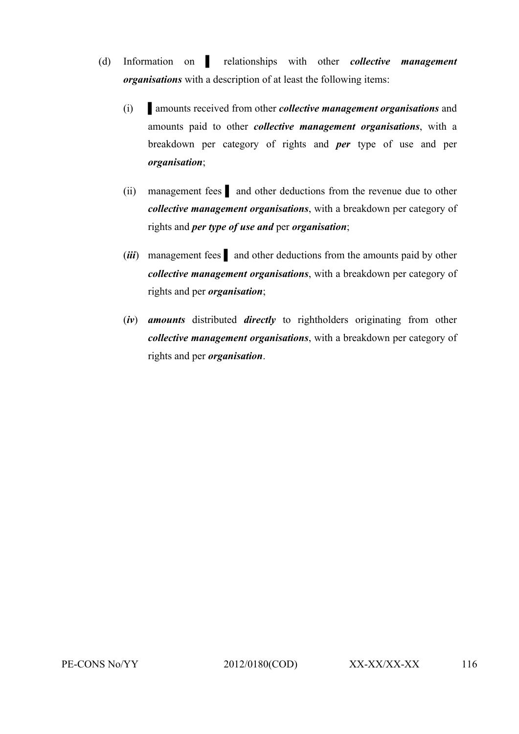(d) Information on ▌ relationships with other ***collective management organisations*** with a description of at least the following items:

(i) ▌amounts received from other ***collective management organisations*** and amounts paid to other ***collective management organisations***, with a breakdown per category of rights and ***per*** type of use and per ***organisation***;

(ii) management fees ▌ and other deductions from the revenue due to other ***collective management organisations***, with a breakdown per category of rights and ***per type of use and*** per ***organisation***;

(***iii***) management fees ▌ and other deductions from the amounts paid by other ***collective management organisations***, with a breakdown per category of rights and per ***organisation***;

(***iv***) ***amounts*** distributed ***directly*** to rightholders originating from other ***collective management organisations***, with a breakdown per category of rights and per ***organisation***.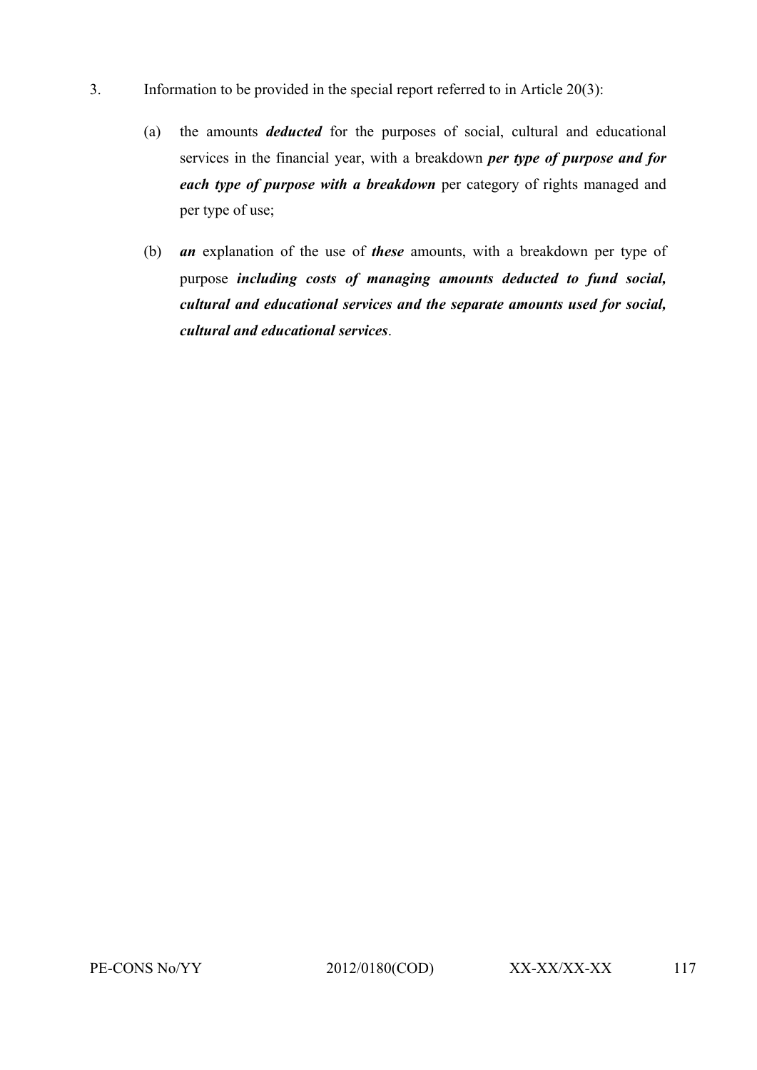3. Information to be provided in the special report referred to in Article 20(3):

   (a) the amounts ***deducted*** for the purposes of social, cultural and educational services in the financial year, with a breakdown ***per type of purpose and for each type of purpose with a breakdown*** per category of rights managed and per type of use;

   (b) ***an*** explanation of the use of ***these*** amounts, with a breakdown per type of purpose ***including costs of managing amounts deducted to fund social, cultural and educational services and the separate amounts used for social, cultural and educational services***.